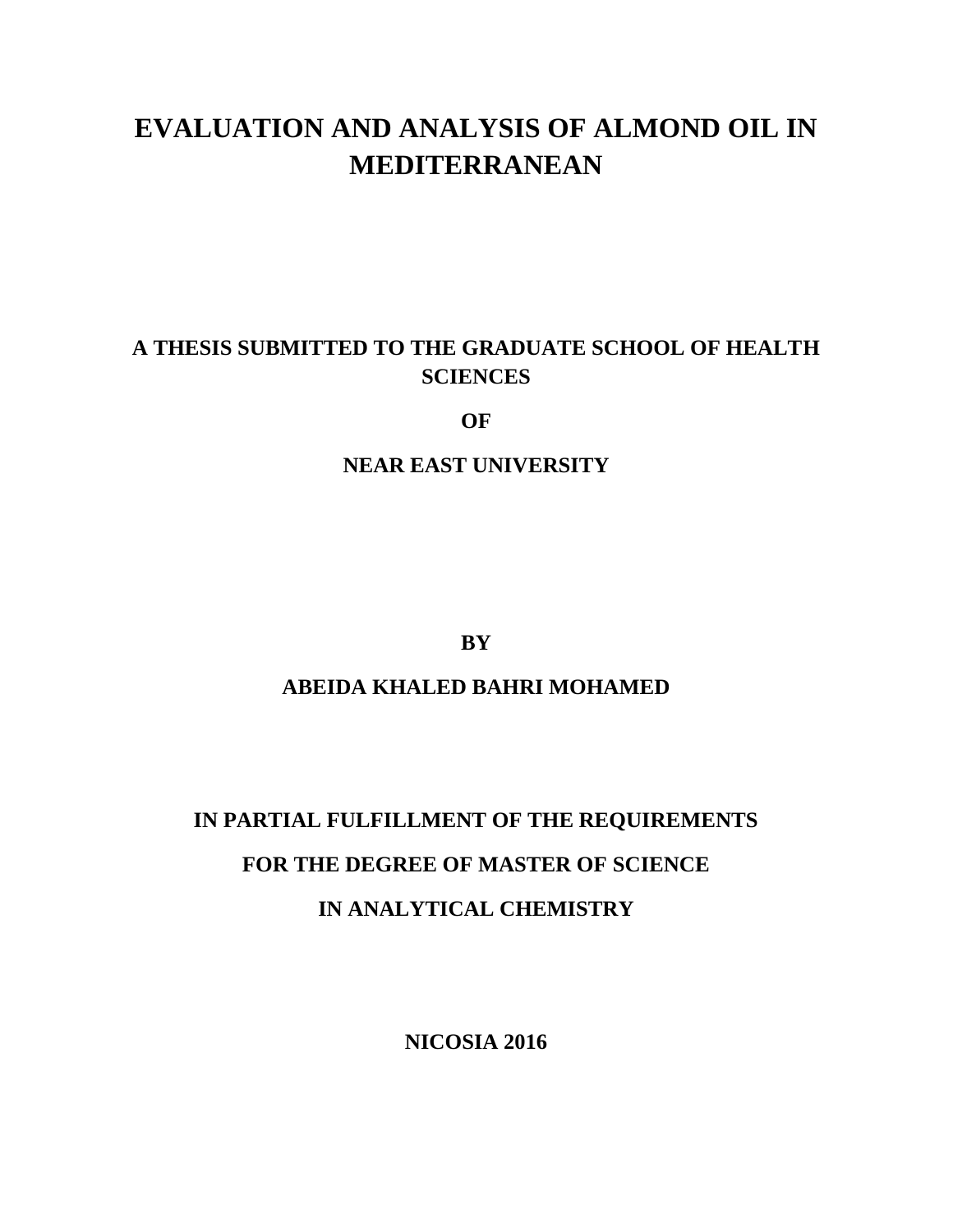# EVALUATION AND ANALYSIS OF ALMOND OIL IN MEDITERRANEAN

**A THESIS SUBMITTED TO THE GRADUATE SCHOOL OF HEALTH SCIENCES**

**OF**

**NEAR EAST UNIVERSITY**

**BY**

**ABEIDA KHALED BAHRI MOHAMED**

**IN PARTIAL FULFILLMENT OF THE REQUIREMENTS**

**FOR THE DEGREE OF MASTER OF SCIENCE**

**IN ANALYTICAL CHEMISTRY**

**NICOSIA 2016**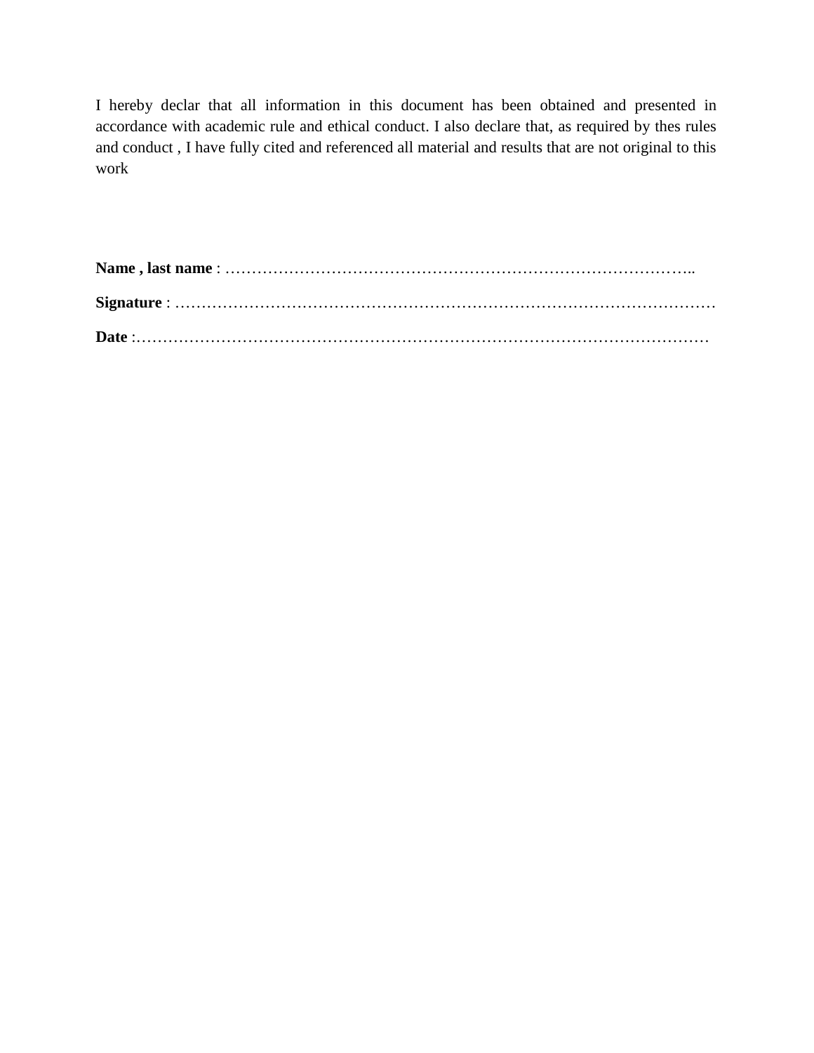I hereby declar that all information in this document has been obtained and presented in accordance with academic rule and ethical conduct. I also declare that, as required by thes rules and conduct , I have fully cited and referenced all material and results that are not original to this work

**Name , last name** : ……………………………………………………………………………..

**Signature** : ………………………………………………………………………………………

**Date** :……………………………………………………………………………………………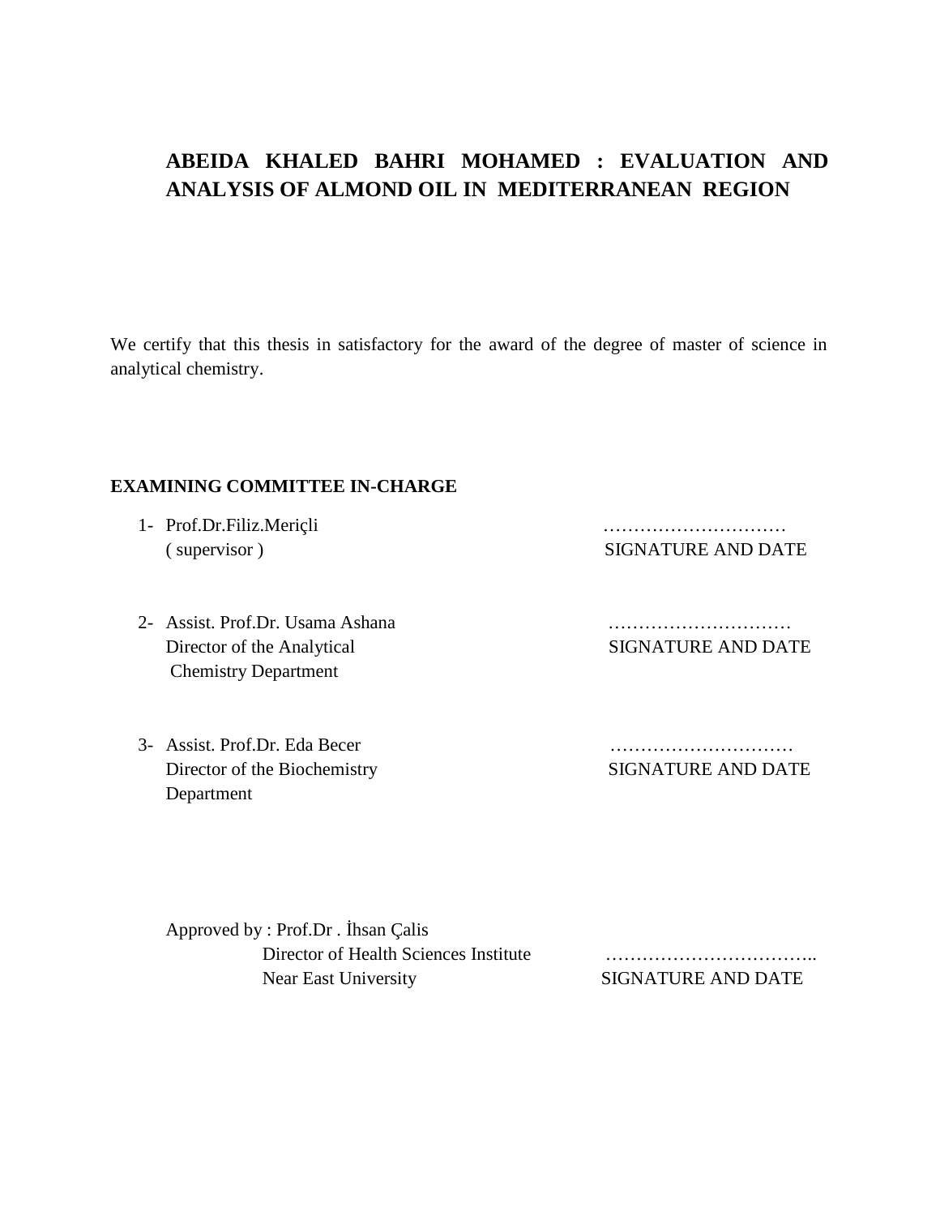# ABEIDA KHALED BAHRI MOHAMED : EVALUATION AND ANALYSIS OF ALMOND OIL IN MEDITERRANEAN REGION

We certify that this thesis in satisfactory for the award of the degree of master of science in analytical chemistry.

**EXAMINING COMMITTEE IN-CHARGE**

1- Prof.Dr.Filiz.Meriçli ( supervisor ) ………………………… SIGNATURE AND DATE

2- Assist. Prof.Dr. Usama Ashana Director of the Analytical Chemistry Department ………………………… SIGNATURE AND DATE

3- Assist. Prof.Dr. Eda Becer Director of the Biochemistry Department ………………………… SIGNATURE AND DATE

Approved by : Prof.Dr . İhsan Çalis
Director of Health Sciences Institute
Near East University
…………………………….. SIGNATURE AND DATE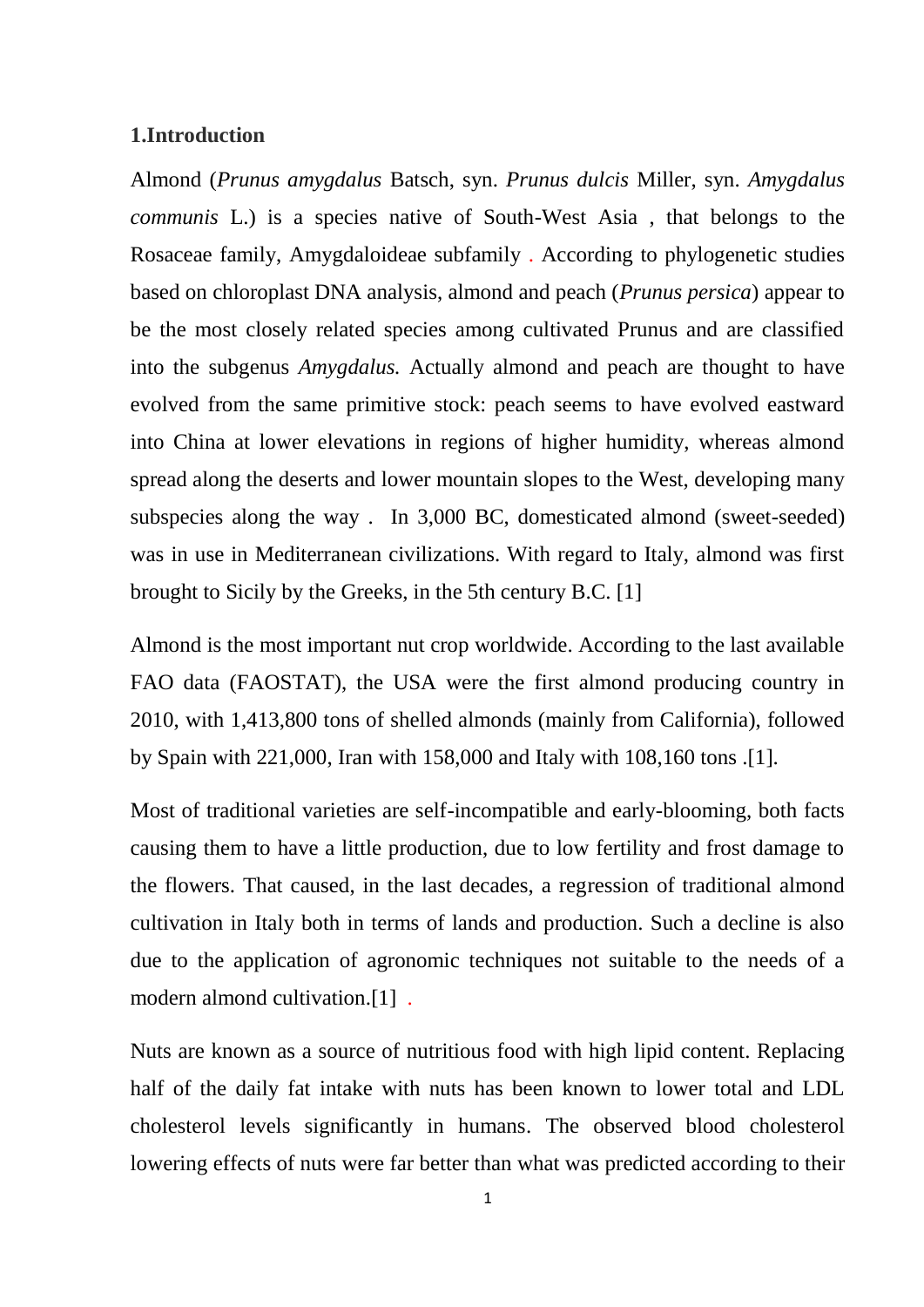## 1.Introduction

Almond (*Prunus amygdalus* Batsch, syn. *Prunus dulcis* Miller, syn. *Amygdalus communis* L.) is a species native of South-West Asia , that belongs to the Rosaceae family, Amygdaloideae subfamily . According to phylogenetic studies based on chloroplast DNA analysis, almond and peach (*Prunus persica*) appear to be the most closely related species among cultivated Prunus and are classified into the subgenus *Amygdalus.* Actually almond and peach are thought to have evolved from the same primitive stock: peach seems to have evolved eastward into China at lower elevations in regions of higher humidity, whereas almond spread along the deserts and lower mountain slopes to the West, developing many subspecies along the way . In 3,000 BC, domesticated almond (sweet-seeded) was in use in Mediterranean civilizations. With regard to Italy, almond was first brought to Sicily by the Greeks, in the 5th century B.C. [1]

Almond is the most important nut crop worldwide. According to the last available FAO data (FAOSTAT), the USA were the first almond producing country in 2010, with 1,413,800 tons of shelled almonds (mainly from California), followed by Spain with 221,000, Iran with 158,000 and Italy with 108,160 tons .[1].

Most of traditional varieties are self-incompatible and early-blooming, both facts causing them to have a little production, due to low fertility and frost damage to the flowers. That caused, in the last decades, a regression of traditional almond cultivation in Italy both in terms of lands and production. Such a decline is also due to the application of agronomic techniques not suitable to the needs of a modern almond cultivation.[1] .

Nuts are known as a source of nutritious food with high lipid content. Replacing half of the daily fat intake with nuts has been known to lower total and LDL cholesterol levels significantly in humans. The observed blood cholesterol lowering effects of nuts were far better than what was predicted according to their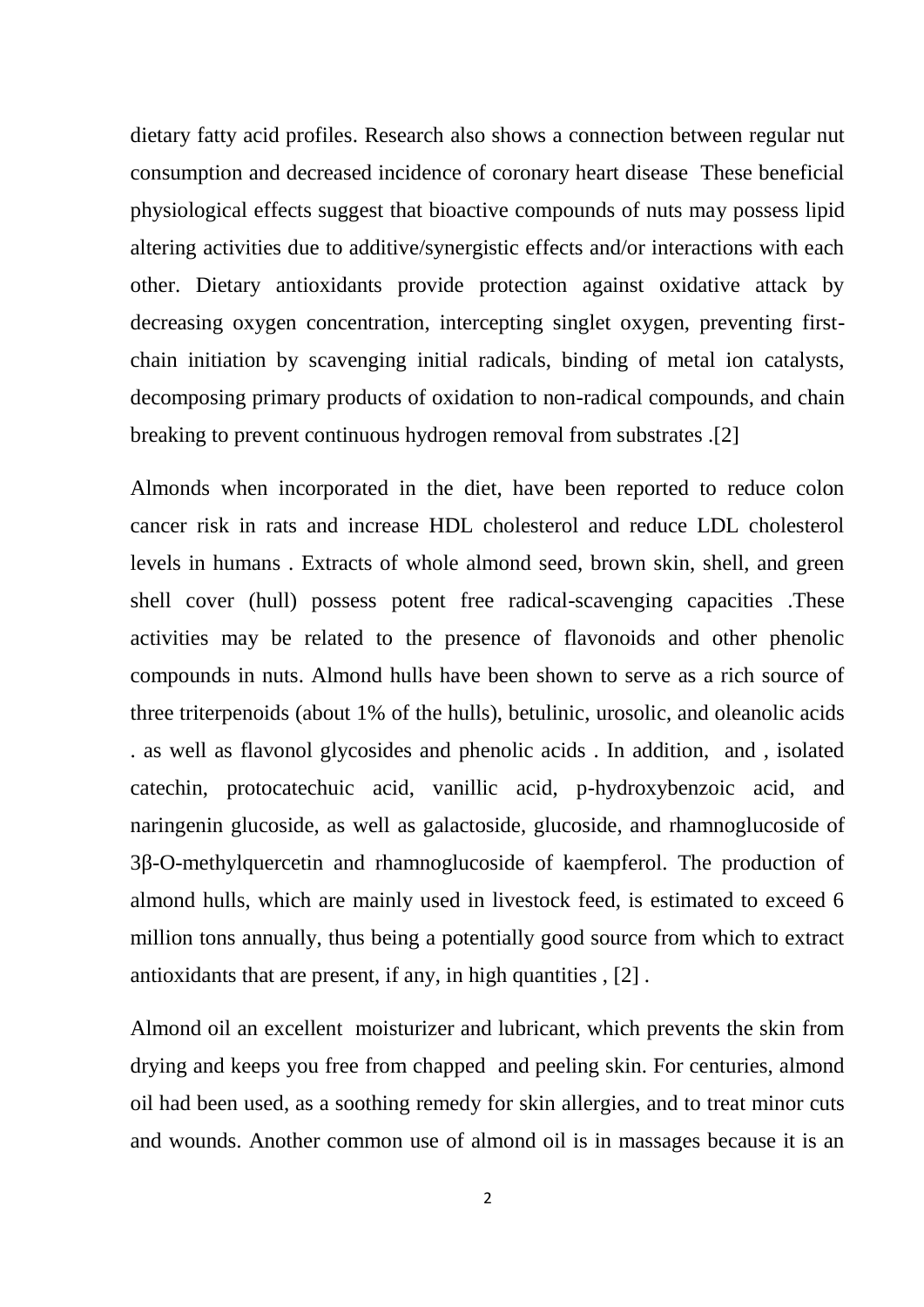dietary fatty acid profiles. Research also shows a connection between regular nut consumption and decreased incidence of coronary heart disease These beneficial physiological effects suggest that bioactive compounds of nuts may possess lipid altering activities due to additive/synergistic effects and/or interactions with each other. Dietary antioxidants provide protection against oxidative attack by decreasing oxygen concentration, intercepting singlet oxygen, preventing first-chain initiation by scavenging initial radicals, binding of metal ion catalysts, decomposing primary products of oxidation to non-radical compounds, and chain breaking to prevent continuous hydrogen removal from substrates .[2]

Almonds when incorporated in the diet, have been reported to reduce colon cancer risk in rats and increase HDL cholesterol and reduce LDL cholesterol levels in humans . Extracts of whole almond seed, brown skin, shell, and green shell cover (hull) possess potent free radical-scavenging capacities .These activities may be related to the presence of flavonoids and other phenolic compounds in nuts. Almond hulls have been shown to serve as a rich source of three triterpenoids (about 1% of the hulls), betulinic, urosolic, and oleanolic acids . as well as flavonol glycosides and phenolic acids . In addition, and , isolated catechin, protocatechuic acid, vanillic acid, p-hydroxybenzoic acid, and naringenin glucoside, as well as galactoside, glucoside, and rhamnoglucoside of 3β-O-methylquercetin and rhamnoglucoside of kaempferol. The production of almond hulls, which are mainly used in livestock feed, is estimated to exceed 6 million tons annually, thus being a potentially good source from which to extract antioxidants that are present, if any, in high quantities , [2] .

Almond oil an excellent moisturizer and lubricant, which prevents the skin from drying and keeps you free from chapped and peeling skin. For centuries, almond oil had been used, as a soothing remedy for skin allergies, and to treat minor cuts and wounds. Another common use of almond oil is in massages because it is an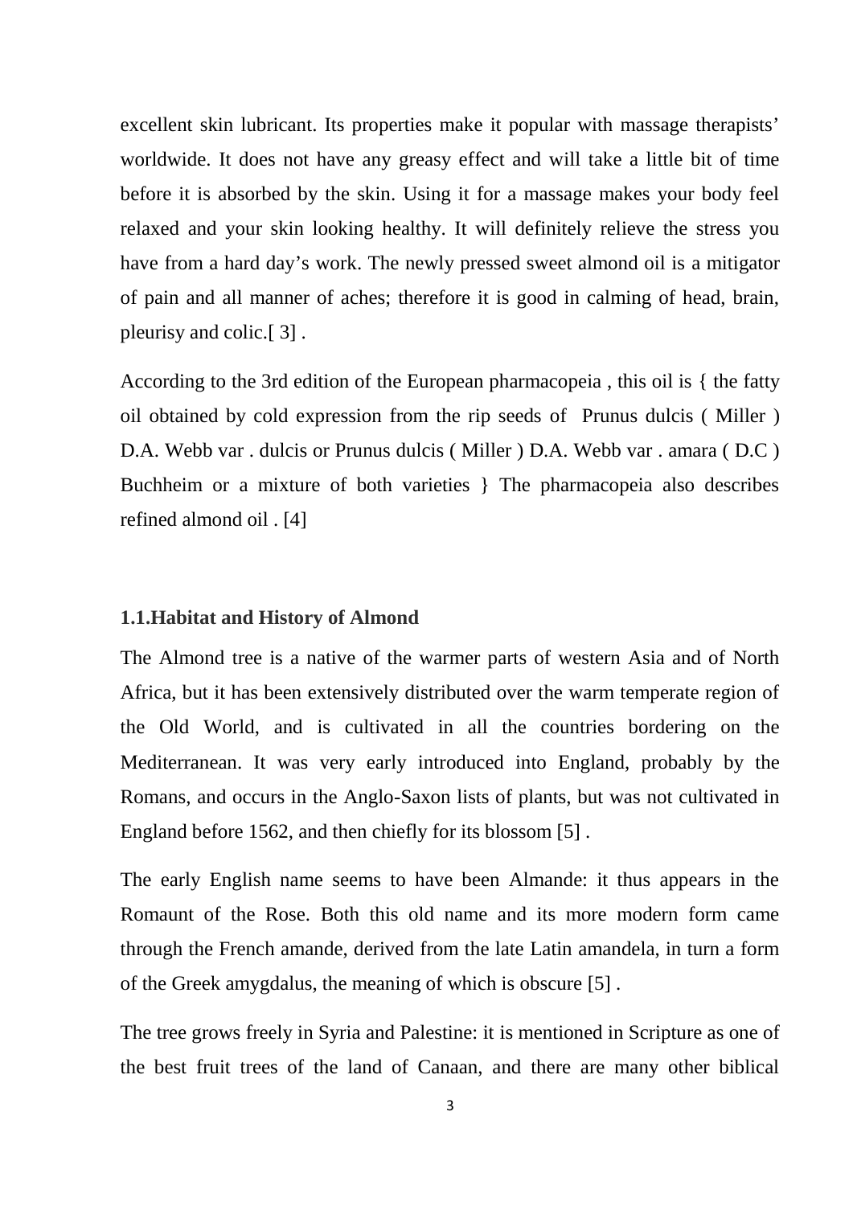excellent skin lubricant. Its properties make it popular with massage therapists' worldwide. It does not have any greasy effect and will take a little bit of time before it is absorbed by the skin. Using it for a massage makes your body feel relaxed and your skin looking healthy. It will definitely relieve the stress you have from a hard day's work. The newly pressed sweet almond oil is a mitigator of pain and all manner of aches; therefore it is good in calming of head, brain, pleurisy and colic.[ 3] .

According to the 3rd edition of the European pharmacopeia , this oil is { the fatty oil obtained by cold expression from the rip seeds of Prunus dulcis ( Miller ) D.A. Webb var . dulcis or Prunus dulcis ( Miller ) D.A. Webb var . amara ( D.C ) Buchheim or a mixture of both varieties } The pharmacopeia also describes refined almond oil . [4]

### 1.1.Habitat and History of Almond

The Almond tree is a native of the warmer parts of western Asia and of North Africa, but it has been extensively distributed over the warm temperate region of the Old World, and is cultivated in all the countries bordering on the Mediterranean. It was very early introduced into England, probably by the Romans, and occurs in the Anglo-Saxon lists of plants, but was not cultivated in England before 1562, and then chiefly for its blossom [5] .

The early English name seems to have been Almande: it thus appears in the Romaunt of the Rose. Both this old name and its more modern form came through the French amande, derived from the late Latin amandela, in turn a form of the Greek amygdalus, the meaning of which is obscure [5] .

The tree grows freely in Syria and Palestine: it is mentioned in Scripture as one of the best fruit trees of the land of Canaan, and there are many other biblical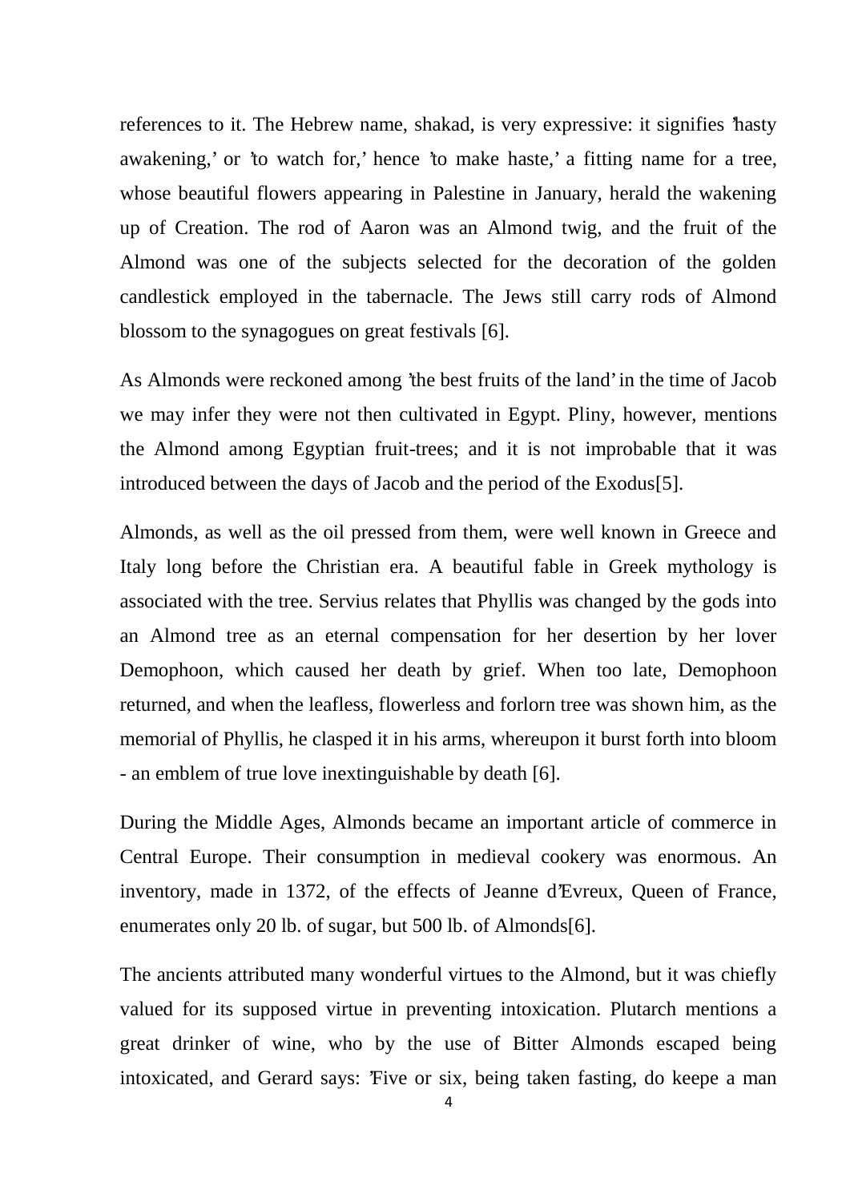references to it. The Hebrew name, shakad, is very expressive: it signifies 'hasty awakening,' or 'to watch for,' hence 'to make haste,' a fitting name for a tree, whose beautiful flowers appearing in Palestine in January, herald the wakening up of Creation. The rod of Aaron was an Almond twig, and the fruit of the Almond was one of the subjects selected for the decoration of the golden candlestick employed in the tabernacle. The Jews still carry rods of Almond blossom to the synagogues on great festivals [6].

As Almonds were reckoned among 'the best fruits of the land' in the time of Jacob we may infer they were not then cultivated in Egypt. Pliny, however, mentions the Almond among Egyptian fruit-trees; and it is not improbable that it was introduced between the days of Jacob and the period of the Exodus[5].

Almonds, as well as the oil pressed from them, were well known in Greece and Italy long before the Christian era. A beautiful fable in Greek mythology is associated with the tree. Servius relates that Phyllis was changed by the gods into an Almond tree as an eternal compensation for her desertion by her lover Demophoon, which caused her death by grief. When too late, Demophoon returned, and when the leafless, flowerless and forlorn tree was shown him, as the memorial of Phyllis, he clasped it in his arms, whereupon it burst forth into bloom - an emblem of true love inextinguishable by death [6].

During the Middle Ages, Almonds became an important article of commerce in Central Europe. Their consumption in medieval cookery was enormous. An inventory, made in 1372, of the effects of Jeanne d'Evreux, Queen of France, enumerates only 20 lb. of sugar, but 500 lb. of Almonds[6].

The ancients attributed many wonderful virtues to the Almond, but it was chiefly valued for its supposed virtue in preventing intoxication. Plutarch mentions a great drinker of wine, who by the use of Bitter Almonds escaped being intoxicated, and Gerard says: 'Five or six, being taken fasting, do keepe a man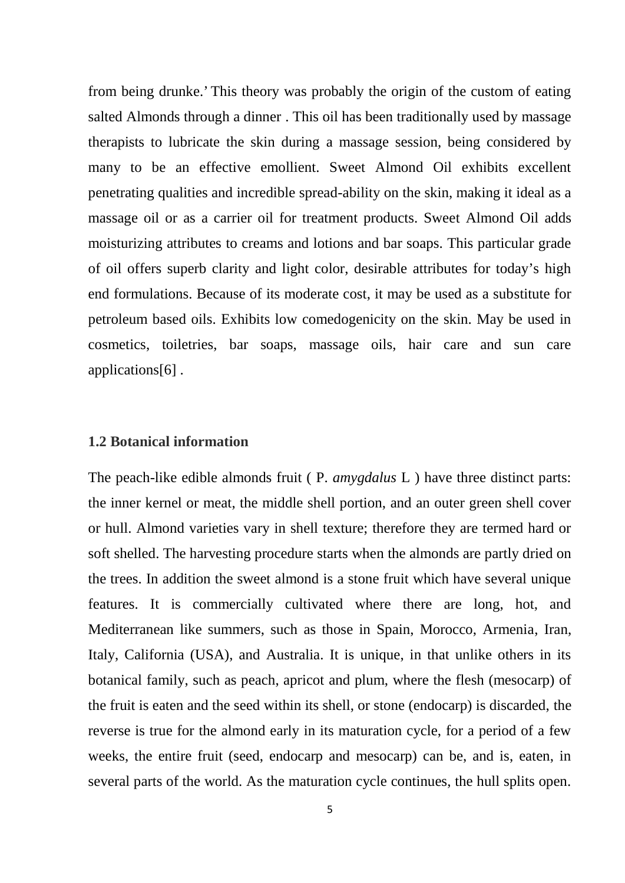from being drunke.' This theory was probably the origin of the custom of eating salted Almonds through a dinner . This oil has been traditionally used by massage therapists to lubricate the skin during a massage session, being considered by many to be an effective emollient. Sweet Almond Oil exhibits excellent penetrating qualities and incredible spread-ability on the skin, making it ideal as a massage oil or as a carrier oil for treatment products. Sweet Almond Oil adds moisturizing attributes to creams and lotions and bar soaps. This particular grade of oil offers superb clarity and light color, desirable attributes for today's high end formulations. Because of its moderate cost, it may be used as a substitute for petroleum based oils. Exhibits low comedogenicity on the skin. May be used in cosmetics, toiletries, bar soaps, massage oils, hair care and sun care applications[6] .

### 1.2 Botanical information

The peach-like edible almonds fruit ( P. *amygdalus* L ) have three distinct parts: the inner kernel or meat, the middle shell portion, and an outer green shell cover or hull. Almond varieties vary in shell texture; therefore they are termed hard or soft shelled. The harvesting procedure starts when the almonds are partly dried on the trees. In addition the sweet almond is a stone fruit which have several unique features. It is commercially cultivated where there are long, hot, and Mediterranean like summers, such as those in Spain, Morocco, Armenia, Iran, Italy, California (USA), and Australia. It is unique, in that unlike others in its botanical family, such as peach, apricot and plum, where the flesh (mesocarp) of the fruit is eaten and the seed within its shell, or stone (endocarp) is discarded, the reverse is true for the almond early in its maturation cycle, for a period of a few weeks, the entire fruit (seed, endocarp and mesocarp) can be, and is, eaten, in several parts of the world. As the maturation cycle continues, the hull splits open.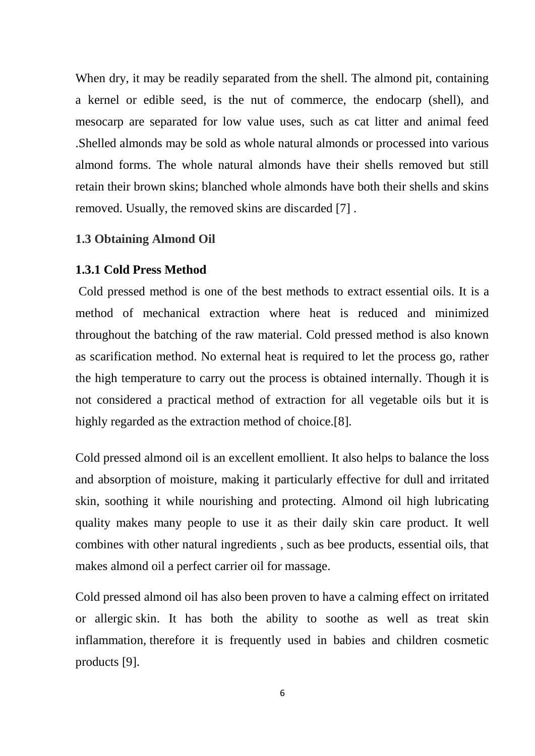When dry, it may be readily separated from the shell. The almond pit, containing a kernel or edible seed, is the nut of commerce, the endocarp (shell), and mesocarp are separated for low value uses, such as cat litter and animal feed .Shelled almonds may be sold as whole natural almonds or processed into various almond forms. The whole natural almonds have their shells removed but still retain their brown skins; blanched whole almonds have both their shells and skins removed. Usually, the removed skins are discarded [7] .

### 1.3 Obtaining Almond Oil

#### 1.3.1 Cold Press Method

Cold pressed method is one of the best methods to extract essential oils. It is a method of mechanical extraction where heat is reduced and minimized throughout the batching of the raw material. Cold pressed method is also known as scarification method. No external heat is required to let the process go, rather the high temperature to carry out the process is obtained internally. Though it is not considered a practical method of extraction for all vegetable oils but it is highly regarded as the extraction method of choice.[8].

Cold pressed almond oil is an excellent emollient. It also helps to balance the loss and absorption of moisture, making it particularly effective for dull and irritated skin, soothing it while nourishing and protecting. Almond oil high lubricating quality makes many people to use it as their daily skin care product. It well combines with other natural ingredients , such as bee products, essential oils, that makes almond oil a perfect carrier oil for massage.

Cold pressed almond oil has also been proven to have a calming effect on irritated or allergic skin. It has both the ability to soothe as well as treat skin inflammation, therefore it is frequently used in babies and children cosmetic products [9].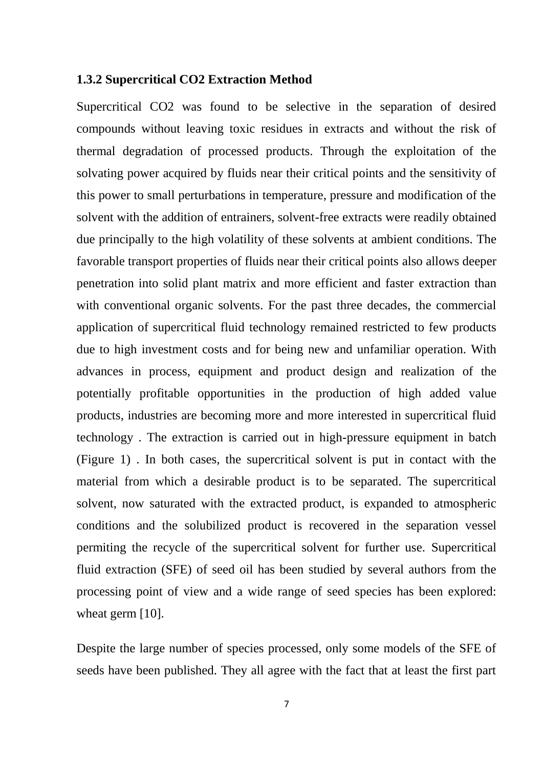### 1.3.2 Supercritical CO2 Extraction Method

Supercritical CO2 was found to be selective in the separation of desired compounds without leaving toxic residues in extracts and without the risk of thermal degradation of processed products. Through the exploitation of the solvating power acquired by fluids near their critical points and the sensitivity of this power to small perturbations in temperature, pressure and modification of the solvent with the addition of entrainers, solvent-free extracts were readily obtained due principally to the high volatility of these solvents at ambient conditions. The favorable transport properties of fluids near their critical points also allows deeper penetration into solid plant matrix and more efficient and faster extraction than with conventional organic solvents. For the past three decades, the commercial application of supercritical fluid technology remained restricted to few products due to high investment costs and for being new and unfamiliar operation. With advances in process, equipment and product design and realization of the potentially profitable opportunities in the production of high added value products, industries are becoming more and more interested in supercritical fluid technology . The extraction is carried out in high-pressure equipment in batch (Figure 1) . In both cases, the supercritical solvent is put in contact with the material from which a desirable product is to be separated. The supercritical solvent, now saturated with the extracted product, is expanded to atmospheric conditions and the solubilized product is recovered in the separation vessel permiting the recycle of the supercritical solvent for further use. Supercritical fluid extraction (SFE) of seed oil has been studied by several authors from the processing point of view and a wide range of seed species has been explored: wheat germ [10].

Despite the large number of species processed, only some models of the SFE of seeds have been published. They all agree with the fact that at least the first part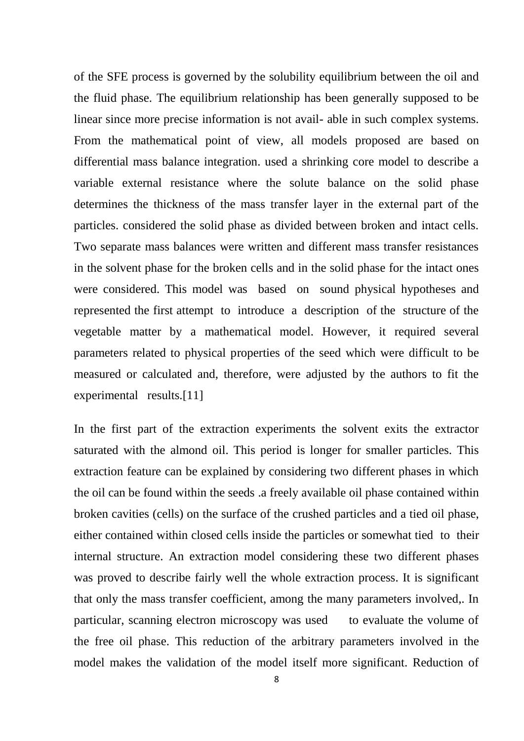of the SFE process is governed by the solubility equilibrium between the oil and the fluid phase. The equilibrium relationship has been generally supposed to be linear since more precise information is not avail- able in such complex systems. From the mathematical point of view, all models proposed are based on differential mass balance integration. used a shrinking core model to describe a variable external resistance where the solute balance on the solid phase determines the thickness of the mass transfer layer in the external part of the particles. considered the solid phase as divided between broken and intact cells. Two separate mass balances were written and different mass transfer resistances in the solvent phase for the broken cells and in the solid phase for the intact ones were considered. This model was based on sound physical hypotheses and represented the first attempt to introduce a description of the structure of the vegetable matter by a mathematical model. However, it required several parameters related to physical properties of the seed which were difficult to be measured or calculated and, therefore, were adjusted by the authors to fit the experimental results.[11]

In the first part of the extraction experiments the solvent exits the extractor saturated with the almond oil. This period is longer for smaller particles. This extraction feature can be explained by considering two different phases in which the oil can be found within the seeds .a freely available oil phase contained within broken cavities (cells) on the surface of the crushed particles and a tied oil phase, either contained within closed cells inside the particles or somewhat tied to their internal structure. An extraction model considering these two different phases was proved to describe fairly well the whole extraction process. It is significant that only the mass transfer coefficient, among the many parameters involved,. In particular, scanning electron microscopy was used to evaluate the volume of the free oil phase. This reduction of the arbitrary parameters involved in the model makes the validation of the model itself more significant. Reduction of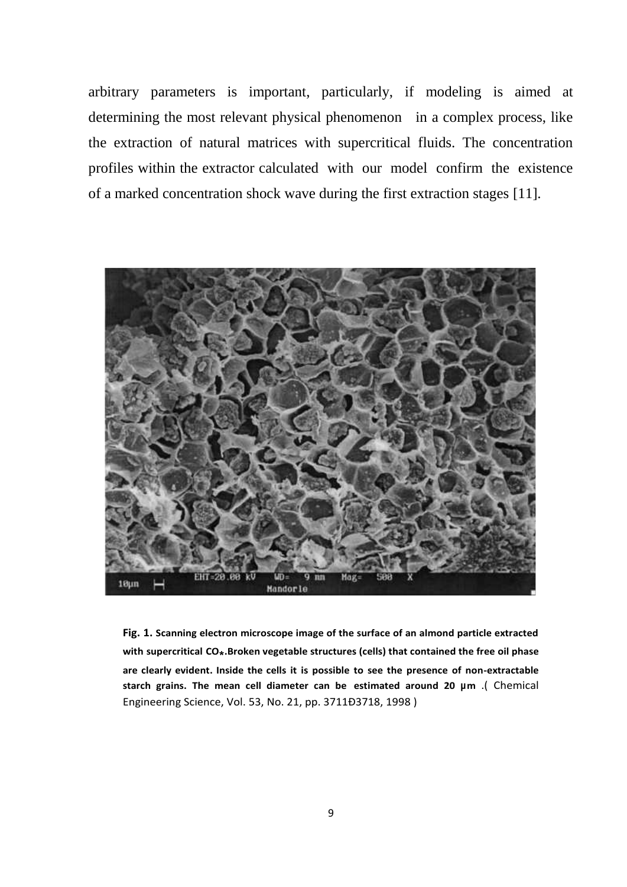arbitrary parameters is important, particularly, if modeling is aimed at determining the most relevant physical phenomenon in a complex process, like the extraction of natural matrices with supercritical fluids. The concentration profiles within the extractor calculated with our model confirm the existence of a marked concentration shock wave during the first extraction stages [11].

**Fig. 1. Scanning electron microscope image of the surface of an almond particle extracted with supercritical CO*.Broken vegetable structures (cells) that contained the free oil phase are clearly evident. Inside the cells it is possible to see the presence of non-extractable starch grains. The mean cell diameter can be estimated around 20 μm** .( Chemical Engineering Science, Vol. 53, No. 21, pp. 3711Ð3718, 1998 )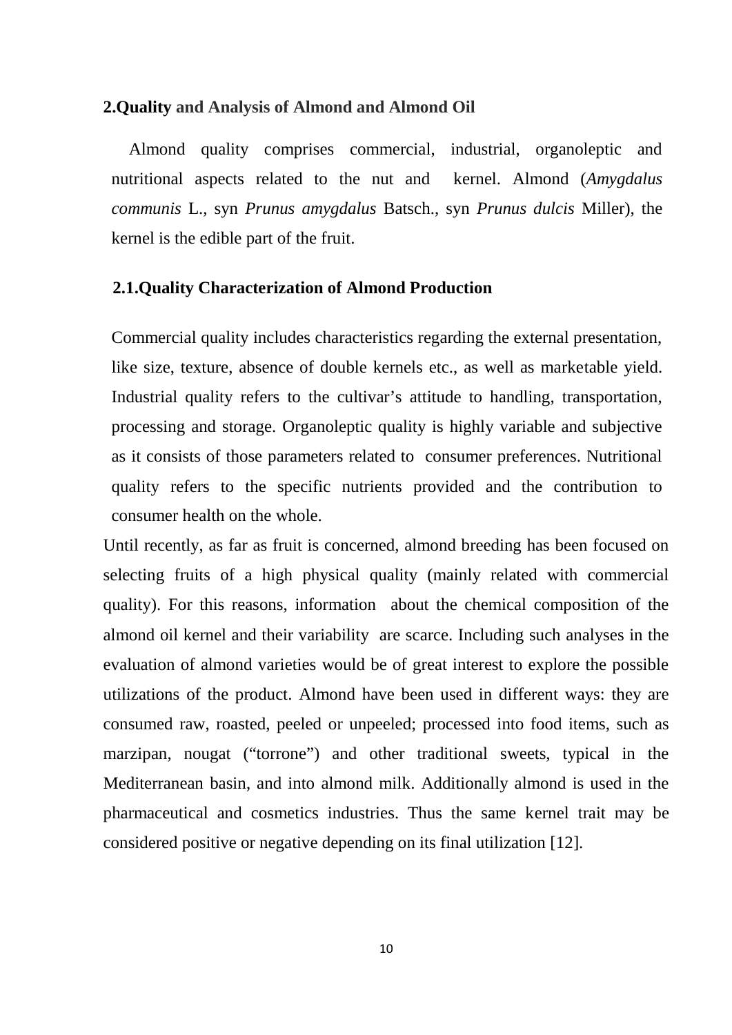## 2.Quality and Analysis of Almond and Almond Oil

Almond quality comprises commercial, industrial, organoleptic and nutritional aspects related to the nut and kernel. Almond (*Amygdalus communis* L., syn *Prunus amygdalus* Batsch., syn *Prunus dulcis* Miller), the kernel is the edible part of the fruit.

### 2.1.Quality Characterization of Almond Production

Commercial quality includes characteristics regarding the external presentation, like size, texture, absence of double kernels etc., as well as marketable yield. Industrial quality refers to the cultivar's attitude to handling, transportation, processing and storage. Organoleptic quality is highly variable and subjective as it consists of those parameters related to consumer preferences. Nutritional quality refers to the specific nutrients provided and the contribution to consumer health on the whole.

Until recently, as far as fruit is concerned, almond breeding has been focused on selecting fruits of a high physical quality (mainly related with commercial quality). For this reasons, information about the chemical composition of the almond oil kernel and their variability are scarce. Including such analyses in the evaluation of almond varieties would be of great interest to explore the possible utilizations of the product. Almond have been used in different ways: they are consumed raw, roasted, peeled or unpeeled; processed into food items, such as marzipan, nougat ("torrone") and other traditional sweets, typical in the Mediterranean basin, and into almond milk. Additionally almond is used in the pharmaceutical and cosmetics industries. Thus the same kernel trait may be considered positive or negative depending on its final utilization [12].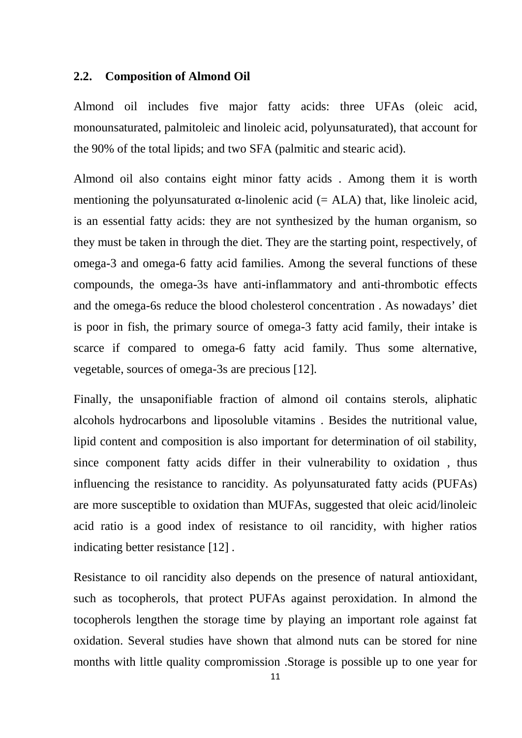### 2.2. Composition of Almond Oil

Almond oil includes five major fatty acids: three UFAs (oleic acid, monounsaturated, palmitoleic and linoleic acid, polyunsaturated), that account for the 90% of the total lipids; and two SFA (palmitic and stearic acid).

Almond oil also contains eight minor fatty acids . Among them it is worth mentioning the polyunsaturated α-linolenic acid (= ALA) that, like linoleic acid, is an essential fatty acids: they are not synthesized by the human organism, so they must be taken in through the diet. They are the starting point, respectively, of omega-3 and omega-6 fatty acid families. Among the several functions of these compounds, the omega-3s have anti-inflammatory and anti-thrombotic effects and the omega-6s reduce the blood cholesterol concentration . As nowadays' diet is poor in fish, the primary source of omega-3 fatty acid family, their intake is scarce if compared to omega-6 fatty acid family. Thus some alternative, vegetable, sources of omega-3s are precious [12].

Finally, the unsaponifiable fraction of almond oil contains sterols, aliphatic alcohols hydrocarbons and liposoluble vitamins . Besides the nutritional value, lipid content and composition is also important for determination of oil stability, since component fatty acids differ in their vulnerability to oxidation , thus influencing the resistance to rancidity. As polyunsaturated fatty acids (PUFAs) are more susceptible to oxidation than MUFAs, suggested that oleic acid/linoleic acid ratio is a good index of resistance to oil rancidity, with higher ratios indicating better resistance [12] .

Resistance to oil rancidity also depends on the presence of natural antioxidant, such as tocopherols, that protect PUFAs against peroxidation. In almond the tocopherols lengthen the storage time by playing an important role against fat oxidation. Several studies have shown that almond nuts can be stored for nine months with little quality compromission .Storage is possible up to one year for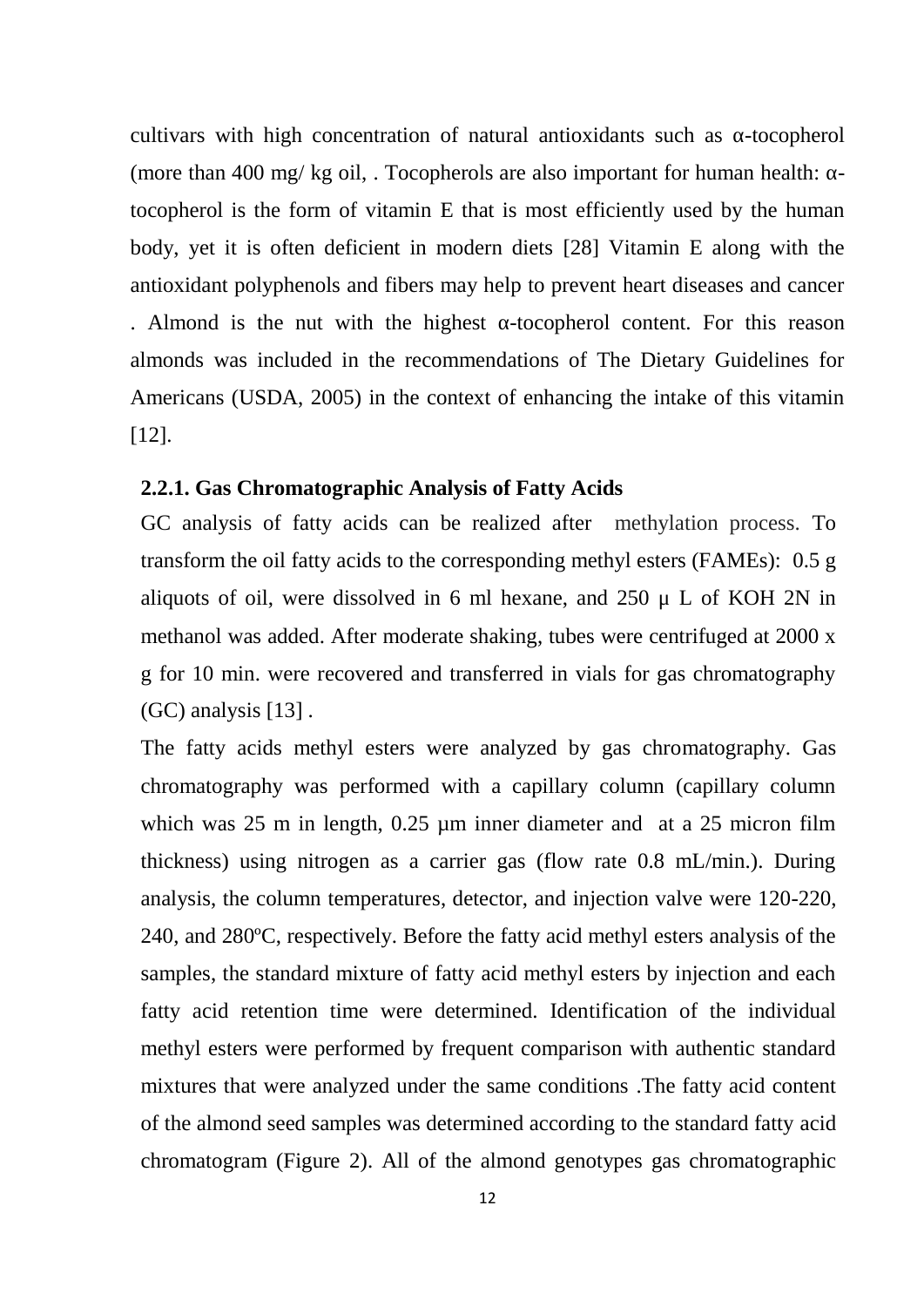cultivars with high concentration of natural antioxidants such as α-tocopherol (more than 400 mg/ kg oil, . Tocopherols are also important for human health: α-tocopherol is the form of vitamin E that is most efficiently used by the human body, yet it is often deficient in modern diets [28] Vitamin E along with the antioxidant polyphenols and fibers may help to prevent heart diseases and cancer . Almond is the nut with the highest α-tocopherol content. For this reason almonds was included in the recommendations of The Dietary Guidelines for Americans (USDA, 2005) in the context of enhancing the intake of this vitamin [12].

### 2.2.1. Gas Chromatographic Analysis of Fatty Acids

GC analysis of fatty acids can be realized after methylation process. To transform the oil fatty acids to the corresponding methyl esters (FAMEs): 0.5 g aliquots of oil, were dissolved in 6 ml hexane, and 250 μ L of KOH 2N in methanol was added. After moderate shaking, tubes were centrifuged at 2000 x g for 10 min. were recovered and transferred in vials for gas chromatography (GC) analysis [13] .

The fatty acids methyl esters were analyzed by gas chromatography. Gas chromatography was performed with a capillary column (capillary column which was 25 m in length, 0.25 μm inner diameter and at a 25 micron film thickness) using nitrogen as a carrier gas (flow rate 0.8 mL/min.). During analysis, the column temperatures, detector, and injection valve were 120-220, 240, and 280ºC, respectively. Before the fatty acid methyl esters analysis of the samples, the standard mixture of fatty acid methyl esters by injection and each fatty acid retention time were determined. Identification of the individual methyl esters were performed by frequent comparison with authentic standard mixtures that were analyzed under the same conditions .The fatty acid content of the almond seed samples was determined according to the standard fatty acid chromatogram (Figure 2). All of the almond genotypes gas chromatographic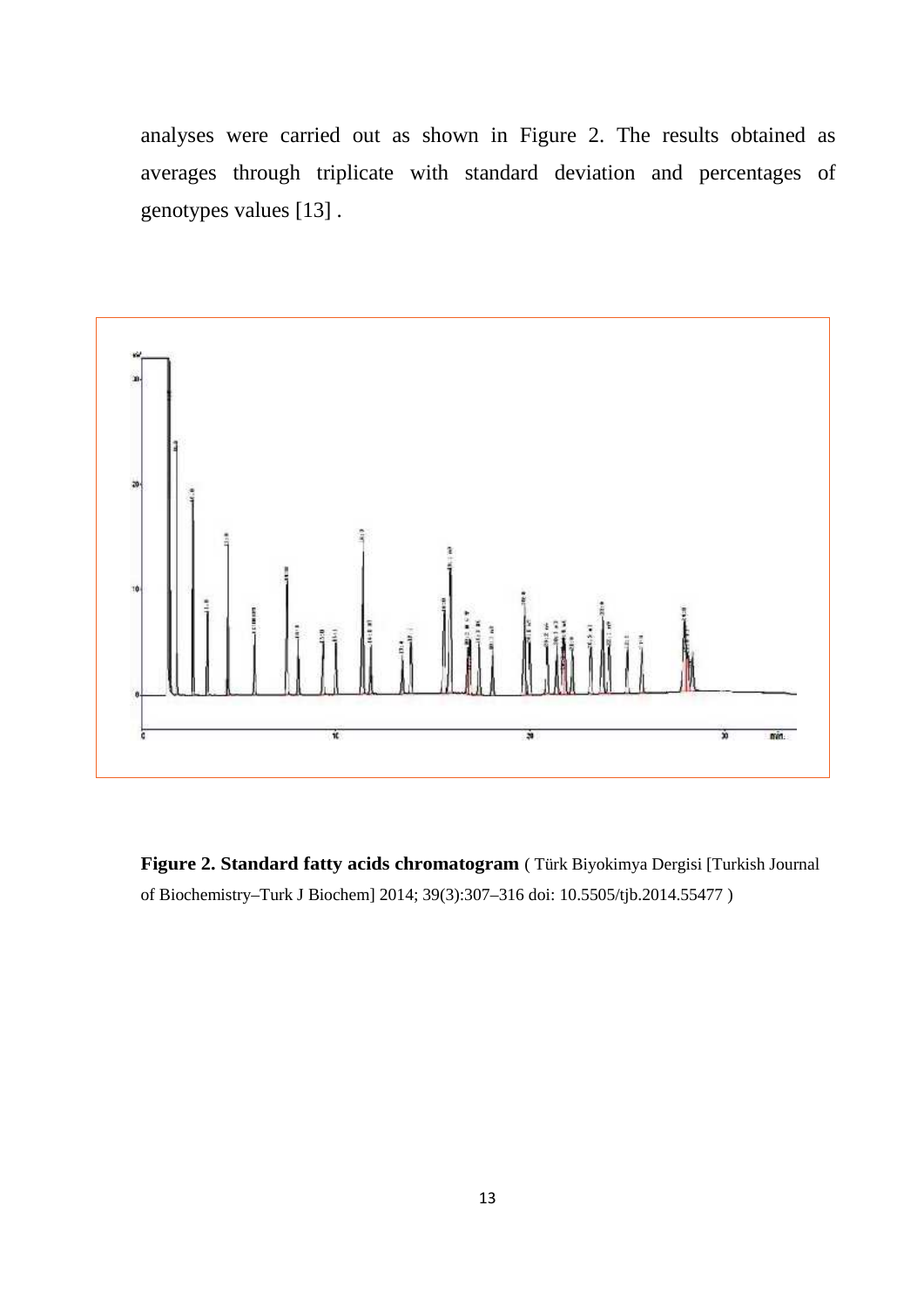analyses were carried out as shown in Figure 2. The results obtained as averages through triplicate with standard deviation and percentages of genotypes values [13] .

**Figure 2. Standard fatty acids chromatogram** ( Türk Biyokimya Dergisi [Turkish Journal of Biochemistry–Turk J Biochem] 2014; 39(3):307–316 doi: 10.5505/tjb.2014.55477 )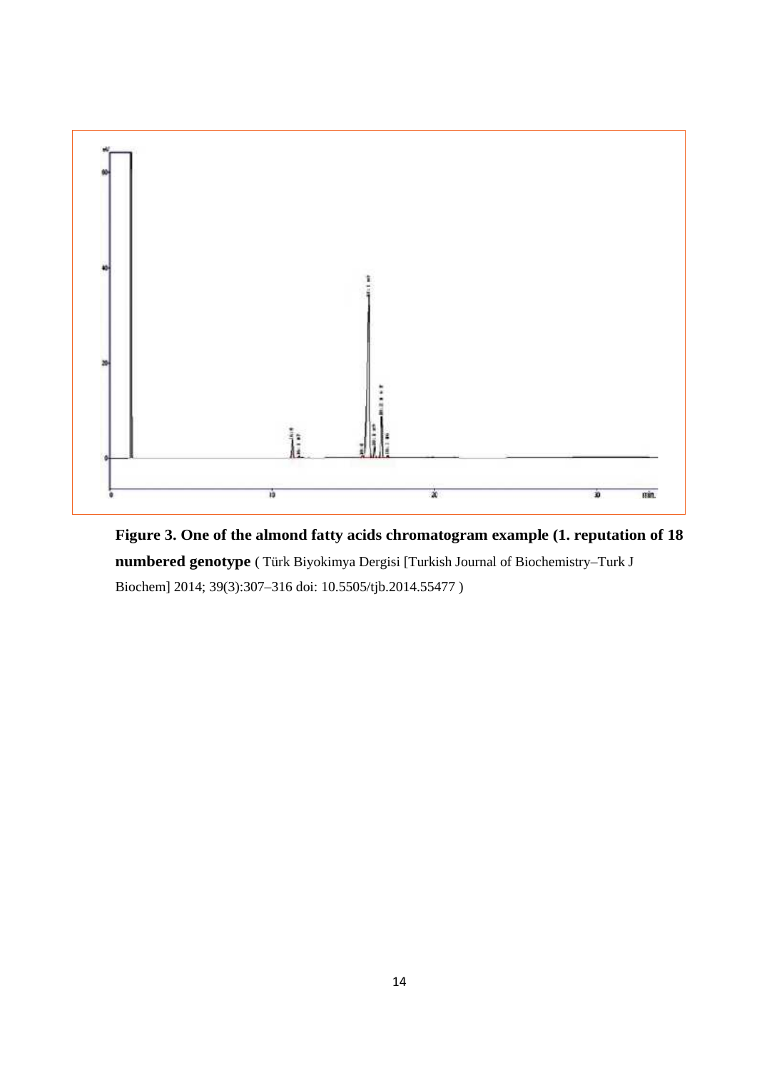**Figure 3. One of the almond fatty acids chromatogram example (1. reputation of 18 numbered genotype** ( Türk Biyokimya Dergisi [Turkish Journal of Biochemistry–Turk J Biochem] 2014; 39(3):307–316 doi: 10.5505/tjb.2014.55477 )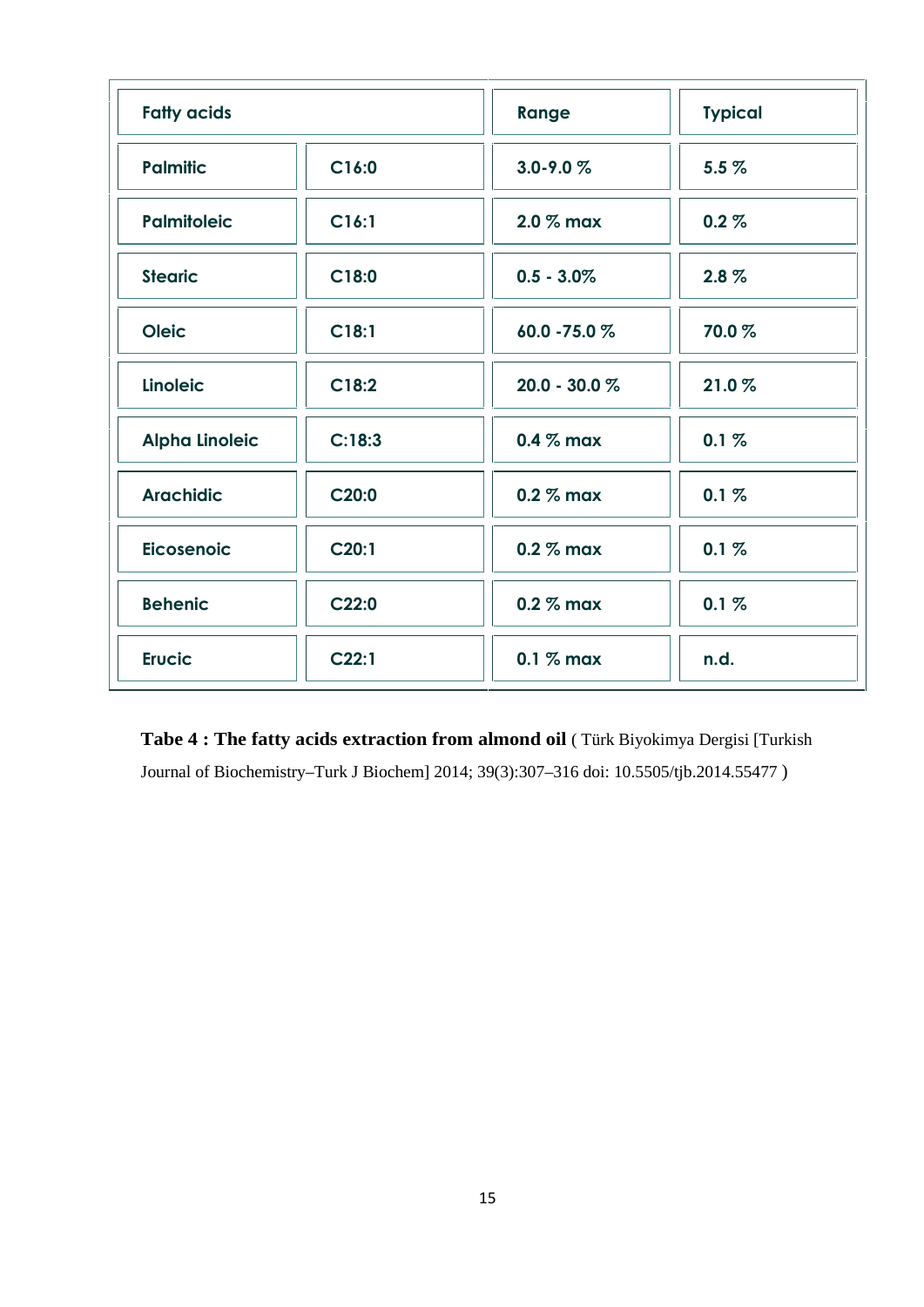| Fatty acids | | Range | Typical |
|---|---|---|---|
| Palmitic | C16:0 | 3.0-9.0 % | 5.5 % |
| Palmitoleic | C16:1 | 2.0 % max | 0.2 % |
| Stearic | C18:0 | 0.5 - 3.0% | 2.8 % |
| Oleic | C18:1 | 60.0 -75.0 % | 70.0 % |
| Linoleic | C18:2 | 20.0 - 30.0 % | 21.0 % |
| Alpha Linoleic | C:18:3 | 0.4 % max | 0.1 % |
| Arachidic | C20:0 | 0.2 % max | 0.1 % |
| Eicosenoic | C20:1 | 0.2 % max | 0.1 % |
| Behenic | C22:0 | 0.2 % max | 0.1 % |
| Erucic | C22:1 | 0.1 % max | n.d. |

**Tabe 4 : The fatty acids extraction from almond oil** ( Türk Biyokimya Dergisi [Turkish Journal of Biochemistry–Turk J Biochem] 2014; 39(3):307–316 doi: 10.5505/tjb.2014.55477 )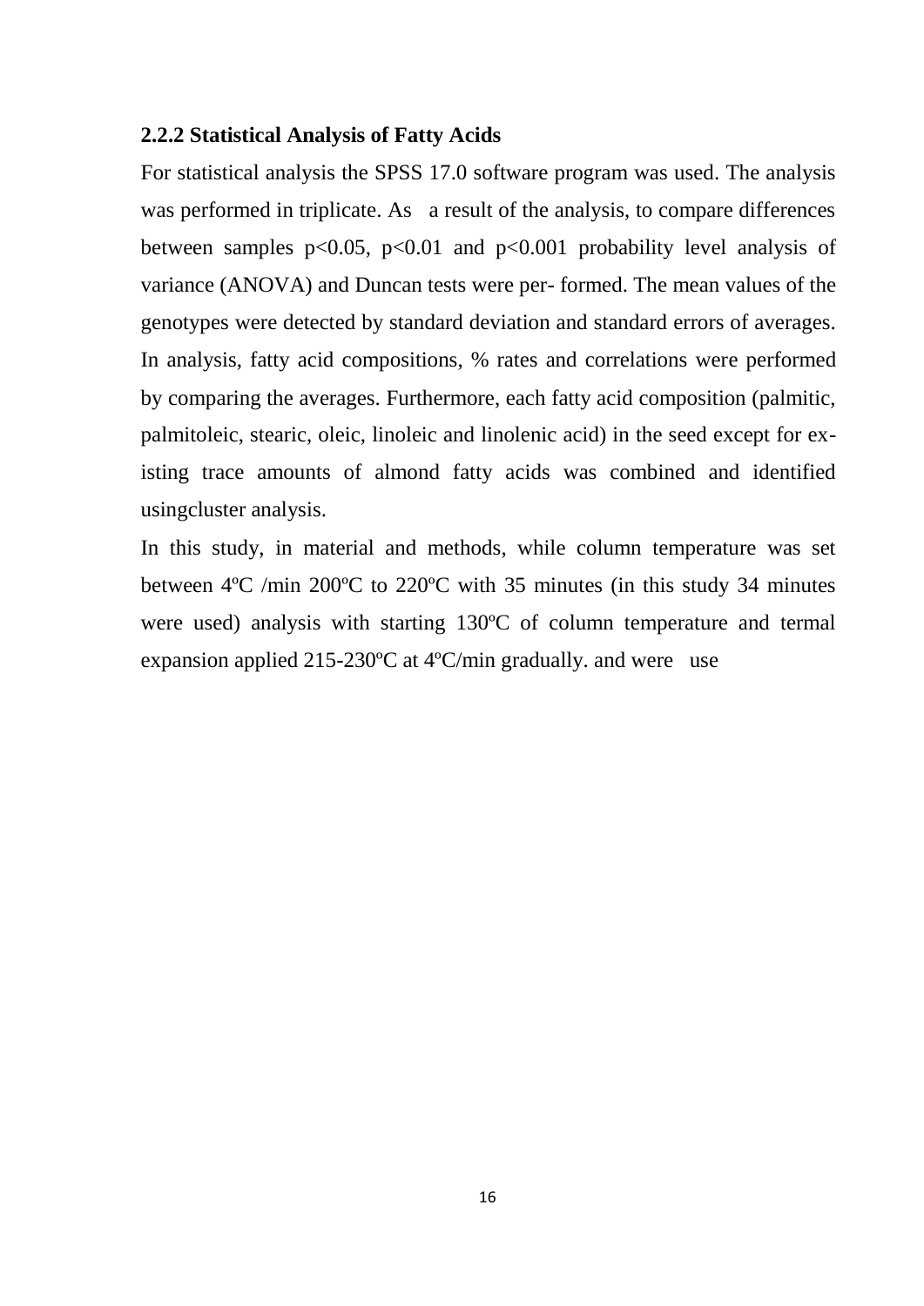### 2.2.2 Statistical Analysis of Fatty Acids

For statistical analysis the SPSS 17.0 software program was used. The analysis was performed in triplicate. As a result of the analysis, to compare differences between samples $p<0.05$, $p<0.01$ and $p<0.001$ probability level analysis of variance (ANOVA) and Duncan tests were per- formed. The mean values of the genotypes were detected by standard deviation and standard errors of averages. In analysis, fatty acid compositions, % rates and correlations were performed by comparing the averages. Furthermore, each fatty acid composition (palmitic, palmitoleic, stearic, oleic, linoleic and linolenic acid) in the seed except for ex-isting trace amounts of almond fatty acids was combined and identified usingcluster analysis.

In this study, in material and methods, while column temperature was set between 4ºC /min 200ºC to 220ºC with 35 minutes (in this study 34 minutes were used) analysis with starting 130ºC of column temperature and termal expansion applied 215-230ºC at 4ºC/min gradually. and were use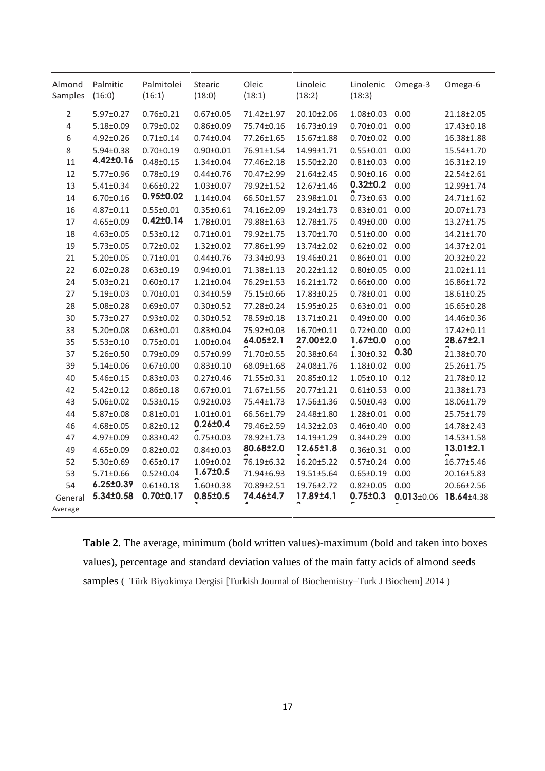| Almond Samples | Palmitic (16:0) | Palmitolei (16:1) | Stearic (18:0) | Oleic (18:1) | Linoleic (18:2) | Linolenic (18:3) | Omega-3 | Omega-6 |
|---|---|---|---|---|---|---|---|---|
| 2 | 5.97±0.27 | 0.76±0.21 | 0.67±0.05 | 71.42±1.97 | 20.10±2.06 | 1.08±0.03 | 0.00 | 21.18±2.05 |
| 4 | 5.18±0.09 | 0.79±0.02 | 0.86±0.09 | 75.74±0.16 | 16.73±0.19 | 0.70±0.01 | 0.00 | 17.43±0.18 |
| 6 | 4.92±0.26 | 0.71±0.14 | 0.74±0.04 | 77.26±1.65 | 15.67±1.88 | 0.70±0.02 | 0.00 | 16.38±1.88 |
| 8 | 5.94±0.38 | 0.70±0.19 | 0.90±0.01 | 76.91±1.54 | 14.99±1.71 | 0.55±0.01 | 0.00 | 15.54±1.70 |
| 11 | **4.42±0.16** | 0.48±0.15 | 1.34±0.04 | 77.46±2.18 | 15.50±2.20 | 0.81±0.03 | 0.00 | 16.31±2.19 |
| 12 | 5.77±0.96 | 0.78±0.19 | 0.44±0.76 | 70.47±2.99 | 21.64±2.45 | 0.90±0.16 | 0.00 | 22.54±2.61 |
| 13 | 5.41±0.34 | 0.66±0.22 | 1.03±0.07 | 79.92±1.52 | 12.67±1.46 | **0.32±0.2** | 0.00 | 12.99±1.74 |
| 14 | 6.70±0.16 | **0.95±0.02** | 1.14±0.04 | 66.50±1.57 | 23.98±1.01 | 0.73±0.63 | 0.00 | 24.71±1.62 |
| 16 | 4.87±0.11 | 0.55±0.01 | 0.35±0.61 | 74.16±2.09 | 19.24±1.73 | 0.83±0.01 | 0.00 | 20.07±1.73 |
| 17 | 4.65±0.09 | **0.42±0.14** | 1.78±0.01 | 79.88±1.63 | 12.78±1.75 | 0.49±0.00 | 0.00 | 13.27±1.75 |
| 18 | 4.63±0.05 | 0.53±0.12 | 0.71±0.01 | 79.92±1.75 | 13.70±1.70 | 0.51±0.00 | 0.00 | 14.21±1.70 |
| 19 | 5.73±0.05 | 0.72±0.02 | 1.32±0.02 | 77.86±1.99 | 13.74±2.02 | 0.62±0.02 | 0.00 | 14.37±2.01 |
| 21 | 5.20±0.05 | 0.71±0.01 | 0.44±0.76 | 73.34±0.93 | 19.46±0.21 | 0.86±0.01 | 0.00 | 20.32±0.22 |
| 22 | 6.02±0.28 | 0.63±0.19 | 0.94±0.01 | 71.38±1.13 | 20.22±1.12 | 0.80±0.05 | 0.00 | 21.02±1.11 |
| 24 | 5.03±0.21 | 0.60±0.17 | 1.21±0.04 | 76.29±1.53 | 16.21±1.72 | 0.66±0.00 | 0.00 | 16.86±1.72 |
| 27 | 5.19±0.03 | 0.70±0.01 | 0.34±0.59 | 75.15±0.66 | 17.83±0.25 | 0.78±0.01 | 0.00 | 18.61±0.25 |
| 28 | 5.08±0.28 | 0.69±0.07 | 0.30±0.52 | 77.28±0.24 | 15.95±0.25 | 0.63±0.01 | 0.00 | 16.65±0.28 |
| 30 | 5.73±0.27 | 0.93±0.02 | 0.30±0.52 | 78.59±0.18 | 13.71±0.21 | 0.49±0.00 | 0.00 | 14.46±0.36 |
| 33 | 5.20±0.08 | 0.63±0.01 | 0.83±0.04 | 75.92±0.03 | 16.70±0.11 | 0.72±0.00 | 0.00 | 17.42±0.11 |
| 35 | 5.53±0.10 | 0.75±0.01 | 1.00±0.04 | **64.05±2.1** | **27.00±2.0** | **1.67±0.0** | 0.00 | **28.67±2.1** |
| 37 | 5.26±0.50 | 0.79±0.09 | 0.57±0.99 | 71.70±0.55 | 20.38±0.64 | 1.30±0.32 | **0.30** | 21.38±0.70 |
| 39 | 5.14±0.06 | 0.67±0.00 | 0.83±0.10 | 68.09±1.68 | 24.08±1.76 | 1.18±0.02 | 0.00 | 25.26±1.75 |
| 40 | 5.46±0.15 | 0.83±0.03 | 0.27±0.46 | 71.55±0.31 | 20.85±0.12 | 1.05±0.10 | 0.12 | 21.78±0.12 |
| 42 | 5.42±0.12 | 0.86±0.18 | 0.67±0.01 | 71.67±1.56 | 20.77±1.21 | 0.61±0.53 | 0.00 | 21.38±1.73 |
| 43 | 5.06±0.02 | 0.53±0.15 | 0.92±0.03 | 75.44±1.73 | 17.56±1.36 | 0.50±0.43 | 0.00 | 18.06±1.79 |
| 44 | 5.87±0.08 | 0.81±0.01 | 1.01±0.01 | 66.56±1.79 | 24.48±1.80 | 1.28±0.01 | 0.00 | 25.75±1.79 |
| 46 | 4.68±0.05 | 0.82±0.12 | **0.26±0.4** | 79.46±2.59 | 14.32±2.03 | 0.46±0.40 | 0.00 | 14.78±2.43 |
| 47 | 4.97±0.09 | 0.83±0.42 | 0.75±0.03 | 78.92±1.73 | 14.19±1.29 | 0.34±0.29 | 0.00 | 14.53±1.58 |
| 49 | 4.65±0.09 | 0.82±0.02 | 0.84±0.03 | **80.68±2.0** | **12.65±1.8** | 0.36±0.31 | 0.00 | **13.01±2.1** |
| 52 | 5.30±0.69 | 0.65±0.17 | 1.09±0.02 | 76.19±6.32 | 16.20±5.22 | 0.57±0.24 | 0.00 | 16.77±5.46 |
| 53 | 5.71±0.66 | 0.52±0.04 | **1.67±0.5** | 71.94±6.93 | 19.51±5.64 | 0.65±0.19 | 0.00 | 20.16±5.83 |
| 54 | **6.25±0.39** | 0.61±0.18 | 1.60±0.38 | 70.89±2.51 | 19.76±2.72 | 0.82±0.05 | 0.00 | 20.66±2.56 |
| General Average | **5.34±0.58** | **0.70±0.17** | **0.85±0.5** | **74.46±4.7** | **17.89±4.1** | **0.75±0.3** | **0.013**±0.06 | **18.64**±4.38 |

**Table 2**. The average, minimum (bold written values)-maximum (bold and taken into boxes values), percentage and standard deviation values of the main fatty acids of almond seeds samples ( Türk Biyokimya Dergisi [Turkish Journal of Biochemistry–Turk J Biochem] 2014 )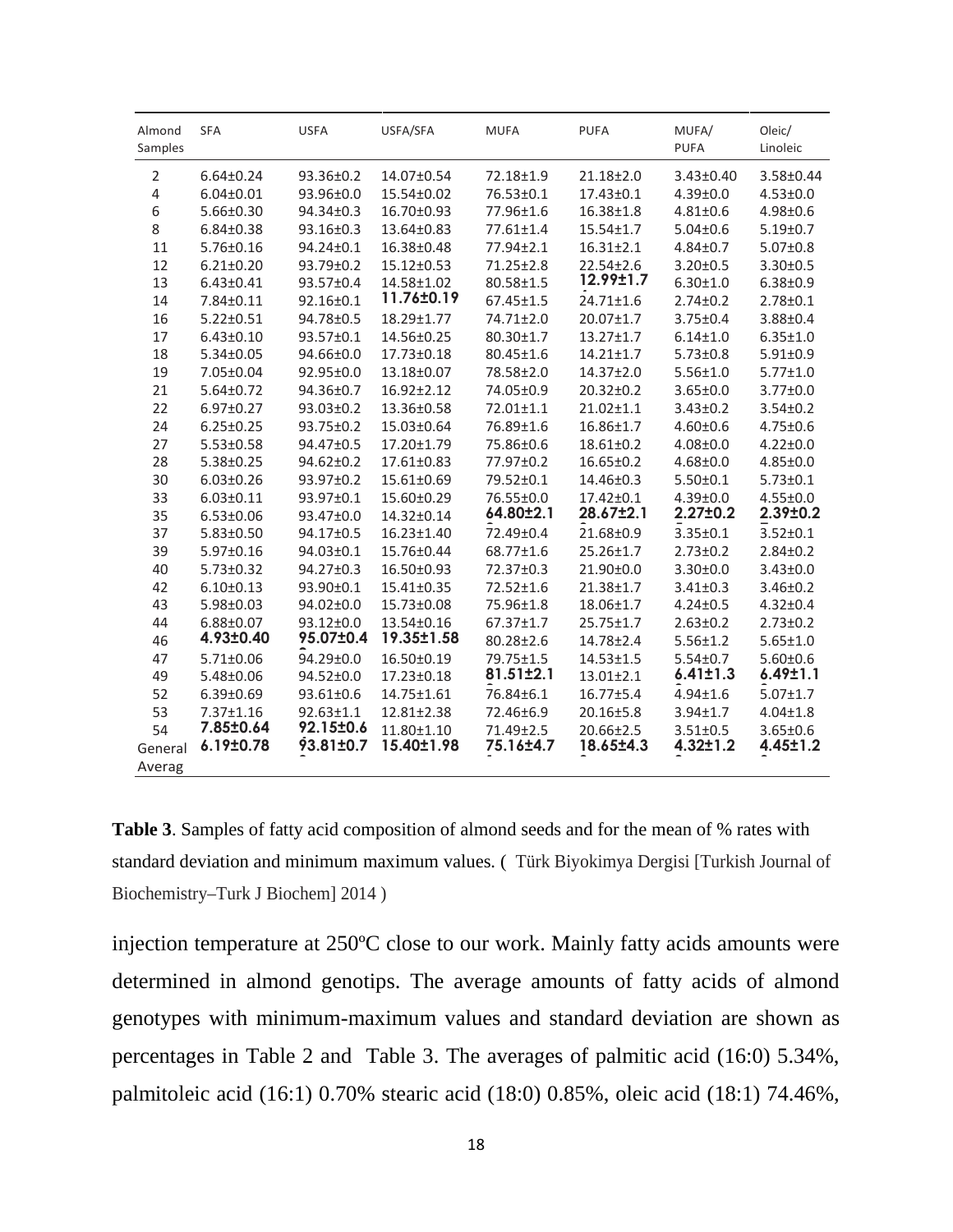| Almond Samples | SFA | USFA | USFA/SFA | MUFA | PUFA | MUFA/ PUFA | Oleic/ Linoleic |
|---|---|---|---|---|---|---|---|
| 2 | 6.64±0.24 | 93.36±0.2 | 14.07±0.54 | 72.18±1.9 | 21.18±2.0 | 3.43±0.40 | 3.58±0.44 |
| 4 | 6.04±0.01 | 93.96±0.0 | 15.54±0.02 | 76.53±0.1 | 17.43±0.1 | 4.39±0.0 | 4.53±0.0 |
| 6 | 5.66±0.30 | 94.34±0.3 | 16.70±0.93 | 77.96±1.6 | 16.38±1.8 | 4.81±0.6 | 4.98±0.6 |
| 8 | 6.84±0.38 | 93.16±0.3 | 13.64±0.83 | 77.61±1.4 | 15.54±1.7 | 5.04±0.6 | 5.19±0.7 |
| 11 | 5.76±0.16 | 94.24±0.1 | 16.38±0.48 | 77.94±2.1 | 16.31±2.1 | 4.84±0.7 | 5.07±0.8 |
| 12 | 6.21±0.20 | 93.79±0.2 | 15.12±0.53 | 71.25±2.8 | 22.54±2.6 | 3.20±0.5 | 3.30±0.5 |
| 13 | 6.43±0.41 | 93.57±0.4 | 14.58±1.02 | 80.58±1.5 | **12.99±1.7** | 6.30±1.0 | 6.38±0.9 |
| 14 | 7.84±0.11 | 92.16±0.1 | **11.76±0.19** | 67.45±1.5 | 24.71±1.6 | 2.74±0.2 | 2.78±0.1 |
| 16 | 5.22±0.51 | 94.78±0.5 | 18.29±1.77 | 74.71±2.0 | 20.07±1.7 | 3.75±0.4 | 3.88±0.4 |
| 17 | 6.43±0.10 | 93.57±0.1 | 14.56±0.25 | 80.30±1.7 | 13.27±1.7 | 6.14±1.0 | 6.35±1.0 |
| 18 | 5.34±0.05 | 94.66±0.0 | 17.73±0.18 | 80.45±1.6 | 14.21±1.7 | 5.73±0.8 | 5.91±0.9 |
| 19 | 7.05±0.04 | 92.95±0.0 | 13.18±0.07 | 78.58±2.0 | 14.37±2.0 | 5.56±1.0 | 5.77±1.0 |
| 21 | 5.64±0.72 | 94.36±0.7 | 16.92±2.12 | 74.05±0.9 | 20.32±0.2 | 3.65±0.0 | 3.77±0.0 |
| 22 | 6.97±0.27 | 93.03±0.2 | 13.36±0.58 | 72.01±1.1 | 21.02±1.1 | 3.43±0.2 | 3.54±0.2 |
| 24 | 6.25±0.25 | 93.75±0.2 | 15.03±0.64 | 76.89±1.6 | 16.86±1.7 | 4.60±0.6 | 4.75±0.6 |
| 27 | 5.53±0.58 | 94.47±0.5 | 17.20±1.79 | 75.86±0.6 | 18.61±0.2 | 4.08±0.0 | 4.22±0.0 |
| 28 | 5.38±0.25 | 94.62±0.2 | 17.61±0.83 | 77.97±0.2 | 16.65±0.2 | 4.68±0.0 | 4.85±0.0 |
| 30 | 6.03±0.26 | 93.97±0.2 | 15.61±0.69 | 79.52±0.1 | 14.46±0.3 | 5.50±0.1 | 5.73±0.1 |
| 33 | 6.03±0.11 | 93.97±0.1 | 15.60±0.29 | 76.55±0.0 | 17.42±0.1 | 4.39±0.0 | 4.55±0.0 |
| 35 | 6.53±0.06 | 93.47±0.0 | 14.32±0.14 | **64.80±2.1** | **28.67±2.1** | **2.27±0.2** | **2.39±0.2** |
| 37 | 5.83±0.50 | 94.17±0.5 | 16.23±1.40 | 72.49±0.4 | 21.68±0.9 | 3.35±0.1 | 3.52±0.1 |
| 39 | 5.97±0.16 | 94.03±0.1 | 15.76±0.44 | 68.77±1.6 | 25.26±1.7 | 2.73±0.2 | 2.84±0.2 |
| 40 | 5.73±0.32 | 94.27±0.3 | 16.50±0.93 | 72.37±0.3 | 21.90±0.0 | 3.30±0.0 | 3.43±0.0 |
| 42 | 6.10±0.13 | 93.90±0.1 | 15.41±0.35 | 72.52±1.6 | 21.38±1.7 | 3.41±0.3 | 3.46±0.2 |
| 43 | 5.98±0.03 | 94.02±0.0 | 15.73±0.08 | 75.96±1.8 | 18.06±1.7 | 4.24±0.5 | 4.32±0.4 |
| 44 | 6.88±0.07 | 93.12±0.0 | 13.54±0.16 | 67.37±1.7 | 25.75±1.7 | 2.63±0.2 | 2.73±0.2 |
| 46 | **4.93±0.40** | **95.07±0.4** | **19.35±1.58** | 80.28±2.6 | 14.78±2.4 | 5.56±1.2 | 5.65±1.0 |
| 47 | 5.71±0.06 | 94.29±0.0 | 16.50±0.19 | 79.75±1.5 | 14.53±1.5 | 5.54±0.7 | 5.60±0.6 |
| 49 | 5.48±0.06 | 94.52±0.0 | 17.23±0.18 | **81.51±2.1** | 13.01±2.1 | **6.41±1.3** | **6.49±1.1** |
| 52 | 6.39±0.69 | 93.61±0.6 | 14.75±1.61 | 76.84±6.1 | 16.77±5.4 | 4.94±1.6 | 5.07±1.7 |
| 53 | 7.37±1.16 | 92.63±1.1 | 12.81±2.38 | 72.46±6.9 | 20.16±5.8 | 3.94±1.7 | 4.04±1.8 |
| 54 | **7.85±0.64** | **92.15±0.6** | 11.80±1.10 | 71.49±2.5 | 20.66±2.5 | 3.51±0.5 | 3.65±0.6 |
| General Averag | **6.19±0.78** | **93.81±0.7** | **15.40±1.98** | **75.16±4.7** | **18.65±4.3** | **4.32±1.2** | **4.45±1.2** |

**Table 3**. Samples of fatty acid composition of almond seeds and for the mean of % rates with standard deviation and minimum maximum values. ( Türk Biyokimya Dergisi [Turkish Journal of Biochemistry–Turk J Biochem] 2014 )

injection temperature at 250ºC close to our work. Mainly fatty acids amounts were determined in almond genotips. The average amounts of fatty acids of almond genotypes with minimum-maximum values and standard deviation are shown as percentages in Table 2 and Table 3. The averages of palmitic acid (16:0) 5.34%, palmitoleic acid (16:1) 0.70% stearic acid (18:0) 0.85%, oleic acid (18:1) 74.46%,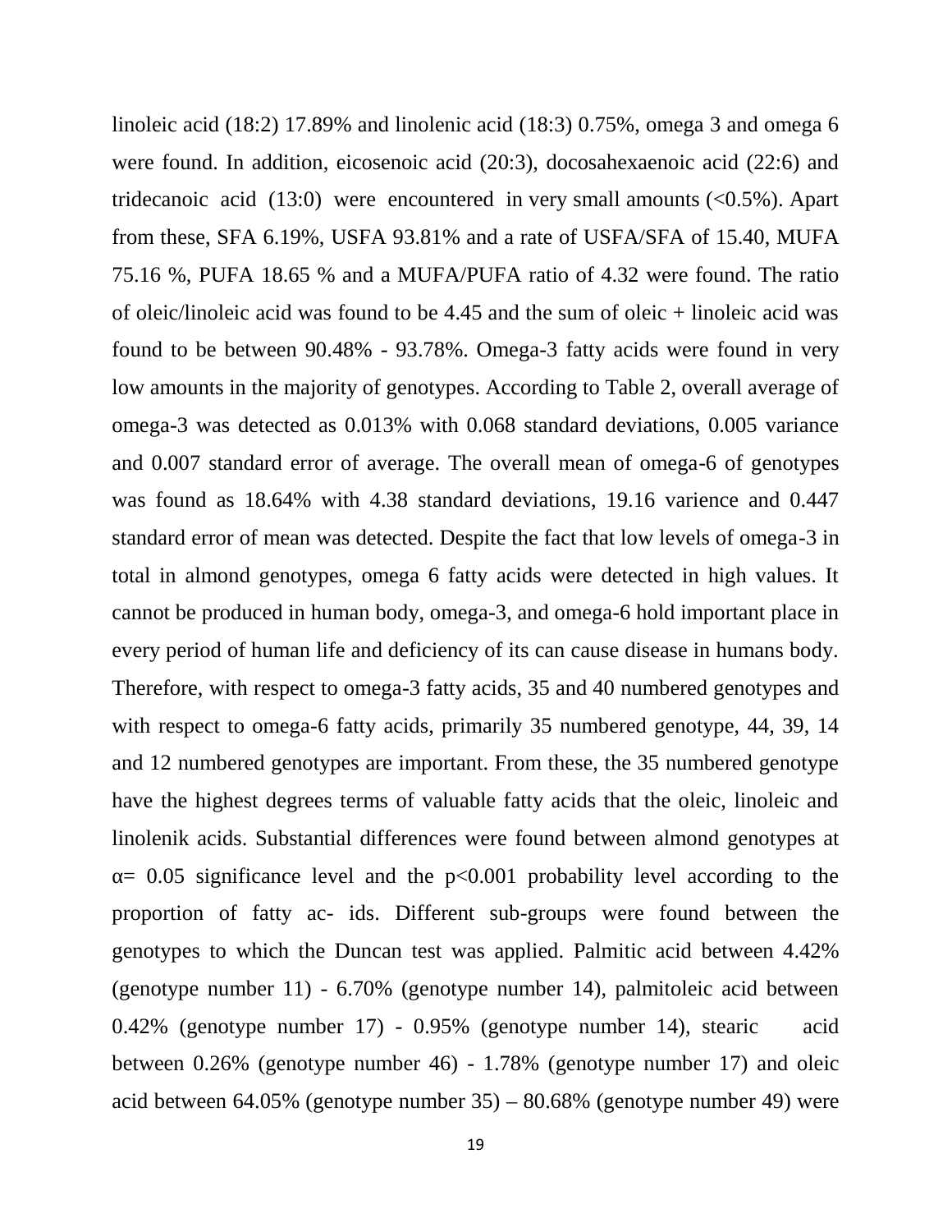linoleic acid (18:2) 17.89% and linolenic acid (18:3) 0.75%, omega 3 and omega 6 were found. In addition, eicosenoic acid (20:3), docosahexaenoic acid (22:6) and tridecanoic acid (13:0) were encountered in very small amounts (<0.5%). Apart from these, SFA 6.19%, USFA 93.81% and a rate of USFA/SFA of 15.40, MUFA 75.16 %, PUFA 18.65 % and a MUFA/PUFA ratio of 4.32 were found. The ratio of oleic/linoleic acid was found to be 4.45 and the sum of oleic + linoleic acid was found to be between 90.48% - 93.78%. Omega-3 fatty acids were found in very low amounts in the majority of genotypes. According to Table 2, overall average of omega-3 was detected as 0.013% with 0.068 standard deviations, 0.005 variance and 0.007 standard error of average. The overall mean of omega-6 of genotypes was found as 18.64% with 4.38 standard deviations, 19.16 varience and 0.447 standard error of mean was detected. Despite the fact that low levels of omega-3 in total in almond genotypes, omega 6 fatty acids were detected in high values. It cannot be produced in human body, omega-3, and omega-6 hold important place in every period of human life and deficiency of its can cause disease in humans body. Therefore, with respect to omega-3 fatty acids, 35 and 40 numbered genotypes and with respect to omega-6 fatty acids, primarily 35 numbered genotype, 44, 39, 14 and 12 numbered genotypes are important. From these, the 35 numbered genotype have the highest degrees terms of valuable fatty acids that the oleic, linoleic and linolenik acids. Substantial differences were found between almond genotypes at $\alpha = 0.05$ significance level and the $p<0.001$ probability level according to the proportion of fatty ac- ids. Different sub-groups were found between the genotypes to which the Duncan test was applied. Palmitic acid between 4.42% (genotype number 11) - 6.70% (genotype number 14), palmitoleic acid between 0.42% (genotype number 17) - 0.95% (genotype number 14), stearic acid between 0.26% (genotype number 46) - 1.78% (genotype number 17) and oleic acid between 64.05% (genotype number 35) – 80.68% (genotype number 49) were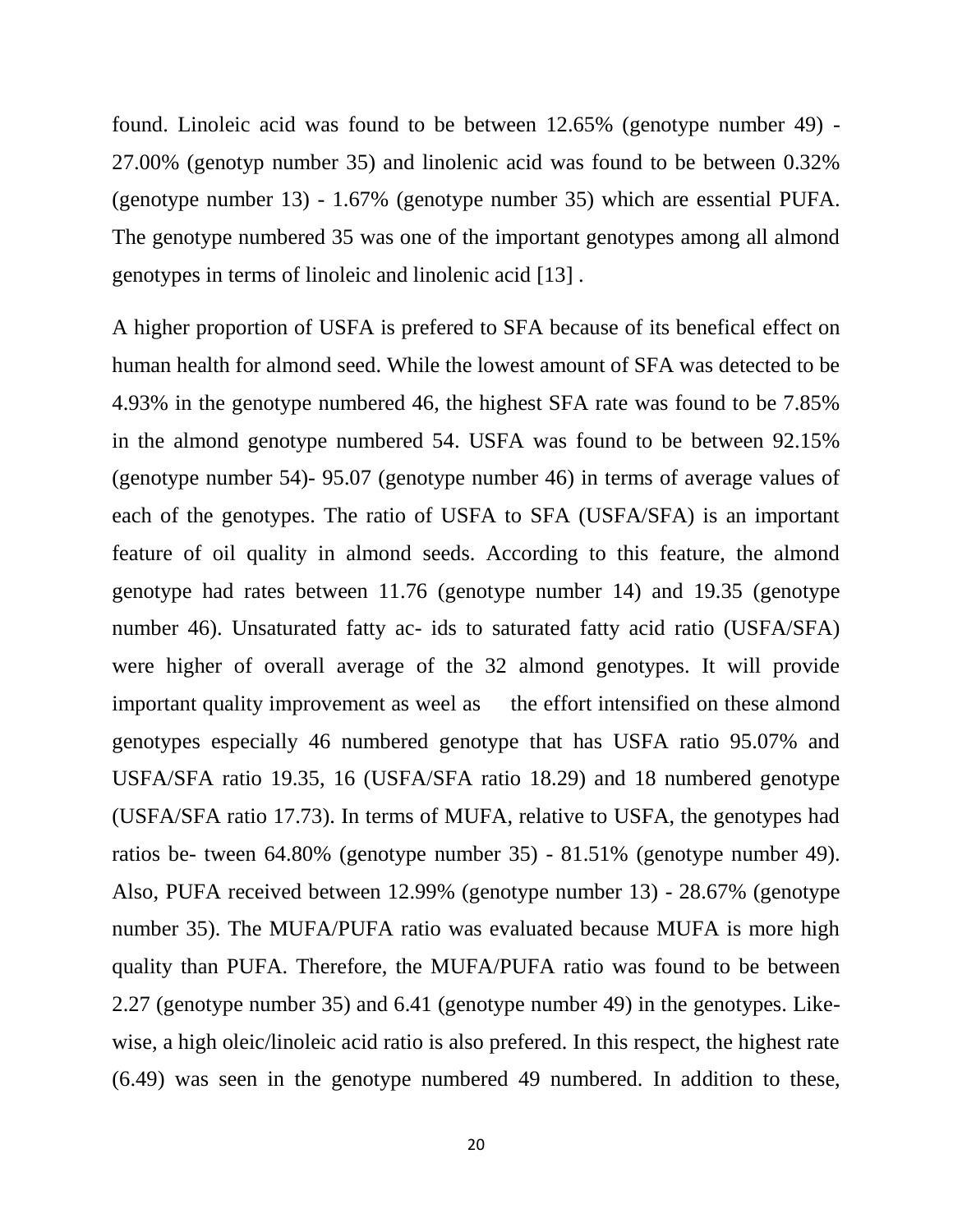found. Linoleic acid was found to be between 12.65% (genotype number 49) - 27.00% (genotyp number 35) and linolenic acid was found to be between 0.32% (genotype number 13) - 1.67% (genotype number 35) which are essential PUFA. The genotype numbered 35 was one of the important genotypes among all almond genotypes in terms of linoleic and linolenic acid [13] .

A higher proportion of USFA is prefered to SFA because of its benefical effect on human health for almond seed. While the lowest amount of SFA was detected to be 4.93% in the genotype numbered 46, the highest SFA rate was found to be 7.85% in the almond genotype numbered 54. USFA was found to be between 92.15% (genotype number 54)- 95.07 (genotype number 46) in terms of average values of each of the genotypes. The ratio of USFA to SFA (USFA/SFA) is an important feature of oil quality in almond seeds. According to this feature, the almond genotype had rates between 11.76 (genotype number 14) and 19.35 (genotype number 46). Unsaturated fatty ac- ids to saturated fatty acid ratio (USFA/SFA) were higher of overall average of the 32 almond genotypes. It will provide important quality improvement as weel as the effort intensified on these almond genotypes especially 46 numbered genotype that has USFA ratio 95.07% and USFA/SFA ratio 19.35, 16 (USFA/SFA ratio 18.29) and 18 numbered genotype (USFA/SFA ratio 17.73). In terms of MUFA, relative to USFA, the genotypes had ratios be- tween 64.80% (genotype number 35) - 81.51% (genotype number 49). Also, PUFA received between 12.99% (genotype number 13) - 28.67% (genotype number 35). The MUFA/PUFA ratio was evaluated because MUFA is more high quality than PUFA. Therefore, the MUFA/PUFA ratio was found to be between 2.27 (genotype number 35) and 6.41 (genotype number 49) in the genotypes. Like-wise, a high oleic/linoleic acid ratio is also prefered. In this respect, the highest rate (6.49) was seen in the genotype numbered 49 numbered. In addition to these,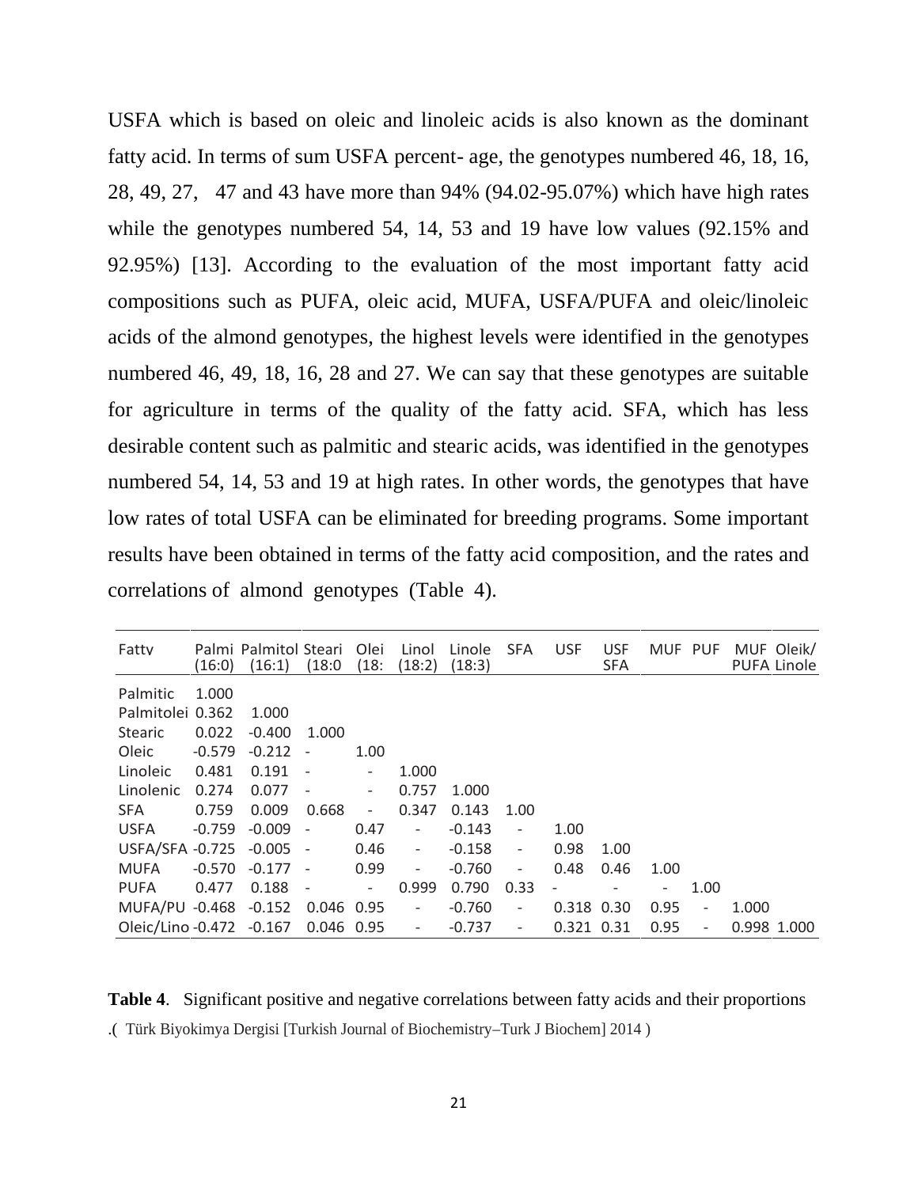USFA which is based on oleic and linoleic acids is also known as the dominant fatty acid. In terms of sum USFA percent- age, the genotypes numbered 46, 18, 16, 28, 49, 27, 47 and 43 have more than 94% (94.02-95.07%) which have high rates while the genotypes numbered 54, 14, 53 and 19 have low values (92.15% and 92.95%) [13]. According to the evaluation of the most important fatty acid compositions such as PUFA, oleic acid, MUFA, USFA/PUFA and oleic/linoleic acids of the almond genotypes, the highest levels were identified in the genotypes numbered 46, 49, 18, 16, 28 and 27. We can say that these genotypes are suitable for agriculture in terms of the quality of the fatty acid. SFA, which has less desirable content such as palmitic and stearic acids, was identified in the genotypes numbered 54, 14, 53 and 19 at high rates. In other words, the genotypes that have low rates of total USFA can be eliminated for breeding programs. Some important results have been obtained in terms of the fatty acid composition, and the rates and correlations of almond genotypes (Table 4).

| Fatty | Palmi (16:0) | Palmitol (16:1) | Steari (18:0 | Olei (18: | Linol (18:2) | Linole (18:3) | SFA | USF | USF SFA | MUF | PUF | MUF PUFA | Oleik/ Linole |
|---|---|---|---|---|---|---|---|---|---|---|---|---|---|
| Palmitic | 1.000 | | | | | | | | | | | | |
| Palmitolei | 0.362 | 1.000 | | | | | | | | | | | |
| Stearic | 0.022 | -0.400 | 1.000 | | | | | | | | | | |
| Oleic | -0.579 | -0.212 | - | 1.00 | | | | | | | | | |
| Linoleic | 0.481 | 0.191 | - | - | 1.000 | | | | | | | | |
| Linolenic | 0.274 | 0.077 | - | - | 0.757 | 1.000 | | | | | | | |
| SFA | 0.759 | 0.009 | 0.668 | - | 0.347 | 0.143 | 1.00 | | | | | | |
| USFA | -0.759 | -0.009 | - | 0.47 | - | -0.143 | - | 1.00 | | | | | |
| USFA/SFA | -0.725 | -0.005 | - | 0.46 | - | -0.158 | - | 0.98 | 1.00 | | | | |
| MUFA | -0.570 | -0.177 | - | 0.99 | - | -0.760 | - | 0.48 | 0.46 | 1.00 | | | |
| PUFA | 0.477 | 0.188 | - | - | 0.999 | 0.790 | 0.33 | - | - | - | 1.00 | | |
| MUFA/PU | -0.468 | -0.152 | 0.046 | 0.95 | - | -0.760 | - | 0.318 | 0.30 | 0.95 | - | 1.000 | |
| Oleic/Lino | -0.472 | -0.167 | 0.046 | 0.95 | - | -0.737 | - | 0.321 | 0.31 | 0.95 | - | 0.998 | 1.000 |

**Table 4**. Significant positive and negative correlations between fatty acids and their proportions .( Türk Biyokimya Dergisi [Turkish Journal of Biochemistry–Turk J Biochem] 2014 )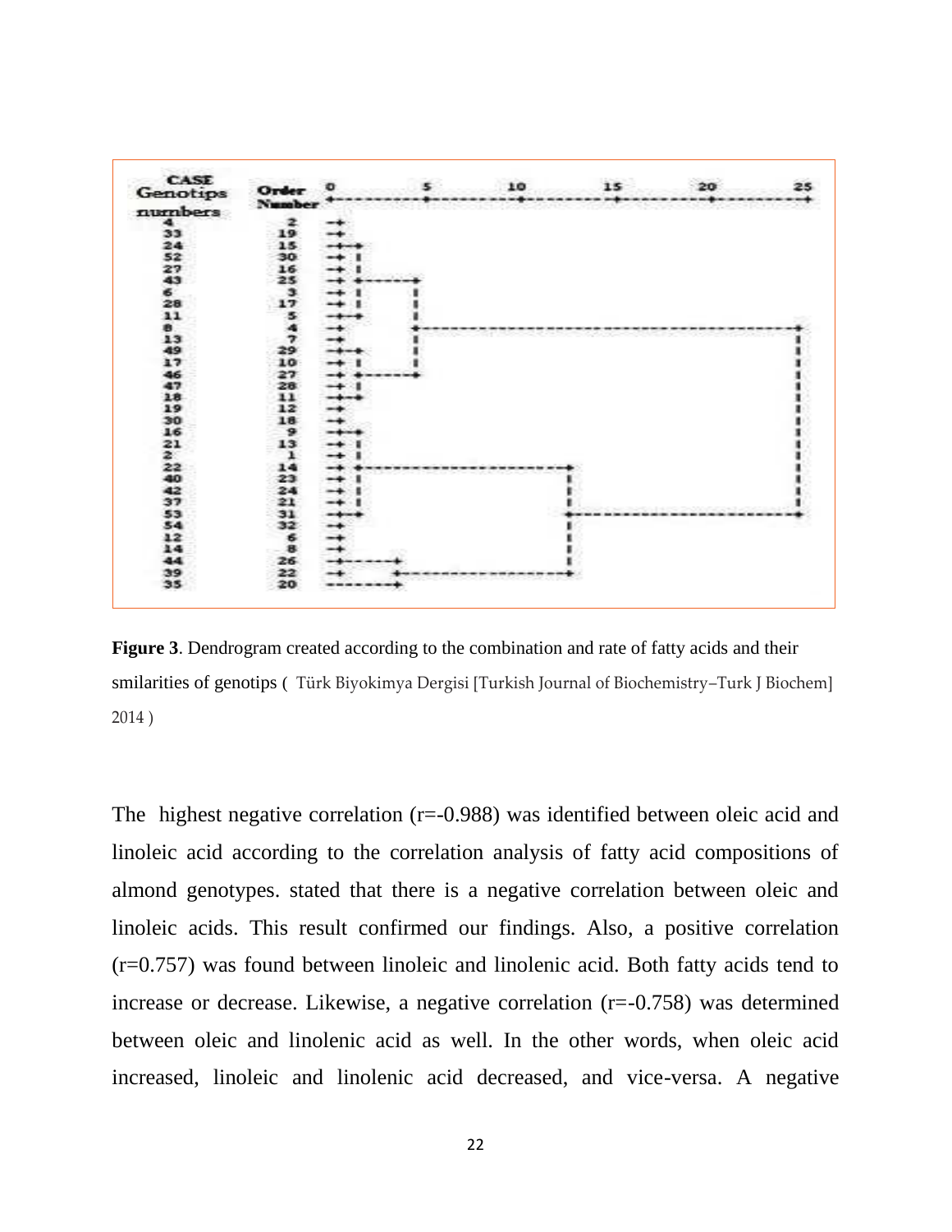**Figure 3**. Dendrogram created according to the combination and rate of fatty acids and their smilarities of genotips ( Türk Biyokimya Dergisi [Turkish Journal of Biochemistry–Turk J Biochem] 2014 )

The highest negative correlation (r=-0.988) was identified between oleic acid and linoleic acid according to the correlation analysis of fatty acid compositions of almond genotypes. stated that there is a negative correlation between oleic and linoleic acids. This result confirmed our findings. Also, a positive correlation (r=0.757) was found between linoleic and linolenic acid. Both fatty acids tend to increase or decrease. Likewise, a negative correlation (r=-0.758) was determined between oleic and linolenic acid as well. In the other words, when oleic acid increased, linoleic and linolenic acid decreased, and vice-versa. A negative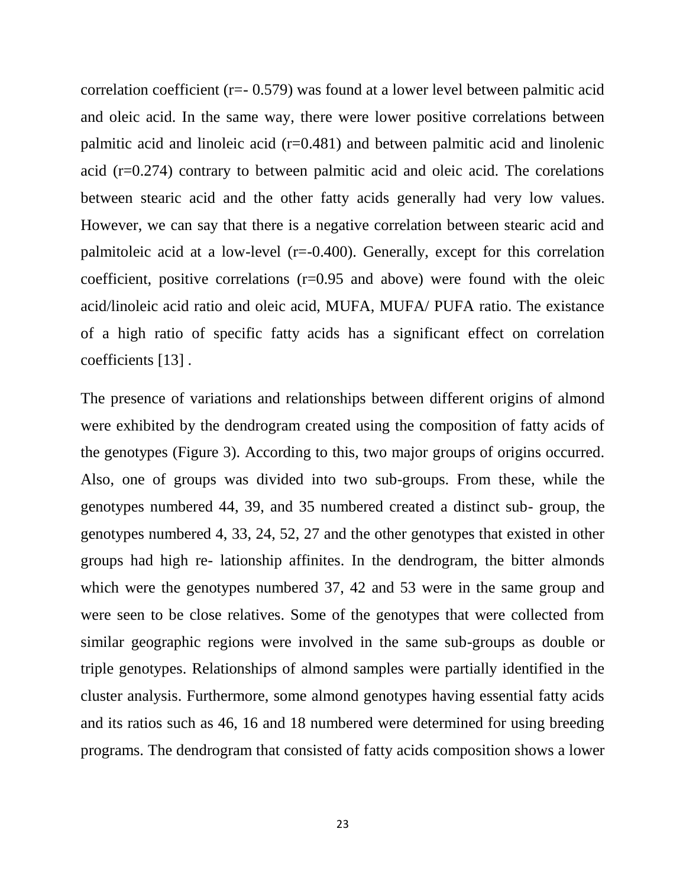correlation coefficient (r=- 0.579) was found at a lower level between palmitic acid and oleic acid. In the same way, there were lower positive correlations between palmitic acid and linoleic acid (r=0.481) and between palmitic acid and linolenic acid (r=0.274) contrary to between palmitic acid and oleic acid. The corelations between stearic acid and the other fatty acids generally had very low values. However, we can say that there is a negative correlation between stearic acid and palmitoleic acid at a low-level (r=-0.400). Generally, except for this correlation coefficient, positive correlations (r=0.95 and above) were found with the oleic acid/linoleic acid ratio and oleic acid, MUFA, MUFA/ PUFA ratio. The existance of a high ratio of specific fatty acids has a significant effect on correlation coefficients [13] .

The presence of variations and relationships between different origins of almond were exhibited by the dendrogram created using the composition of fatty acids of the genotypes (Figure 3). According to this, two major groups of origins occurred. Also, one of groups was divided into two sub-groups. From these, while the genotypes numbered 44, 39, and 35 numbered created a distinct sub- group, the genotypes numbered 4, 33, 24, 52, 27 and the other genotypes that existed in other groups had high re- lationship affinites. In the dendrogram, the bitter almonds which were the genotypes numbered 37, 42 and 53 were in the same group and were seen to be close relatives. Some of the genotypes that were collected from similar geographic regions were involved in the same sub-groups as double or triple genotypes. Relationships of almond samples were partially identified in the cluster analysis. Furthermore, some almond genotypes having essential fatty acids and its ratios such as 46, 16 and 18 numbered were determined for using breeding programs. The dendrogram that consisted of fatty acids composition shows a lower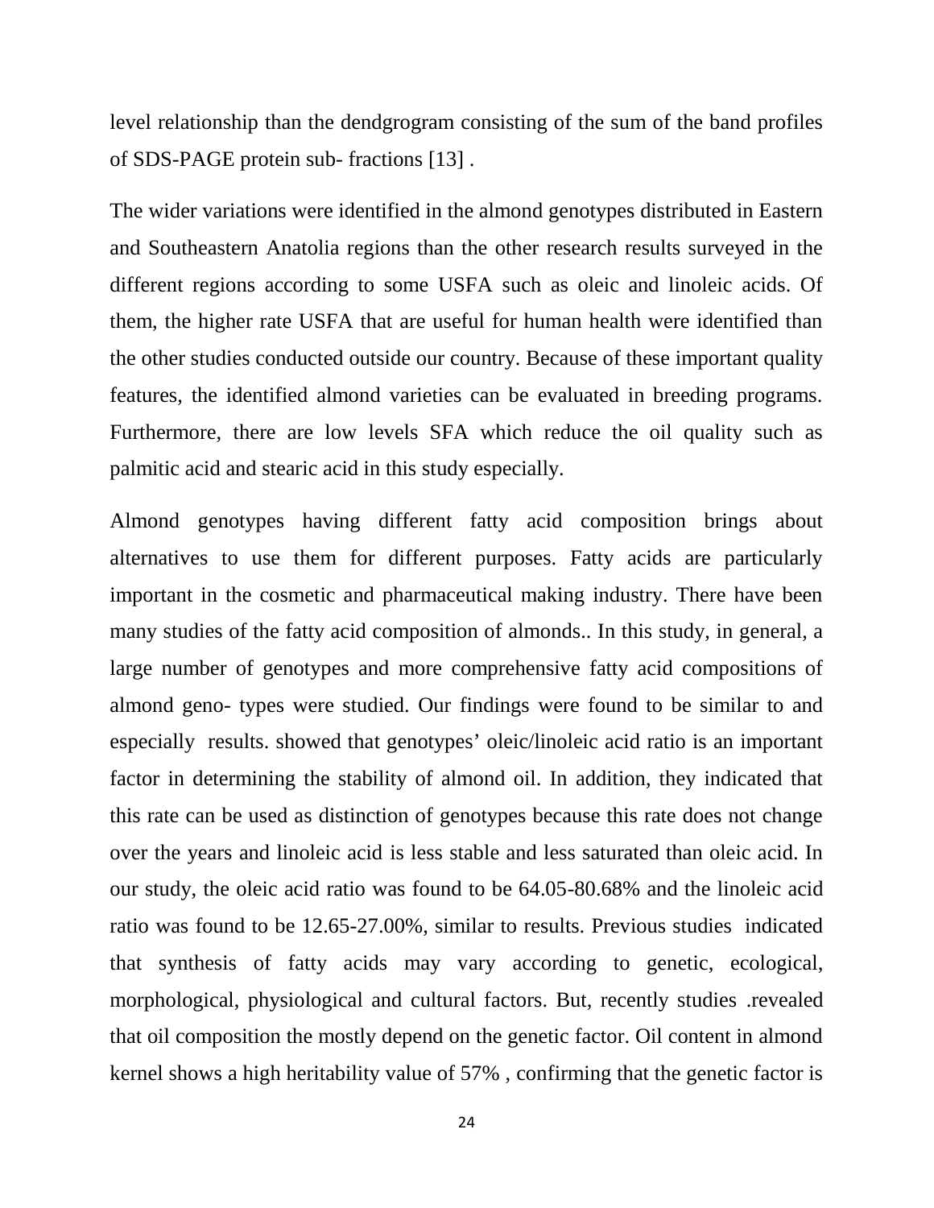level relationship than the dendgrogram consisting of the sum of the band profiles of SDS-PAGE protein sub- fractions [13] .

The wider variations were identified in the almond genotypes distributed in Eastern and Southeastern Anatolia regions than the other research results surveyed in the different regions according to some USFA such as oleic and linoleic acids. Of them, the higher rate USFA that are useful for human health were identified than the other studies conducted outside our country. Because of these important quality features, the identified almond varieties can be evaluated in breeding programs. Furthermore, there are low levels SFA which reduce the oil quality such as palmitic acid and stearic acid in this study especially.

Almond genotypes having different fatty acid composition brings about alternatives to use them for different purposes. Fatty acids are particularly important in the cosmetic and pharmaceutical making industry. There have been many studies of the fatty acid composition of almonds.. In this study, in general, a large number of genotypes and more comprehensive fatty acid compositions of almond geno- types were studied. Our findings were found to be similar to and especially  results. showed that genotypes' oleic/linoleic acid ratio is an important factor in determining the stability of almond oil. In addition, they indicated that this rate can be used as distinction of genotypes because this rate does not change over the years and linoleic acid is less stable and less saturated than oleic acid. In our study, the oleic acid ratio was found to be 64.05-80.68% and the linoleic acid ratio was found to be 12.65-27.00%, similar to results. Previous studies  indicated that synthesis of fatty acids may vary according to genetic, ecological, morphological, physiological and cultural factors. But, recently studies .revealed that oil composition the mostly depend on the genetic factor. Oil content in almond kernel shows a high heritability value of 57% , confirming that the genetic factor is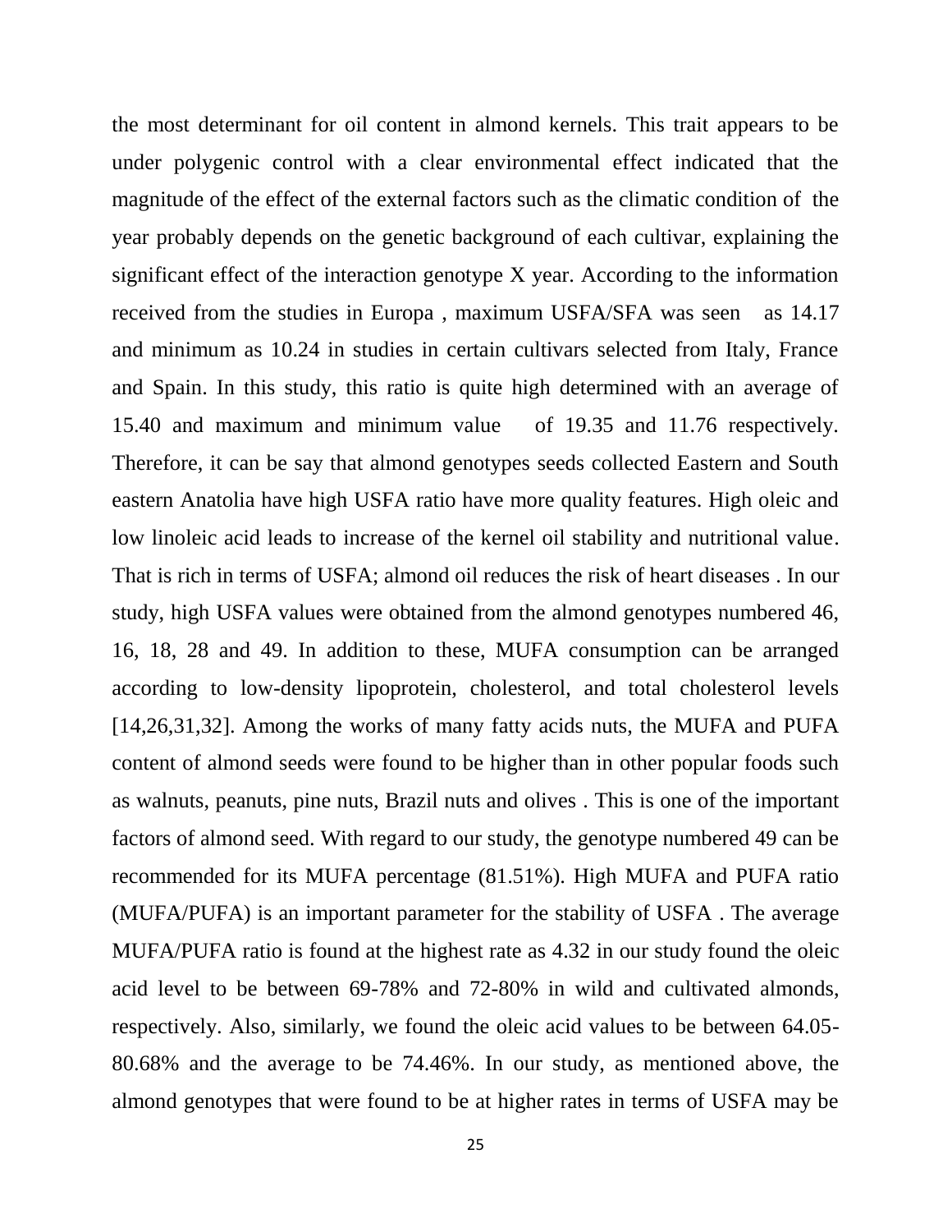the most determinant for oil content in almond kernels. This trait appears to be under polygenic control with a clear environmental effect indicated that the magnitude of the effect of the external factors such as the climatic condition of the year probably depends on the genetic background of each cultivar, explaining the significant effect of the interaction genotype X year. According to the information received from the studies in Europa , maximum USFA/SFA was seen as 14.17 and minimum as 10.24 in studies in certain cultivars selected from Italy, France and Spain. In this study, this ratio is quite high determined with an average of 15.40 and maximum and minimum value of 19.35 and 11.76 respectively. Therefore, it can be say that almond genotypes seeds collected Eastern and South eastern Anatolia have high USFA ratio have more quality features. High oleic and low linoleic acid leads to increase of the kernel oil stability and nutritional value. That is rich in terms of USFA; almond oil reduces the risk of heart diseases . In our study, high USFA values were obtained from the almond genotypes numbered 46, 16, 18, 28 and 49. In addition to these, MUFA consumption can be arranged according to low-density lipoprotein, cholesterol, and total cholesterol levels [14,26,31,32]. Among the works of many fatty acids nuts, the MUFA and PUFA content of almond seeds were found to be higher than in other popular foods such as walnuts, peanuts, pine nuts, Brazil nuts and olives . This is one of the important factors of almond seed. With regard to our study, the genotype numbered 49 can be recommended for its MUFA percentage (81.51%). High MUFA and PUFA ratio (MUFA/PUFA) is an important parameter for the stability of USFA . The average MUFA/PUFA ratio is found at the highest rate as 4.32 in our study found the oleic acid level to be between 69-78% and 72-80% in wild and cultivated almonds, respectively. Also, similarly, we found the oleic acid values to be between 64.05-80.68% and the average to be 74.46%. In our study, as mentioned above, the almond genotypes that were found to be at higher rates in terms of USFA may be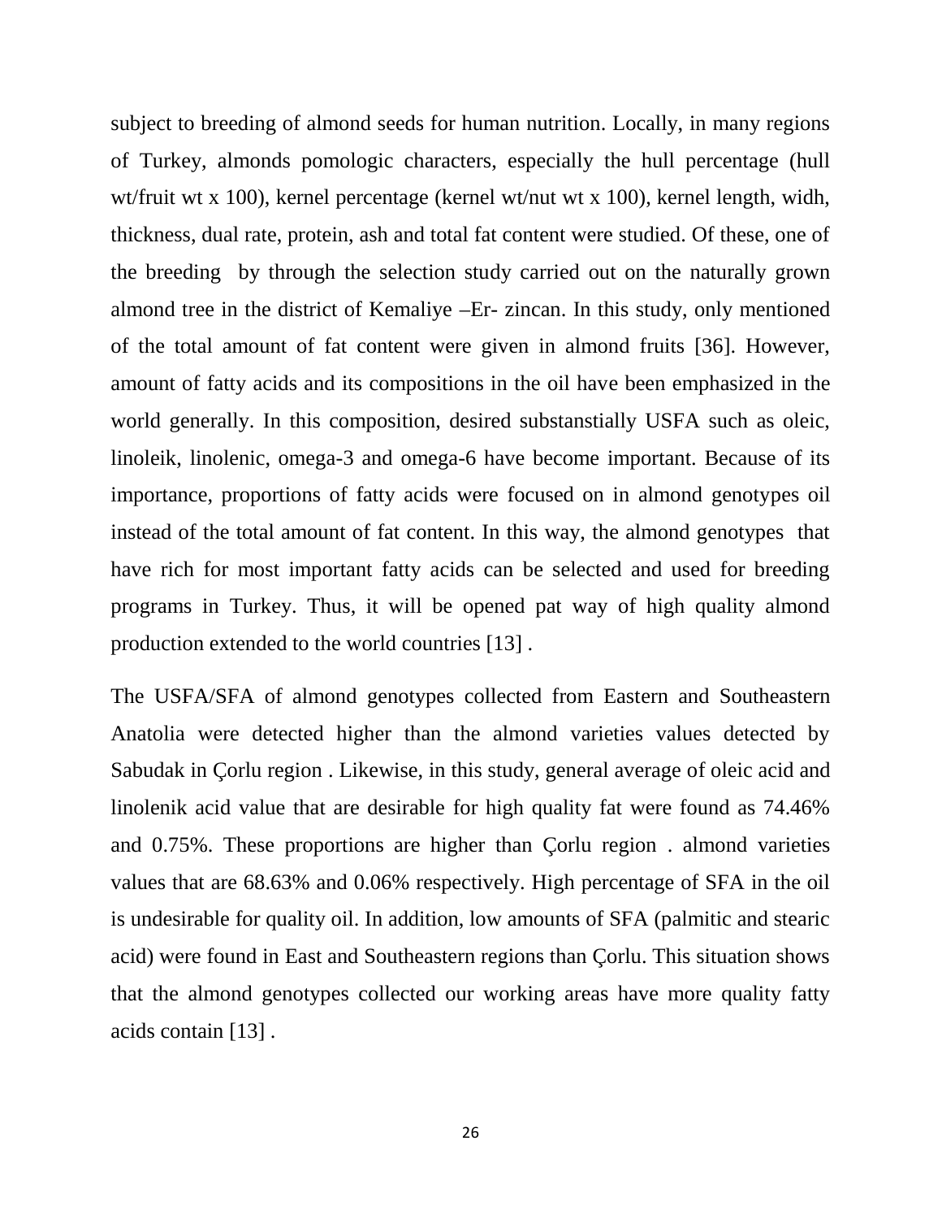subject to breeding of almond seeds for human nutrition. Locally, in many regions of Turkey, almonds pomologic characters, especially the hull percentage (hull wt/fruit wt x 100), kernel percentage (kernel wt/nut wt x 100), kernel length, widh, thickness, dual rate, protein, ash and total fat content were studied. Of these, one of the breeding by through the selection study carried out on the naturally grown almond tree in the district of Kemaliye –Er- zincan. In this study, only mentioned of the total amount of fat content were given in almond fruits [36]. However, amount of fatty acids and its compositions in the oil have been emphasized in the world generally. In this composition, desired substanstially USFA such as oleic, linoleik, linolenic, omega-3 and omega-6 have become important. Because of its importance, proportions of fatty acids were focused on in almond genotypes oil instead of the total amount of fat content. In this way, the almond genotypes that have rich for most important fatty acids can be selected and used for breeding programs in Turkey. Thus, it will be opened pat way of high quality almond production extended to the world countries [13] .

The USFA/SFA of almond genotypes collected from Eastern and Southeastern Anatolia were detected higher than the almond varieties values detected by Sabudak in Çorlu region . Likewise, in this study, general average of oleic acid and linolenik acid value that are desirable for high quality fat were found as 74.46% and 0.75%. These proportions are higher than Çorlu region . almond varieties values that are 68.63% and 0.06% respectively. High percentage of SFA in the oil is undesirable for quality oil. In addition, low amounts of SFA (palmitic and stearic acid) were found in East and Southeastern regions than Çorlu. This situation shows that the almond genotypes collected our working areas have more quality fatty acids contain [13] .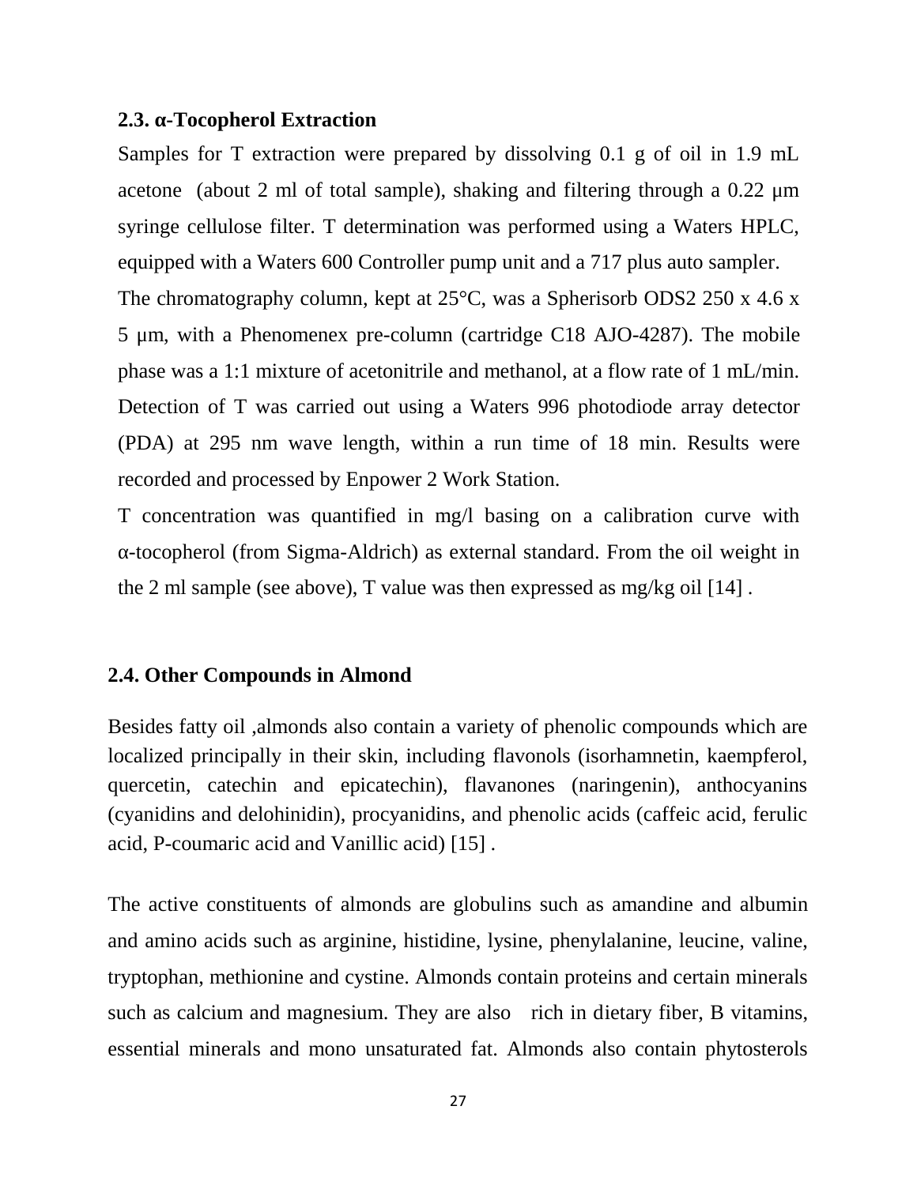### 2.3. α-Tocopherol Extraction

Samples for T extraction were prepared by dissolving 0.1 g of oil in 1.9 mL acetone (about 2 ml of total sample), shaking and filtering through a 0.22 μm syringe cellulose filter. T determination was performed using a Waters HPLC, equipped with a Waters 600 Controller pump unit and a 717 plus auto sampler. The chromatography column, kept at 25°C, was a Spherisorb ODS2 250 x 4.6 x 5 μm, with a Phenomenex pre-column (cartridge C18 AJO-4287). The mobile phase was a 1:1 mixture of acetonitrile and methanol, at a flow rate of 1 mL/min. Detection of T was carried out using a Waters 996 photodiode array detector (PDA) at 295 nm wave length, within a run time of 18 min. Results were recorded and processed by Enpower 2 Work Station.

T concentration was quantified in mg/l basing on a calibration curve with α-tocopherol (from Sigma-Aldrich) as external standard. From the oil weight in the 2 ml sample (see above), T value was then expressed as mg/kg oil [14] .

### 2.4. Other Compounds in Almond

Besides fatty oil ,almonds also contain a variety of phenolic compounds which are localized principally in their skin, including flavonols (isorhamnetin, kaempferol, quercetin, catechin and epicatechin), flavanones (naringenin), anthocyanins (cyanidins and delohinidin), procyanidins, and phenolic acids (caffeic acid, ferulic acid, P-coumaric acid and Vanillic acid) [15] .

The active constituents of almonds are globulins such as amandine and albumin and amino acids such as arginine, histidine, lysine, phenylalanine, leucine, valine, tryptophan, methionine and cystine. Almonds contain proteins and certain minerals such as calcium and magnesium. They are also rich in dietary fiber, B vitamins, essential minerals and mono unsaturated fat. Almonds also contain phytosterols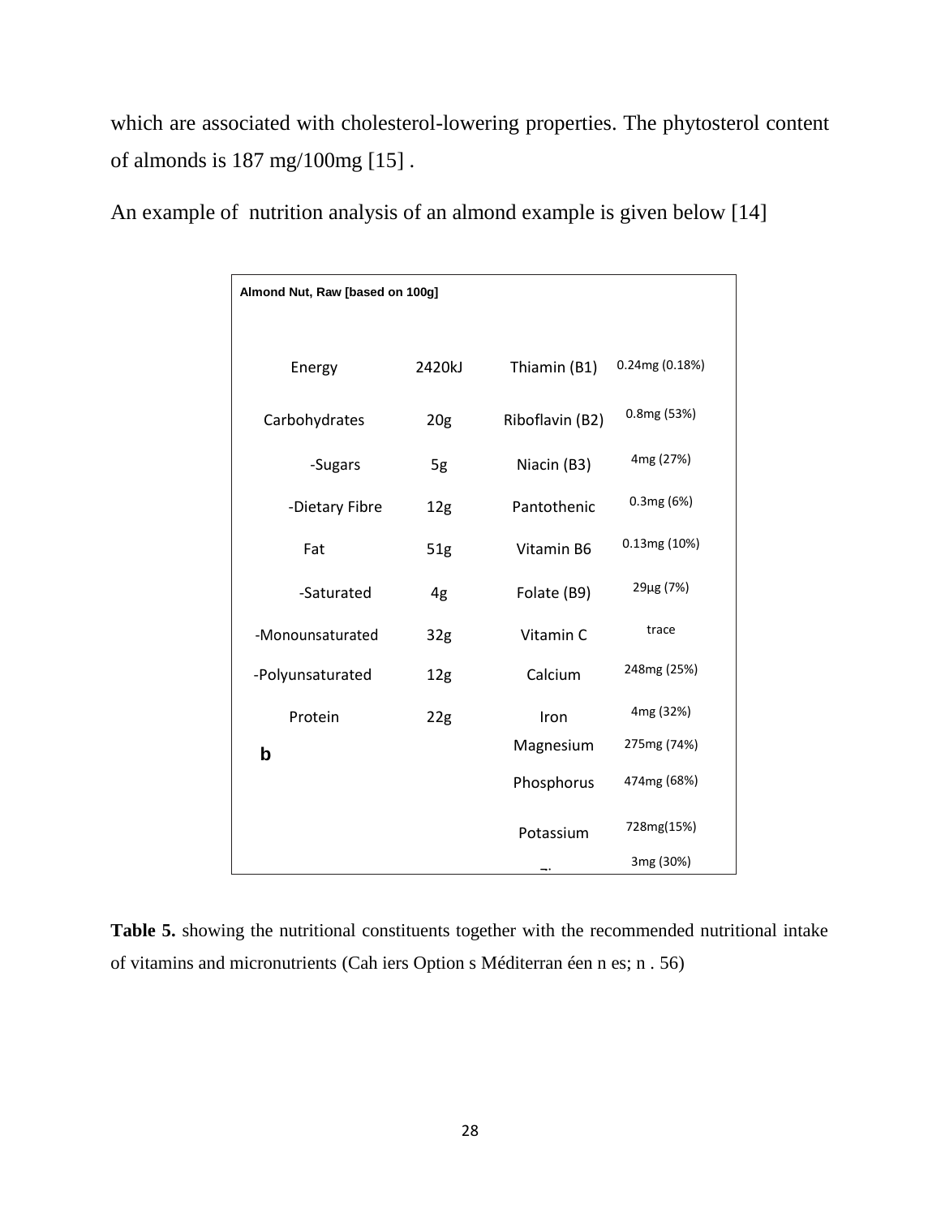which are associated with cholesterol-lowering properties. The phytosterol content of almonds is 187 mg/100mg [15] .

An example of nutrition analysis of an almond example is given below [14]

| Almond Nut, Raw [based on 100g] | | | |
|---|---|---|---|
| Energy | 2420kJ | Thiamin (B1) | 0.24mg (0.18%) |
| Carbohydrates | 20g | Riboflavin (B2) | 0.8mg (53%) |
| -Sugars | 5g | Niacin (B3) | 4mg (27%) |
| -Dietary Fibre | 12g | Pantothenic | 0.3mg (6%) |
| Fat | 51g | Vitamin B6 | 0.13mg (10%) |
| -Saturated | 4g | Folate (B9) | 29µg (7%) |
| -Monounsaturated | 32g | Vitamin C | trace |
| -Polyunsaturated | 12g | Calcium | 248mg (25%) |
| Protein | 22g | Iron | 4mg (32%) |
| b | | Magnesium | 275mg (74%) |
| | | Phosphorus | 474mg (68%) |
| | | Potassium | 728mg(15%) |
| | | Zi | 3mg (30%) |

**Table 5.** showing the nutritional constituents together with the recommended nutritional intake of vitamins and micronutrients (Cah iers Option s Méditerran éen n es; n . 56)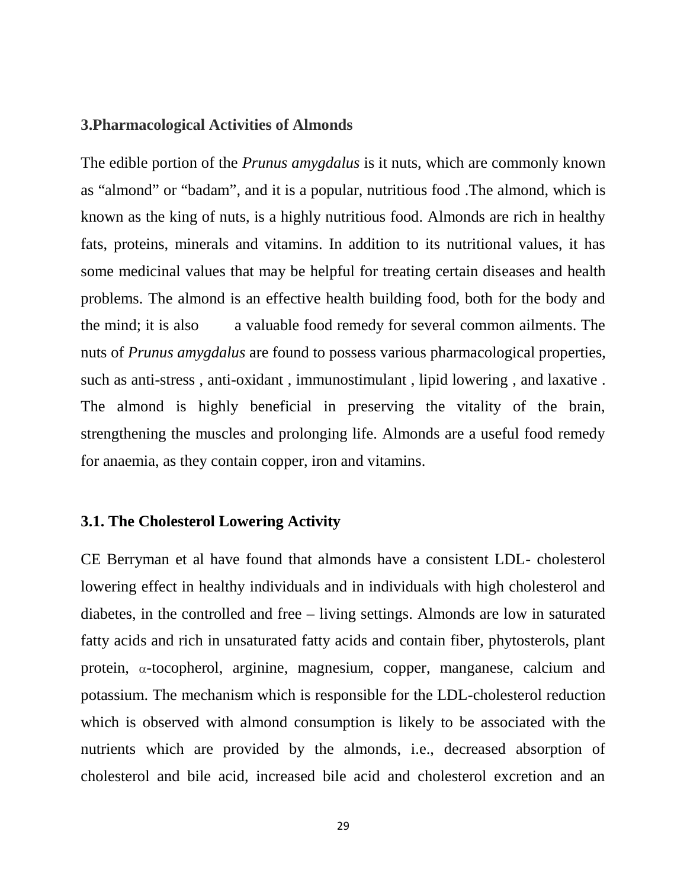## 3.Pharmacological Activities of Almonds

The edible portion of the *Prunus amygdalus* is it nuts, which are commonly known as "almond" or "badam", and it is a popular, nutritious food .The almond, which is known as the king of nuts, is a highly nutritious food. Almonds are rich in healthy fats, proteins, minerals and vitamins. In addition to its nutritional values, it has some medicinal values that may be helpful for treating certain diseases and health problems. The almond is an effective health building food, both for the body and the mind; it is also a valuable food remedy for several common ailments. The nuts of *Prunus amygdalus* are found to possess various pharmacological properties, such as anti-stress , anti-oxidant , immunostimulant , lipid lowering , and laxative . The almond is highly beneficial in preserving the vitality of the brain, strengthening the muscles and prolonging life. Almonds are a useful food remedy for anaemia, as they contain copper, iron and vitamins.

### 3.1. The Cholesterol Lowering Activity

CE Berryman et al have found that almonds have a consistent LDL- cholesterol lowering effect in healthy individuals and in individuals with high cholesterol and diabetes, in the controlled and free – living settings. Almonds are low in saturated fatty acids and rich in unsaturated fatty acids and contain fiber, phytosterols, plant protein, $\alpha$-tocopherol, arginine, magnesium, copper, manganese, calcium and potassium. The mechanism which is responsible for the LDL-cholesterol reduction which is observed with almond consumption is likely to be associated with the nutrients which are provided by the almonds, i.e., decreased absorption of cholesterol and bile acid, increased bile acid and cholesterol excretion and an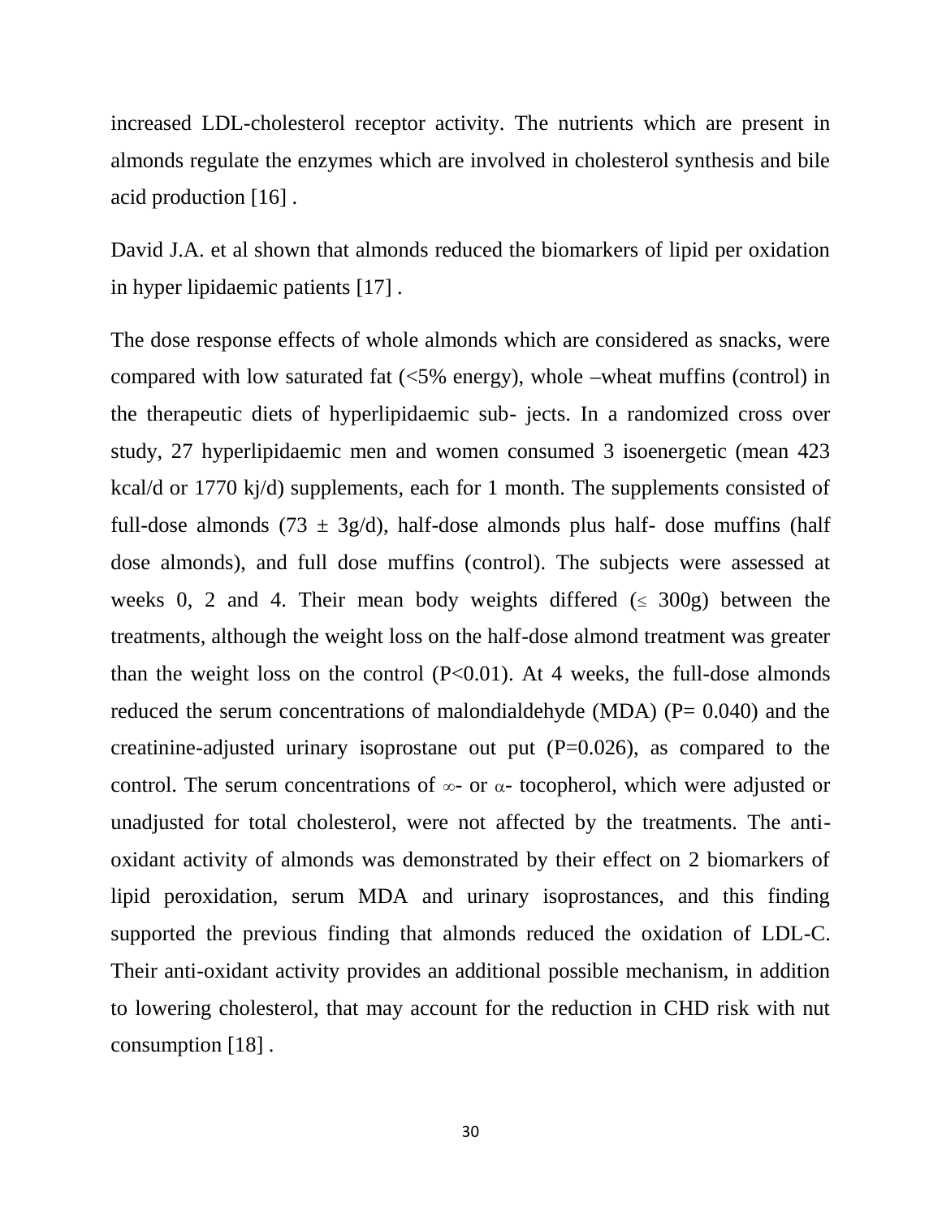increased LDL-cholesterol receptor activity. The nutrients which are present in almonds regulate the enzymes which are involved in cholesterol synthesis and bile acid production [16] .

David J.A. et al shown that almonds reduced the biomarkers of lipid per oxidation in hyper lipidaemic patients [17] .

The dose response effects of whole almonds which are considered as snacks, were compared with low saturated fat (<5% energy), whole –wheat muffins (control) in the therapeutic diets of hyperlipidaemic sub- jects. In a randomized cross over study, 27 hyperlipidaemic men and women consumed 3 isoenergetic (mean 423 kcal/d or 1770 kj/d) supplements, each for 1 month. The supplements consisted of full-dose almonds (73 $\pm$ 3g/d), half-dose almonds plus half- dose muffins (half dose almonds), and full dose muffins (control). The subjects were assessed at weeks 0, 2 and 4. Their mean body weights differed ($\leq$ 300g) between the treatments, although the weight loss on the half-dose almond treatment was greater than the weight loss on the control (P<0.01). At 4 weeks, the full-dose almonds reduced the serum concentrations of malondialdehyde (MDA) (P= 0.040) and the creatinine-adjusted urinary isoprostane out put (P=0.026), as compared to the control. The serum concentrations of $\infty$- or $\alpha$- tocopherol, which were adjusted or unadjusted for total cholesterol, were not affected by the treatments. The anti-oxidant activity of almonds was demonstrated by their effect on 2 biomarkers of lipid peroxidation, serum MDA and urinary isoprostances, and this finding supported the previous finding that almonds reduced the oxidation of LDL-C. Their anti-oxidant activity provides an additional possible mechanism, in addition to lowering cholesterol, that may account for the reduction in CHD risk with nut consumption [18] .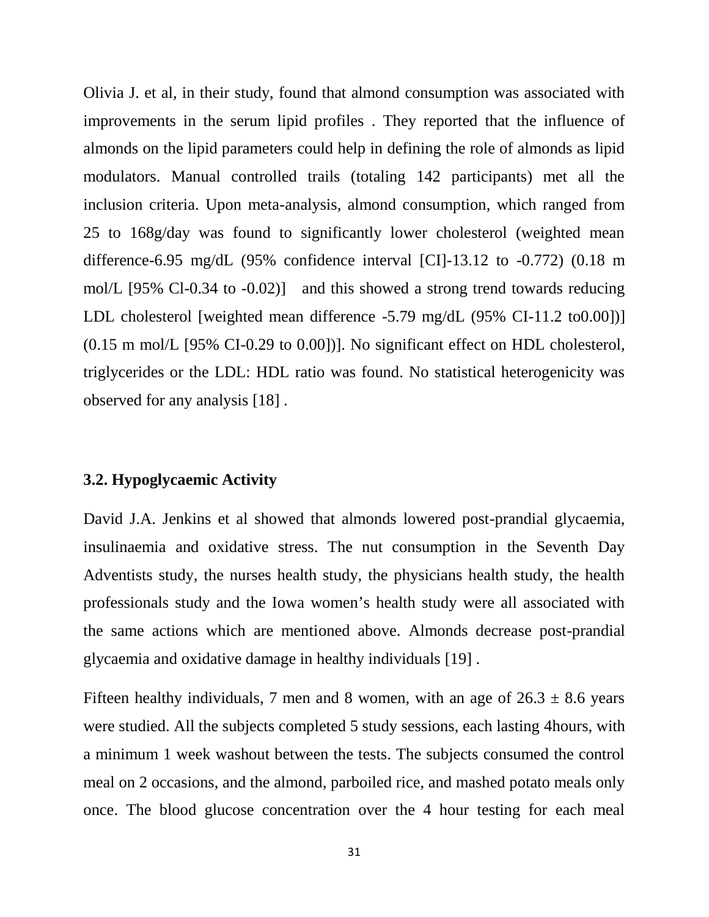Olivia J. et al, in their study, found that almond consumption was associated with improvements in the serum lipid profiles . They reported that the influence of almonds on the lipid parameters could help in defining the role of almonds as lipid modulators. Manual controlled trails (totaling 142 participants) met all the inclusion criteria. Upon meta-analysis, almond consumption, which ranged from 25 to 168g/day was found to significantly lower cholesterol (weighted mean difference-6.95 mg/dL (95% confidence interval [CI]-13.12 to -0.772) (0.18 m mol/L [95% Cl-0.34 to -0.02)]  and this showed a strong trend towards reducing LDL cholesterol [weighted mean difference -5.79 mg/dL (95% CI-11.2 to0.00])] (0.15 m mol/L [95% CI-0.29 to 0.00])]. No significant effect on HDL cholesterol, triglycerides or the LDL: HDL ratio was found. No statistical heterogenicity was observed for any analysis [18] .

### 3.2. Hypoglycaemic Activity

David J.A. Jenkins et al showed that almonds lowered post-prandial glycaemia, insulinaemia and oxidative stress. The nut consumption in the Seventh Day Adventists study, the nurses health study, the physicians health study, the health professionals study and the Iowa women's health study were all associated with the same actions which are mentioned above. Almonds decrease post-prandial glycaemia and oxidative damage in healthy individuals [19] .

Fifteen healthy individuals, 7 men and 8 women, with an age of 26.3 ± 8.6 years were studied. All the subjects completed 5 study sessions, each lasting 4hours, with a minimum 1 week washout between the tests. The subjects consumed the control meal on 2 occasions, and the almond, parboiled rice, and mashed potato meals only once. The blood glucose concentration over the 4 hour testing for each meal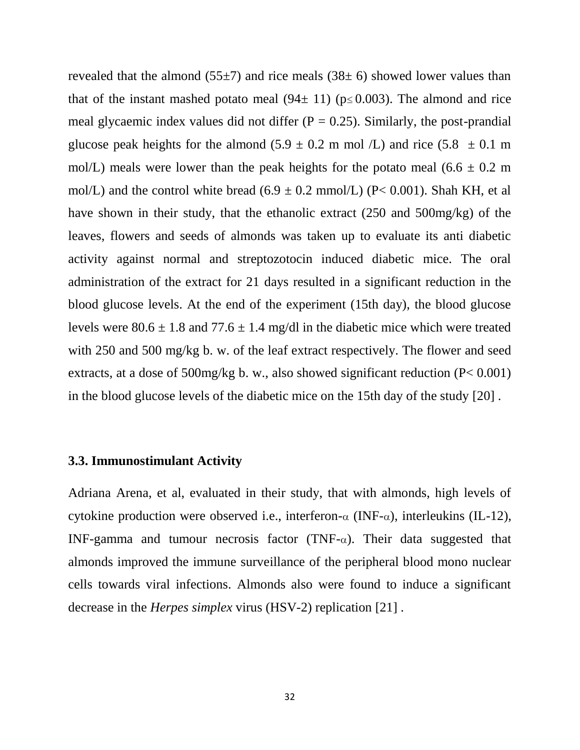revealed that the almond (55±7) and rice meals (38± 6) showed lower values than that of the instant mashed potato meal (94± 11) ($p \leq 0.003$). The almond and rice meal glycaemic index values did not differ ($P = 0.25$). Similarly, the post-prandial glucose peak heights for the almond (5.9 ± 0.2 m mol /L) and rice (5.8 ± 0.1 m mol/L) meals were lower than the peak heights for the potato meal (6.6 ± 0.2 m mol/L) and the control white bread (6.9 ± 0.2 mmol/L) ($P < 0.001$). Shah KH, et al have shown in their study, that the ethanolic extract (250 and 500mg/kg) of the leaves, flowers and seeds of almonds was taken up to evaluate its anti diabetic activity against normal and streptozotocin induced diabetic mice. The oral administration of the extract for 21 days resulted in a significant reduction in the blood glucose levels. At the end of the experiment (15th day), the blood glucose levels were 80.6 ± 1.8 and 77.6 ± 1.4 mg/dl in the diabetic mice which were treated with 250 and 500 mg/kg b. w. of the leaf extract respectively. The flower and seed extracts, at a dose of 500mg/kg b. w., also showed significant reduction ($P < 0.001$) in the blood glucose levels of the diabetic mice on the 15th day of the study [20] .

### 3.3. Immunostimulant Activity

Adriana Arena, et al, evaluated in their study, that with almonds, high levels of cytokine production were observed i.e., interferon-α (INF-α), interleukins (IL-12), INF-gamma and tumour necrosis factor (TNF-α). Their data suggested that almonds improved the immune surveillance of the peripheral blood mono nuclear cells towards viral infections. Almonds also were found to induce a significant decrease in the *Herpes simplex* virus (HSV-2) replication [21] .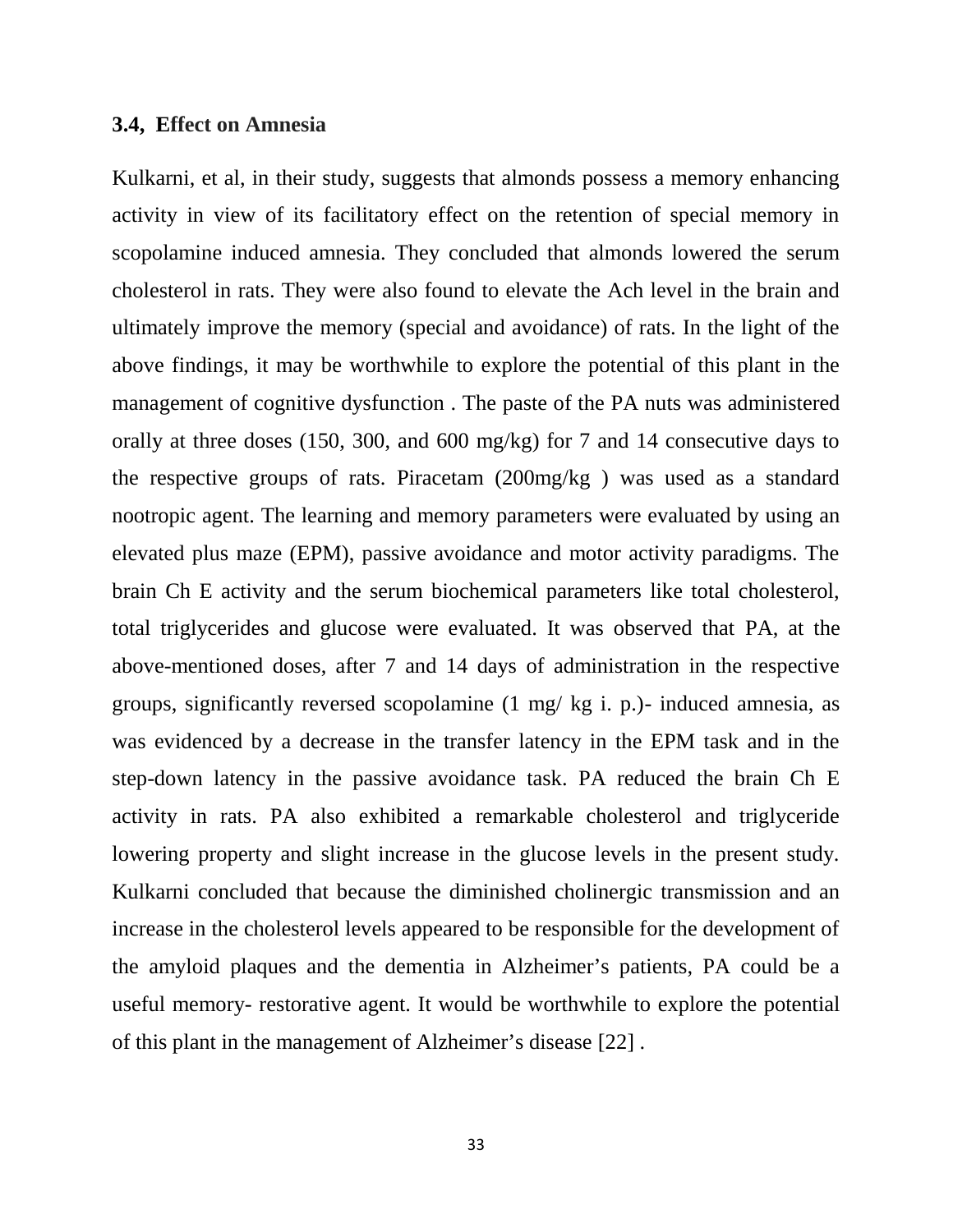### 3.4, Effect on Amnesia

Kulkarni, et al, in their study, suggests that almonds possess a memory enhancing activity in view of its facilitatory effect on the retention of special memory in scopolamine induced amnesia. They concluded that almonds lowered the serum cholesterol in rats. They were also found to elevate the Ach level in the brain and ultimately improve the memory (special and avoidance) of rats. In the light of the above findings, it may be worthwhile to explore the potential of this plant in the management of cognitive dysfunction . The paste of the PA nuts was administered orally at three doses (150, 300, and 600 mg/kg) for 7 and 14 consecutive days to the respective groups of rats. Piracetam (200mg/kg ) was used as a standard nootropic agent. The learning and memory parameters were evaluated by using an elevated plus maze (EPM), passive avoidance and motor activity paradigms. The brain Ch E activity and the serum biochemical parameters like total cholesterol, total triglycerides and glucose were evaluated. It was observed that PA, at the above-mentioned doses, after 7 and 14 days of administration in the respective groups, significantly reversed scopolamine (1 mg/ kg i. p.)- induced amnesia, as was evidenced by a decrease in the transfer latency in the EPM task and in the step-down latency in the passive avoidance task. PA reduced the brain Ch E activity in rats. PA also exhibited a remarkable cholesterol and triglyceride lowering property and slight increase in the glucose levels in the present study. Kulkarni concluded that because the diminished cholinergic transmission and an increase in the cholesterol levels appeared to be responsible for the development of the amyloid plaques and the dementia in Alzheimer's patients, PA could be a useful memory- restorative agent. It would be worthwhile to explore the potential of this plant in the management of Alzheimer's disease [22] .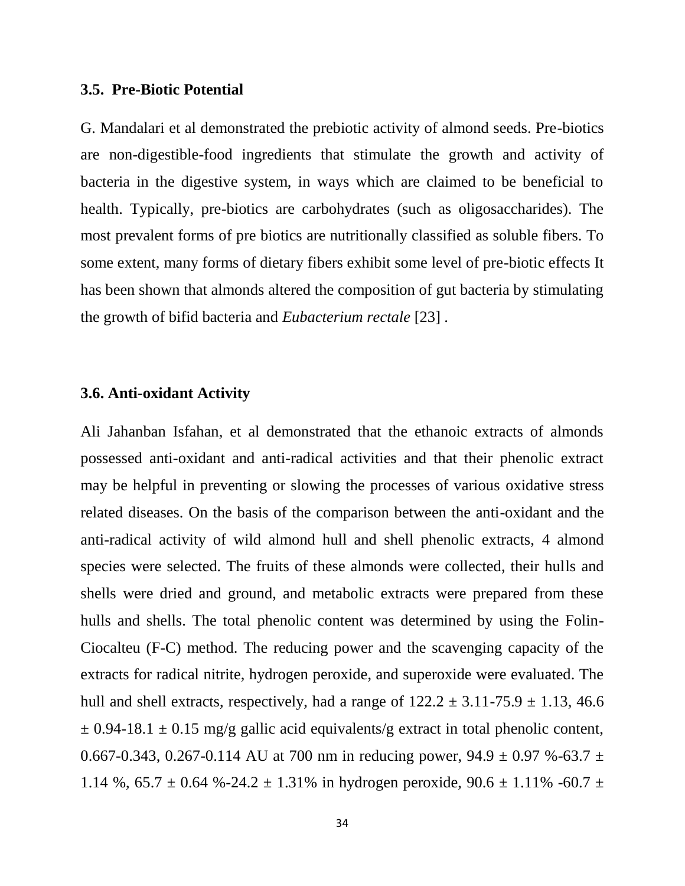### 3.5. Pre-Biotic Potential

G. Mandalari et al demonstrated the prebiotic activity of almond seeds. Pre-biotics are non-digestible-food ingredients that stimulate the growth and activity of bacteria in the digestive system, in ways which are claimed to be beneficial to health. Typically, pre-biotics are carbohydrates (such as oligosaccharides). The most prevalent forms of pre biotics are nutritionally classified as soluble fibers. To some extent, many forms of dietary fibers exhibit some level of pre-biotic effects It has been shown that almonds altered the composition of gut bacteria by stimulating the growth of bifid bacteria and *Eubacterium rectale* [23] .

### 3.6. Anti-oxidant Activity

Ali Jahanban Isfahan, et al demonstrated that the ethanoic extracts of almonds possessed anti-oxidant and anti-radical activities and that their phenolic extract may be helpful in preventing or slowing the processes of various oxidative stress related diseases. On the basis of the comparison between the anti-oxidant and the anti-radical activity of wild almond hull and shell phenolic extracts, 4 almond species were selected. The fruits of these almonds were collected, their hulls and shells were dried and ground, and metabolic extracts were prepared from these hulls and shells. The total phenolic content was determined by using the Folin-Ciocalteu (F-C) method. The reducing power and the scavenging capacity of the extracts for radical nitrite, hydrogen peroxide, and superoxide were evaluated. The hull and shell extracts, respectively, had a range of $122.2 \pm 3.11$-$75.9 \pm 1.13$, $46.6 \pm 0.94$-$18.1 \pm 0.15$ mg/g gallic acid equivalents/g extract in total phenolic content, 0.667-0.343, 0.267-0.114 AU at 700 nm in reducing power, $94.9 \pm 0.97$ %-$63.7 \pm 1.14$ %, $65.7 \pm 0.64$ %-$24.2 \pm 1.31$% in hydrogen peroxide, $90.6 \pm 1.11$% -$60.7 \pm$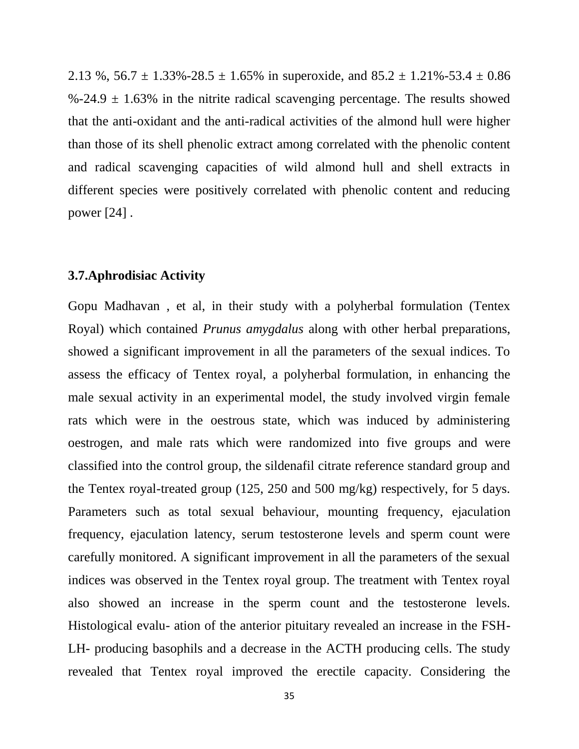2.13 %, 56.7 ± 1.33%-28.5 ± 1.65% in superoxide, and 85.2 ± 1.21%-53.4 ± 0.86 %-24.9 ± 1.63% in the nitrite radical scavenging percentage. The results showed that the anti-oxidant and the anti-radical activities of the almond hull were higher than those of its shell phenolic extract among correlated with the phenolic content and radical scavenging capacities of wild almond hull and shell extracts in different species were positively correlated with phenolic content and reducing power [24] .

### 3.7.Aphrodisiac Activity

Gopu Madhavan , et al, in their study with a polyherbal formulation (Tentex Royal) which contained *Prunus amygdalus* along with other herbal preparations, showed a significant improvement in all the parameters of the sexual indices. To assess the efficacy of Tentex royal, a polyherbal formulation, in enhancing the male sexual activity in an experimental model, the study involved virgin female rats which were in the oestrous state, which was induced by administering oestrogen, and male rats which were randomized into five groups and were classified into the control group, the sildenafil citrate reference standard group and the Tentex royal-treated group (125, 250 and 500 mg/kg) respectively, for 5 days. Parameters such as total sexual behaviour, mounting frequency, ejaculation frequency, ejaculation latency, serum testosterone levels and sperm count were carefully monitored. A significant improvement in all the parameters of the sexual indices was observed in the Tentex royal group. The treatment with Tentex royal also showed an increase in the sperm count and the testosterone levels. Histological evalu- ation of the anterior pituitary revealed an increase in the FSH-LH- producing basophils and a decrease in the ACTH producing cells. The study revealed that Tentex royal improved the erectile capacity. Considering the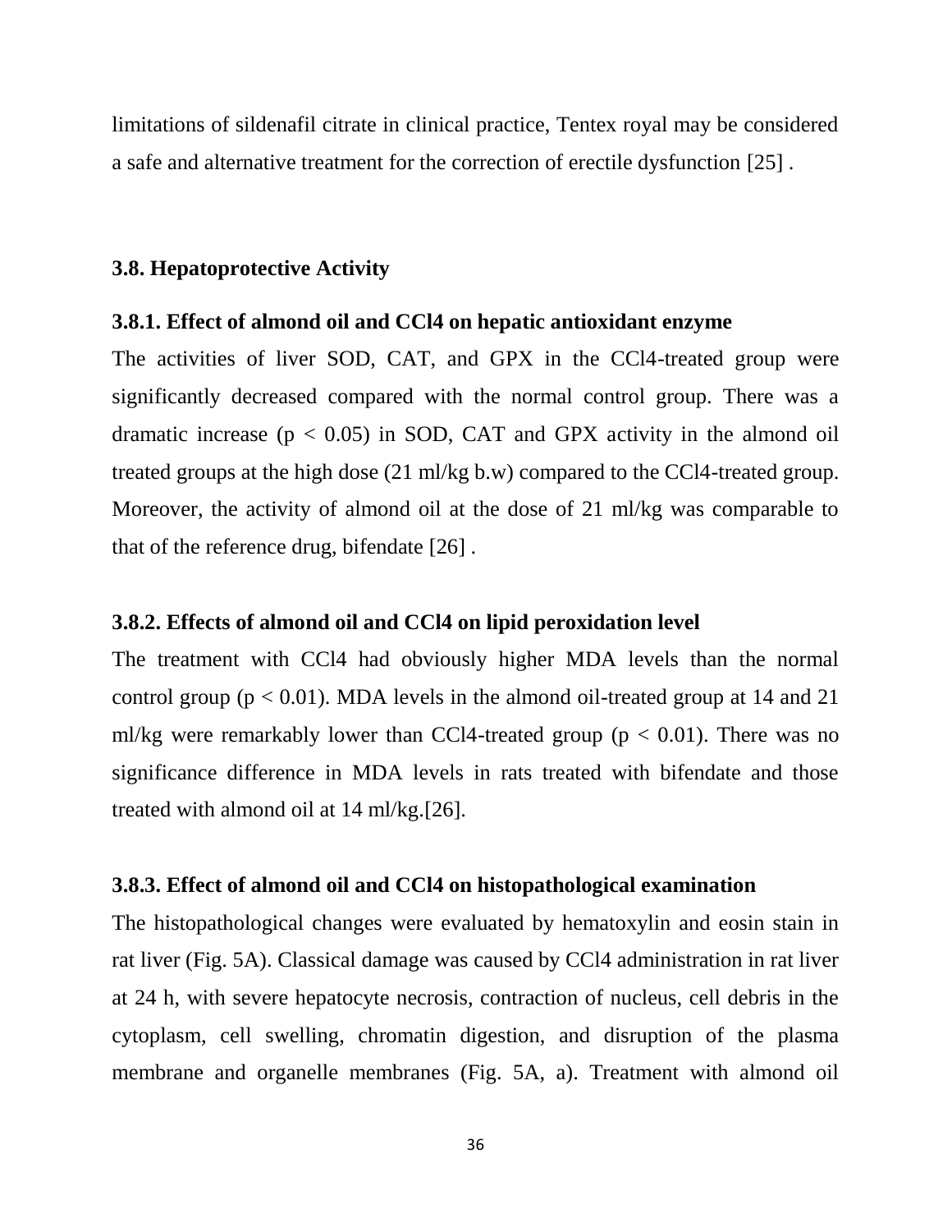limitations of sildenafil citrate in clinical practice, Tentex royal may be considered a safe and alternative treatment for the correction of erectile dysfunction [25] .

### 3.8. Hepatoprotective Activity

#### 3.8.1. Effect of almond oil and $CCl_4$ on hepatic antioxidant enzyme

The activities of liver SOD, CAT, and GPX in the $CCl_4$-treated group were significantly decreased compared with the normal control group. There was a dramatic increase ($p < 0.05$) in SOD, CAT and GPX activity in the almond oil treated groups at the high dose (21 ml/kg b.w) compared to the $CCl_4$-treated group. Moreover, the activity of almond oil at the dose of 21 ml/kg was comparable to that of the reference drug, bifendate [26] .

#### 3.8.2. Effects of almond oil and $CCl_4$ on lipid peroxidation level

The treatment with $CCl_4$ had obviously higher MDA levels than the normal control group ($p < 0.01$). MDA levels in the almond oil-treated group at 14 and 21 ml/kg were remarkably lower than $CCl_4$-treated group ($p < 0.01$). There was no significance difference in MDA levels in rats treated with bifendate and those treated with almond oil at 14 ml/kg.[26].

#### 3.8.3. Effect of almond oil and $CCl_4$ on histopathological examination

The histopathological changes were evaluated by hematoxylin and eosin stain in rat liver (Fig. 5A). Classical damage was caused by $CCl_4$ administration in rat liver at 24 h, with severe hepatocyte necrosis, contraction of nucleus, cell debris in the cytoplasm, cell swelling, chromatin digestion, and disruption of the plasma membrane and organelle membranes (Fig. 5A, a). Treatment with almond oil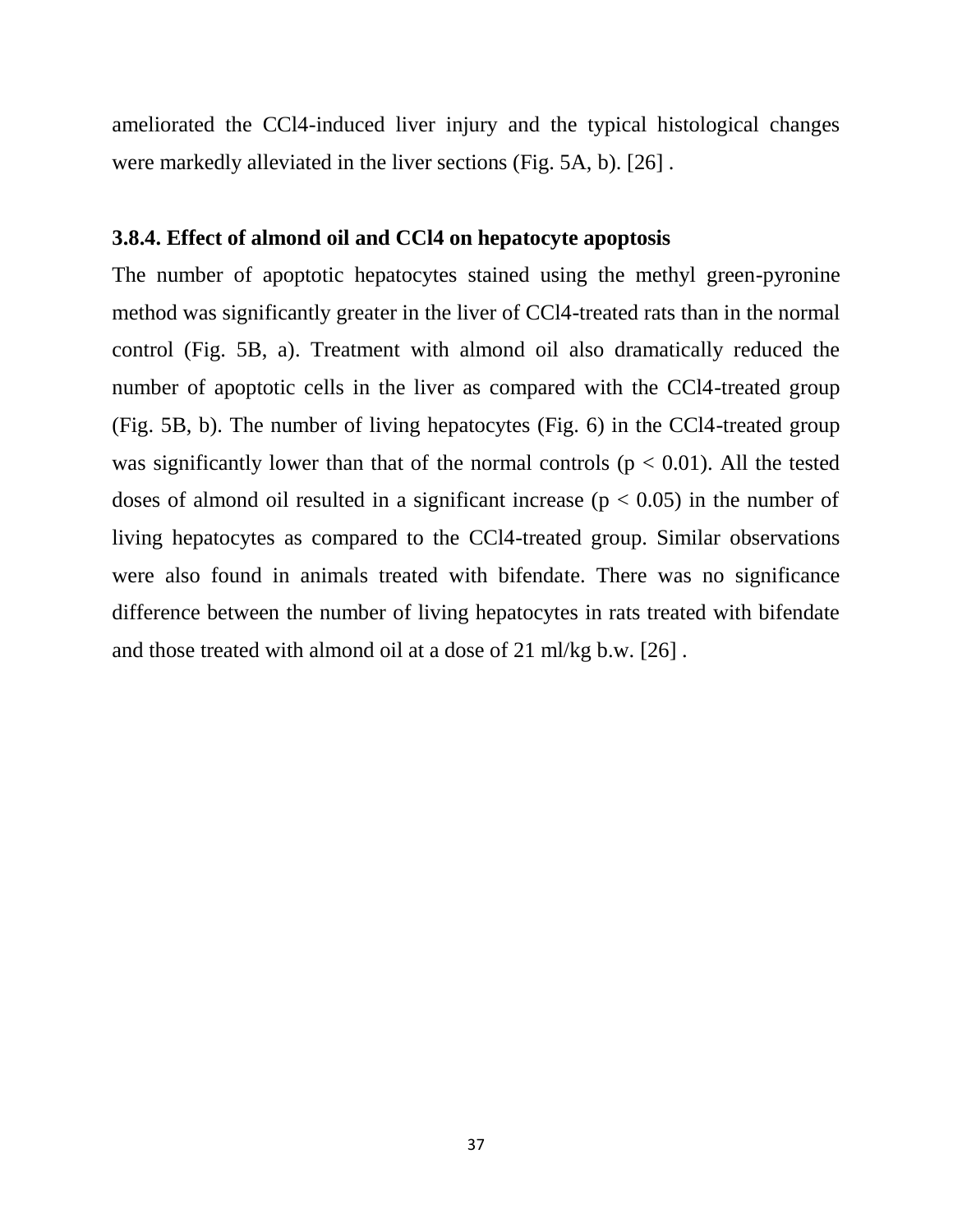ameliorated the $CCl_4$-induced liver injury and the typical histological changes were markedly alleviated in the liver sections (Fig. 5A, b). [26] .

### 3.8.4. Effect of almond oil and $CCl_4$ on hepatocyte apoptosis

The number of apoptotic hepatocytes stained using the methyl green-pyronine method was significantly greater in the liver of $CCl_4$-treated rats than in the normal control (Fig. 5B, a). Treatment with almond oil also dramatically reduced the number of apoptotic cells in the liver as compared with the $CCl_4$-treated group (Fig. 5B, b). The number of living hepatocytes (Fig. 6) in the $CCl_4$-treated group was significantly lower than that of the normal controls ($p < 0.01$). All the tested doses of almond oil resulted in a significant increase ($p < 0.05$) in the number of living hepatocytes as compared to the $CCl_4$-treated group. Similar observations were also found in animals treated with bifendate. There was no significance difference between the number of living hepatocytes in rats treated with bifendate and those treated with almond oil at a dose of 21 ml/kg b.w. [26] .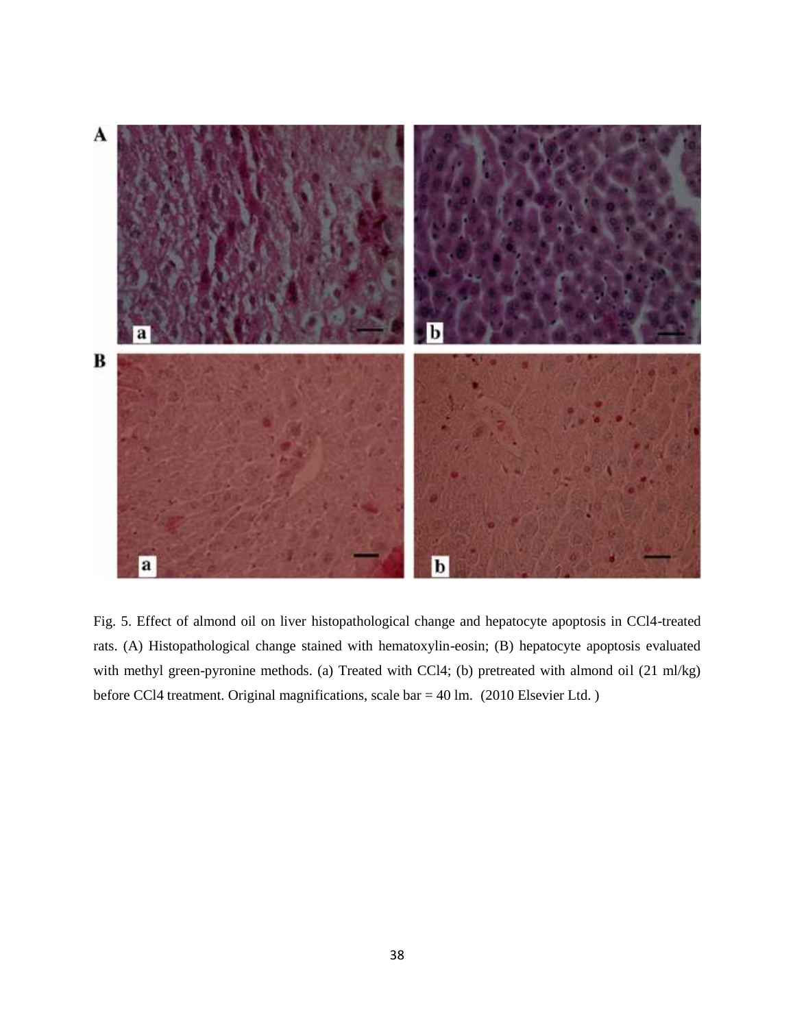Fig. 5. Effect of almond oil on liver histopathological change and hepatocyte apoptosis in $CCl_4$-treated rats. (A) Histopathological change stained with hematoxylin-eosin; (B) hepatocyte apoptosis evaluated with methyl green-pyronine methods. (a) Treated with $CCl_4$; (b) pretreated with almond oil (21 ml/kg) before $CCl_4$ treatment. Original magnifications, scale bar = 40 lm. (2010 Elsevier Ltd. )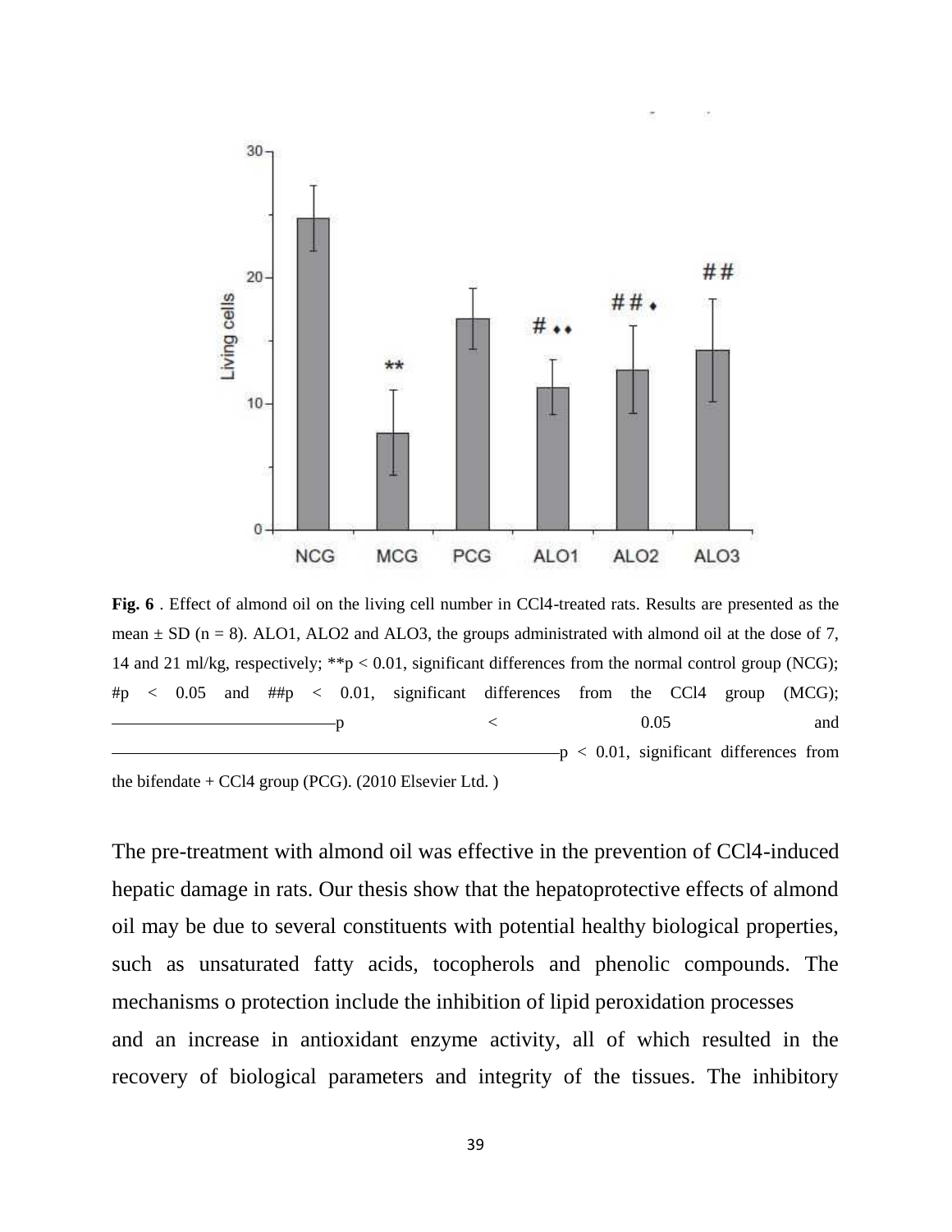Fig. 6 . Effect of almond oil on the living cell number in CCl4-treated rats. Results are presented as the mean ± SD (n = 8). ALO1, ALO2 and ALO3, the groups administrated with almond oil at the dose of 7, 14 and 21 ml/kg, respectively; **p < 0.01, significant differences from the normal control group (NCG); #p < 0.05 and ##p < 0.01, significant differences from the CCl4 group (MCG); p < 0.05 and p < 0.01, significant differences from the bifendate + CCl4 group (PCG). (2010 Elsevier Ltd. )

The pre-treatment with almond oil was effective in the prevention of CCl4-induced hepatic damage in rats. Our thesis show that the hepatoprotective effects of almond oil may be due to several constituents with potential healthy biological properties, such as unsaturated fatty acids, tocopherols and phenolic compounds. The mechanisms o protection include the inhibition of lipid peroxidation processes and an increase in antioxidant enzyme activity, all of which resulted in the recovery of biological parameters and integrity of the tissues. The inhibitory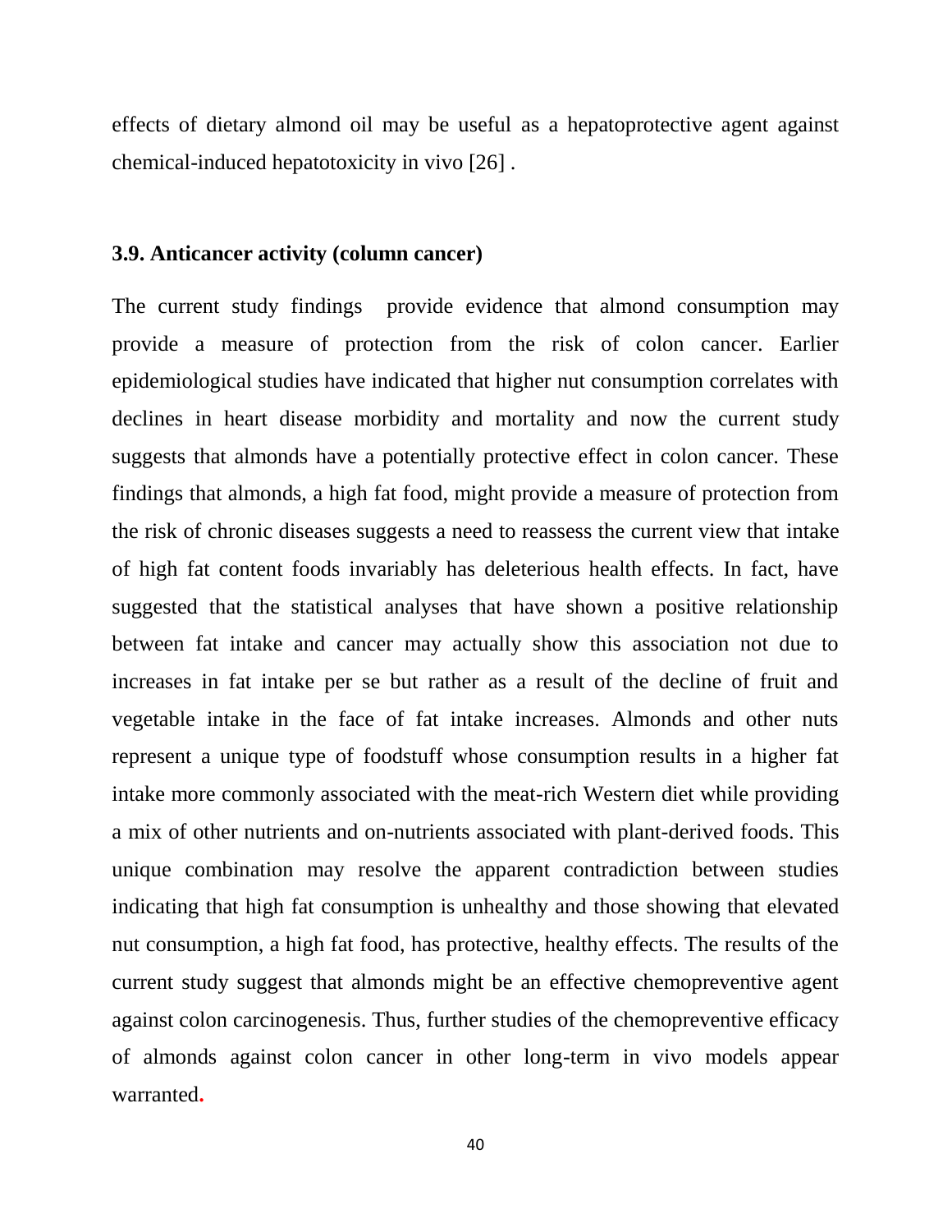effects of dietary almond oil may be useful as a hepatoprotective agent against chemical-induced hepatotoxicity in vivo [26] .

### 3.9. Anticancer activity (column cancer)

The current study findings provide evidence that almond consumption may provide a measure of protection from the risk of colon cancer. Earlier epidemiological studies have indicated that higher nut consumption correlates with declines in heart disease morbidity and mortality and now the current study suggests that almonds have a potentially protective effect in colon cancer. These findings that almonds, a high fat food, might provide a measure of protection from the risk of chronic diseases suggests a need to reassess the current view that intake of high fat content foods invariably has deleterious health effects. In fact, have suggested that the statistical analyses that have shown a positive relationship between fat intake and cancer may actually show this association not due to increases in fat intake per se but rather as a result of the decline of fruit and vegetable intake in the face of fat intake increases. Almonds and other nuts represent a unique type of foodstuff whose consumption results in a higher fat intake more commonly associated with the meat-rich Western diet while providing a mix of other nutrients and on-nutrients associated with plant-derived foods. This unique combination may resolve the apparent contradiction between studies indicating that high fat consumption is unhealthy and those showing that elevated nut consumption, a high fat food, has protective, healthy effects. The results of the current study suggest that almonds might be an effective chemopreventive agent against colon carcinogenesis. Thus, further studies of the chemopreventive efficacy of almonds against colon cancer in other long-term in vivo models appear warranted.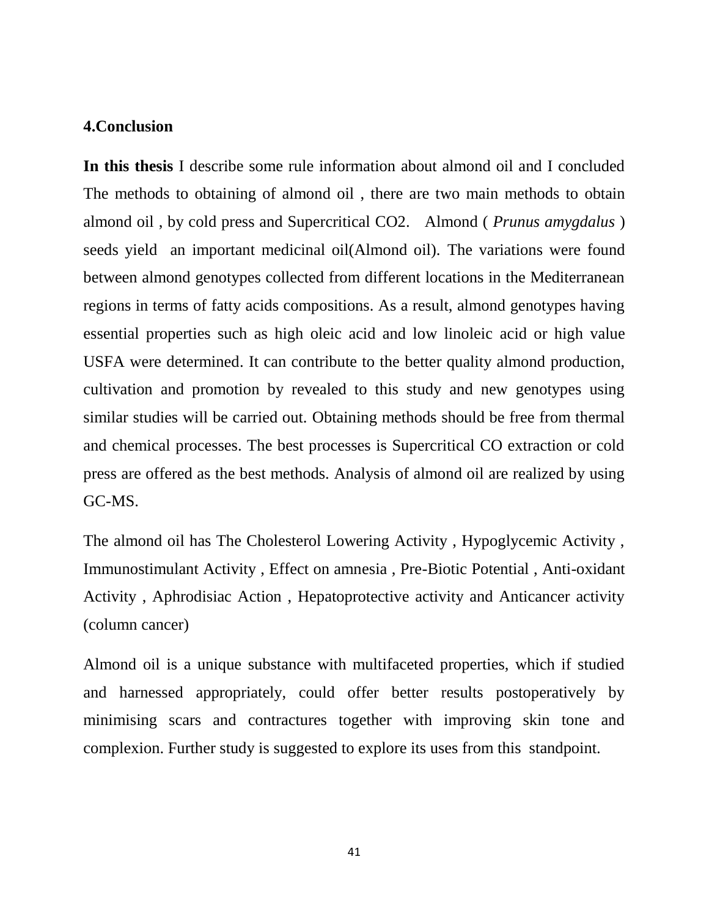## 4.Conclusion

**In this thesis** I describe some rule information about almond oil and I concluded The methods to obtaining of almond oil , there are two main methods to obtain almond oil , by cold press and Supercritical CO2.   Almond ( *Prunus amygdalus* ) seeds yield  an important medicinal oil(Almond oil). The variations were found between almond genotypes collected from different locations in the Mediterranean regions in terms of fatty acids compositions. As a result, almond genotypes having essential properties such as high oleic acid and low linoleic acid or high value USFA were determined. It can contribute to the better quality almond production, cultivation and promotion by revealed to this study and new genotypes using similar studies will be carried out. Obtaining methods should be free from thermal and chemical processes. The best processes is Supercritical CO extraction or cold press are offered as the best methods. Analysis of almond oil are realized by using GC-MS.

The almond oil has The Cholesterol Lowering Activity , Hypoglycemic Activity , Immunostimulant Activity , Effect on amnesia , Pre-Biotic Potential , Anti-oxidant Activity , Aphrodisiac Action , Hepatoprotective activity and Anticancer activity (column cancer)

Almond oil is a unique substance with multifaceted properties, which if studied and harnessed appropriately, could offer better results postoperatively by minimising scars and contractures together with improving skin tone and complexion. Further study is suggested to explore its uses from this  standpoint.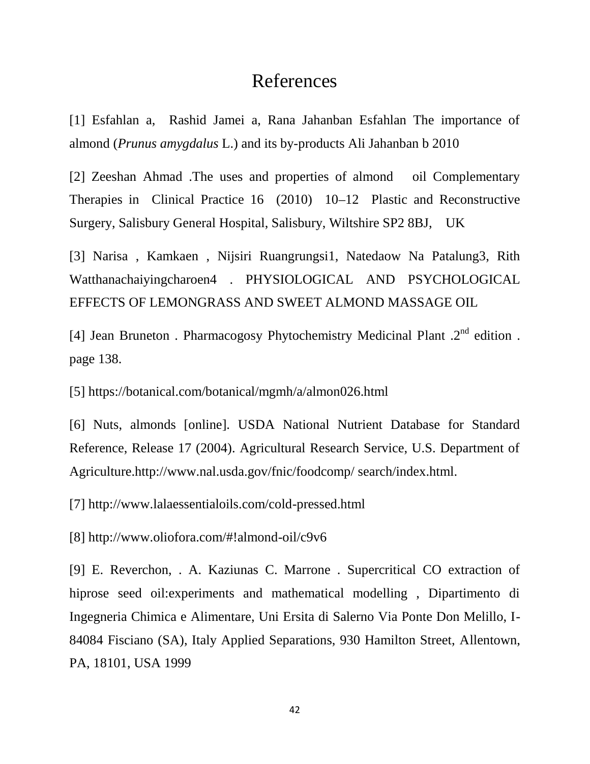# References

[1] Esfahlan a, Rashid Jamei a, Rana Jahanban Esfahlan The importance of almond (*Prunus amygdalus* L.) and its by-products Ali Jahanban b 2010

[2] Zeeshan Ahmad .The uses and properties of almond oil Complementary Therapies in Clinical Practice 16 (2010) 10–12 Plastic and Reconstructive Surgery, Salisbury General Hospital, Salisbury, Wiltshire SP2 8BJ, UK

[3] Narisa , Kamkaen , Nijsiri Ruangrungsi1, Natedaow Na Patalung3, Rith Watthanachaiyingcharoen4 . PHYSIOLOGICAL AND PSYCHOLOGICAL EFFECTS OF LEMONGRASS AND SWEET ALMOND MASSAGE OIL

[4] Jean Bruneton . Pharmacogosy Phytochemistry Medicinal Plant .2nd edition . page 138.

[5] https://botanical.com/botanical/mgmh/a/almon026.html

[6] Nuts, almonds [online]. USDA National Nutrient Database for Standard Reference, Release 17 (2004). Agricultural Research Service, U.S. Department of Agriculture.http://www.nal.usda.gov/fnic/foodcomp/ search/index.html.

[7] http://www.lalaessentialoils.com/cold-pressed.html

[8] http://www.oliofora.com/#!almond-oil/c9v6

[9] E. Reverchon, . A. Kaziunas C. Marrone . Supercritical CO extraction of hiprose seed oil:experiments and mathematical modelling , Dipartimento di Ingegneria Chimica e Alimentare, Uni Ersita di Salerno Via Ponte Don Melillo, I-84084 Fisciano (SA), Italy Applied Separations, 930 Hamilton Street, Allentown, PA, 18101, USA 1999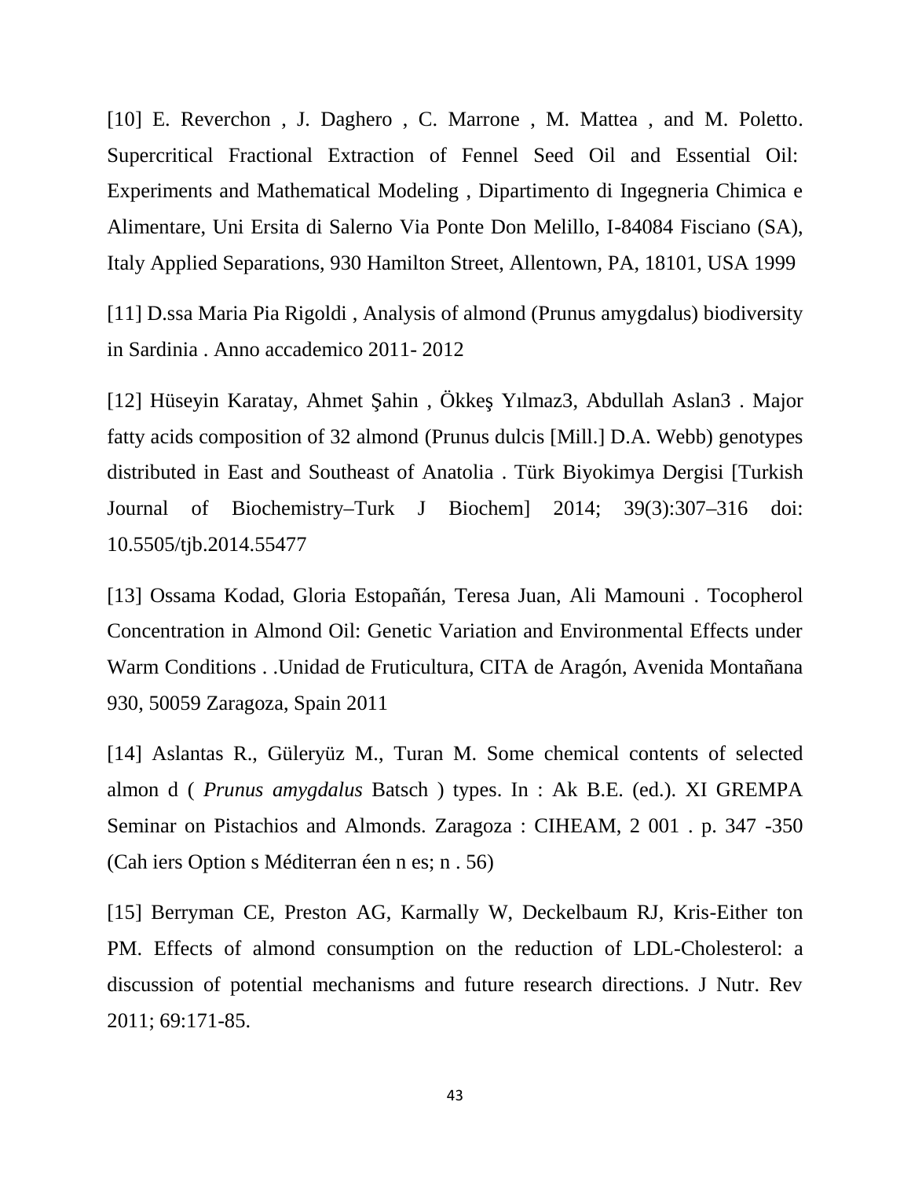[10] E. Reverchon , J. Daghero , C. Marrone , M. Mattea , and M. Poletto. Supercritical Fractional Extraction of Fennel Seed Oil and Essential Oil: Experiments and Mathematical Modeling , Dipartimento di Ingegneria Chimica e Alimentare, Uni Ersita di Salerno Via Ponte Don Melillo, I-84084 Fisciano (SA), Italy Applied Separations, 930 Hamilton Street, Allentown, PA, 18101, USA 1999

[11] D.ssa Maria Pia Rigoldi , Analysis of almond (Prunus amygdalus) biodiversity in Sardinia . Anno accademico 2011- 2012

[12] Hüseyin Karatay, Ahmet Şahin , Ökkeş Yılmaz3, Abdullah Aslan3 . Major fatty acids composition of 32 almond (Prunus dulcis [Mill.] D.A. Webb) genotypes distributed in East and Southeast of Anatolia . Türk Biyokimya Dergisi [Turkish Journal of Biochemistry–Turk J Biochem] 2014; 39(3):307–316 doi: 10.5505/tjb.2014.55477

[13] Ossama Kodad, Gloria Estopañán, Teresa Juan, Ali Mamouni . Tocopherol Concentration in Almond Oil: Genetic Variation and Environmental Effects under Warm Conditions . .Unidad de Fruticultura, CITA de Aragón, Avenida Montañana 930, 50059 Zaragoza, Spain 2011

[14] Aslantas R., Güleryüz M., Turan M. Some chemical contents of selected almon d ( *Prunus amygdalus* Batsch ) types. In : Ak B.E. (ed.). XI GREMPA Seminar on Pistachios and Almonds. Zaragoza : CIHEAM, 2 001 . p. 347 -350 (Cah iers Option s Méditerran éen n es; n . 56)

[15] Berryman CE, Preston AG, Karmally W, Deckelbaum RJ, Kris-Either ton PM. Effects of almond consumption on the reduction of LDL-Cholesterol: a discussion of potential mechanisms and future research directions. J Nutr. Rev 2011; 69:171-85.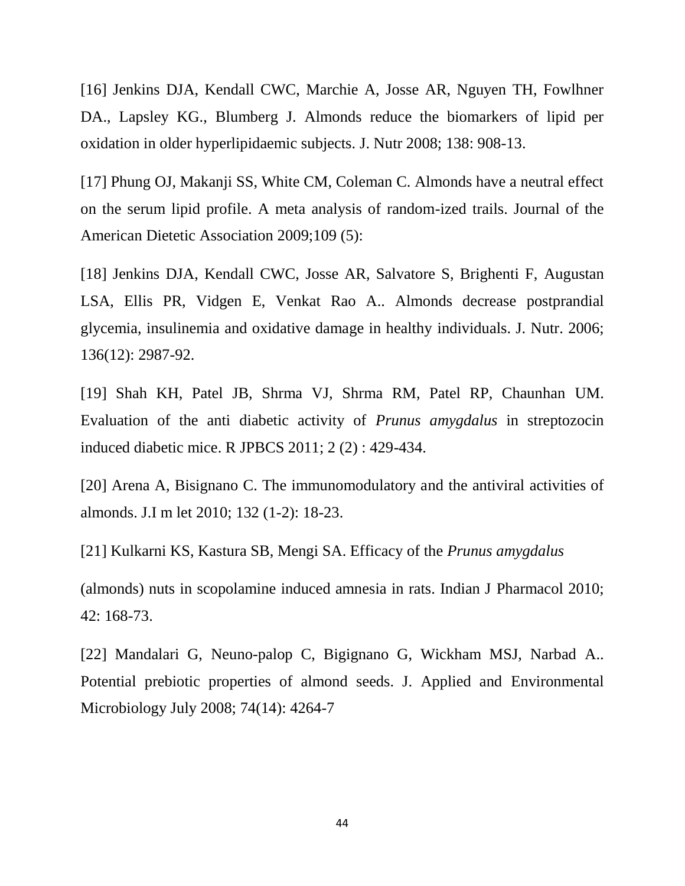[16] Jenkins DJA, Kendall CWC, Marchie A, Josse AR, Nguyen TH, Fowlhner DA., Lapsley KG., Blumberg J. Almonds reduce the biomarkers of lipid per oxidation in older hyperlipidaemic subjects. J. Nutr 2008; 138: 908-13.

[17] Phung OJ, Makanji SS, White CM, Coleman C. Almonds have a neutral effect on the serum lipid profile. A meta analysis of random-ized trails. Journal of the American Dietetic Association 2009;109 (5):

[18] Jenkins DJA, Kendall CWC, Josse AR, Salvatore S, Brighenti F, Augustan LSA, Ellis PR, Vidgen E, Venkat Rao A.. Almonds decrease postprandial glycemia, insulinemia and oxidative damage in healthy individuals. J. Nutr. 2006; 136(12): 2987-92.

[19] Shah KH, Patel JB, Shrma VJ, Shrma RM, Patel RP, Chaunhan UM. Evaluation of the anti diabetic activity of *Prunus amygdalus* in streptozocin induced diabetic mice. R JPBCS 2011; 2 (2) : 429-434.

[20] Arena A, Bisignano C. The immunomodulatory and the antiviral activities of almonds. J.I m let 2010; 132 (1-2): 18-23.

[21] Kulkarni KS, Kastura SB, Mengi SA. Efficacy of the *Prunus amygdalus*

(almonds) nuts in scopolamine induced amnesia in rats. Indian J Pharmacol 2010; 42: 168-73.

[22] Mandalari G, Neuno-palop C, Bigignano G, Wickham MSJ, Narbad A.. Potential prebiotic properties of almond seeds. J. Applied and Environmental Microbiology July 2008; 74(14): 4264-7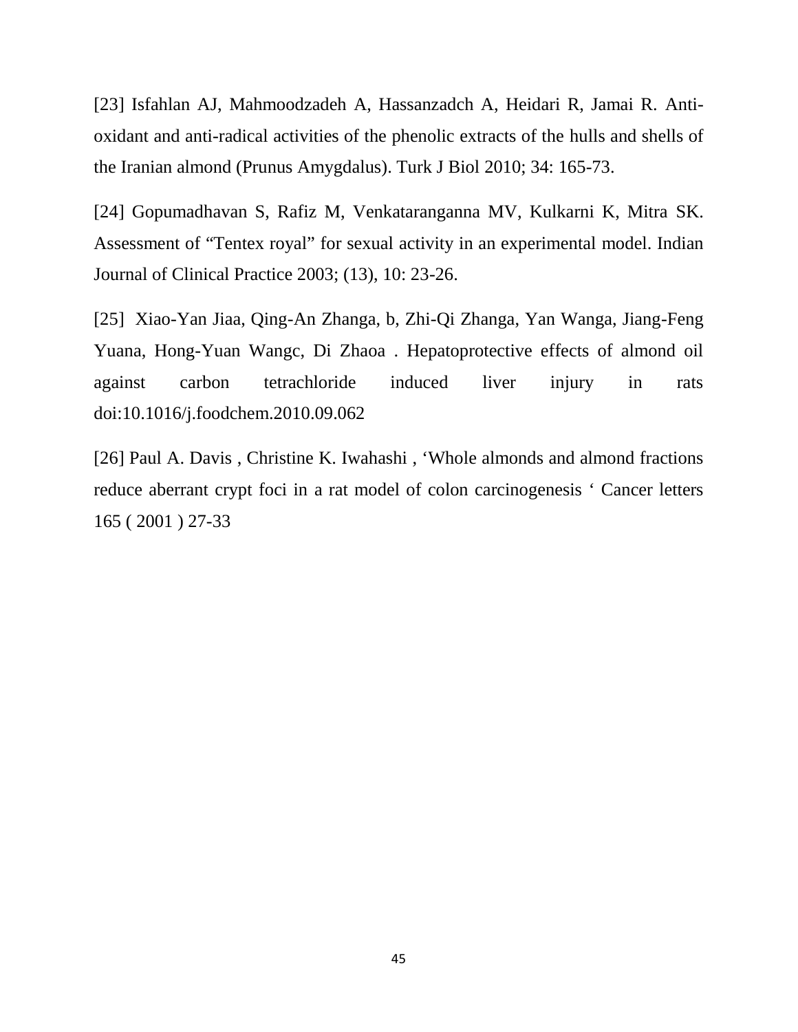[23] Isfahlan AJ, Mahmoodzadeh A, Hassanzadch A, Heidari R, Jamai R. Anti-oxidant and anti-radical activities of the phenolic extracts of the hulls and shells of the Iranian almond (Prunus Amygdalus). Turk J Biol 2010; 34: 165-73.

[24] Gopumadhavan S, Rafiz M, Venkataranganna MV, Kulkarni K, Mitra SK. Assessment of "Tentex royal" for sexual activity in an experimental model. Indian Journal of Clinical Practice 2003; (13), 10: 23-26.

[25] Xiao-Yan Jiaa, Qing-An Zhanga, b, Zhi-Qi Zhanga, Yan Wanga, Jiang-Feng Yuana, Hong-Yuan Wangc, Di Zhaoa . Hepatoprotective effects of almond oil against carbon tetrachloride induced liver injury in rats doi:10.1016/j.foodchem.2010.09.062

[26] Paul A. Davis , Christine K. Iwahashi , 'Whole almonds and almond fractions reduce aberrant crypt foci in a rat model of colon carcinogenesis ' Cancer letters 165 ( 2001 ) 27-33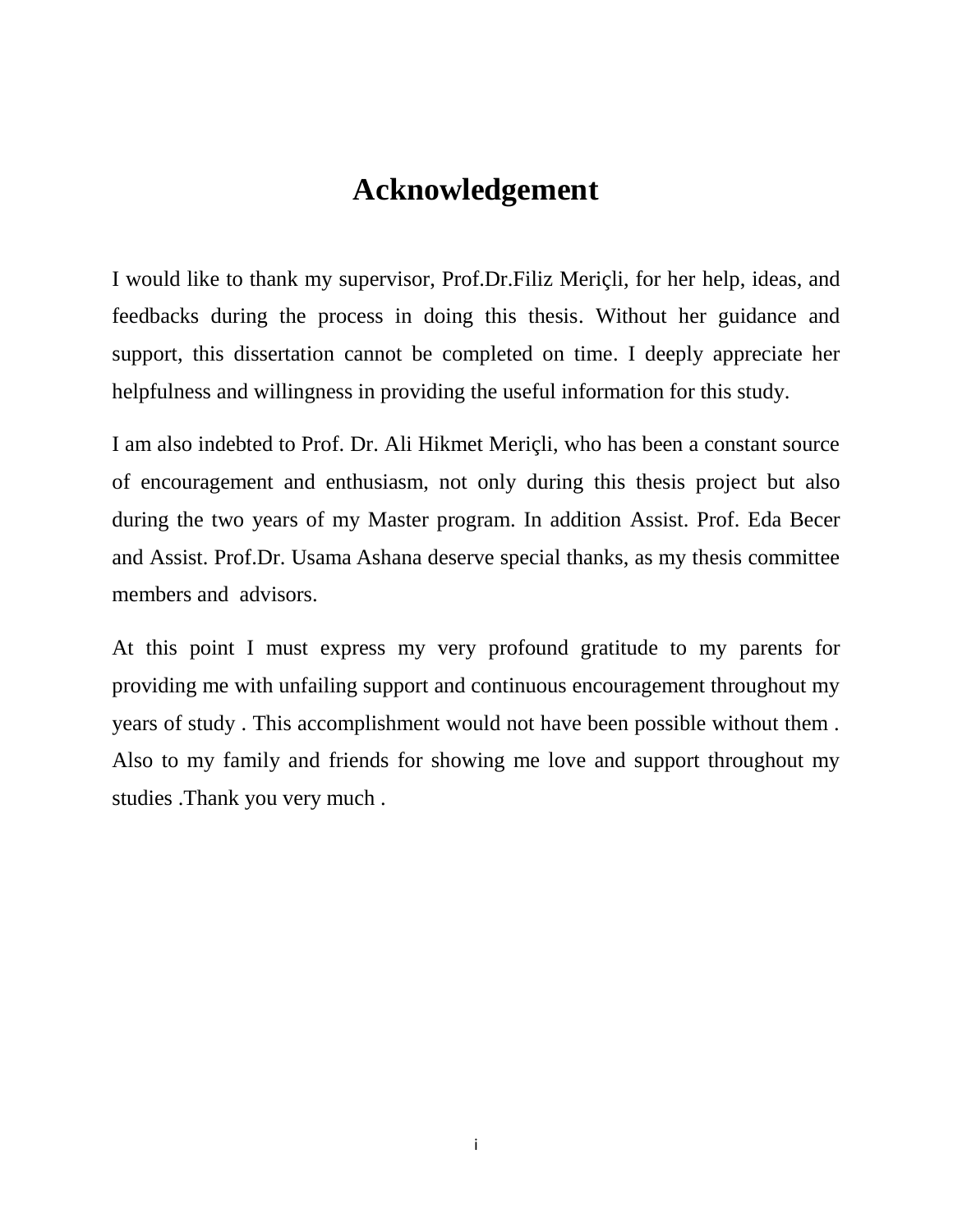# Acknowledgement

I would like to thank my supervisor, Prof.Dr.Filiz Meriçli, for her help, ideas, and feedbacks during the process in doing this thesis. Without her guidance and support, this dissertation cannot be completed on time. I deeply appreciate her helpfulness and willingness in providing the useful information for this study.

I am also indebted to Prof. Dr. Ali Hikmet Meriçli, who has been a constant source of encouragement and enthusiasm, not only during this thesis project but also during the two years of my Master program. In addition Assist. Prof. Eda Becer and Assist. Prof.Dr. Usama Ashana deserve special thanks, as my thesis committee members and advisors.

At this point I must express my very profound gratitude to my parents for providing me with unfailing support and continuous encouragement throughout my years of study . This accomplishment would not have been possible without them . Also to my family and friends for showing me love and support throughout my studies .Thank you very much .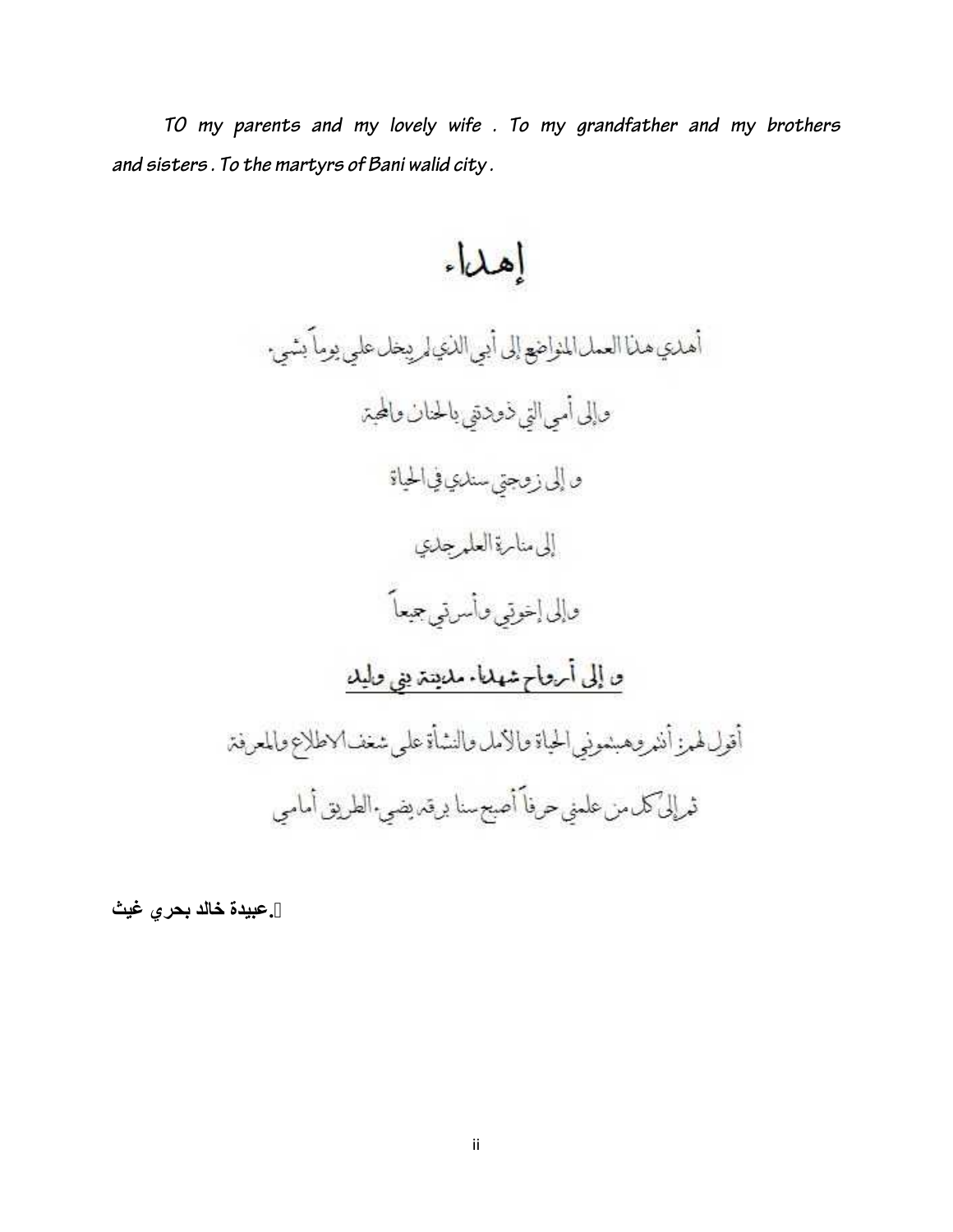*TO my parents and my lovely wife . To my grandfather and my brothers and sisters . To the martyrs of Bani walid city .*

# إهداء

أهدي هذا العمل المتواضع إلى أبي الذي لم يبخل علي يوماً بشيء.

وإلى أمي التي ذودتني بالحنان والمحبة

و إلى زوجتي سندي في الحياة

إلى منارة العلم جدي

وإلى إخوتي وأسرتي جميعاً

<u>و إلى أرواح شهداء مدينة بني وليد</u>

أقول لهم: أنتم وهبتموني الحياة والأمل والنشأة على شغف الاطلاع والمعرفة

ثم إلى كل من علمني حرفاً أصبح سنا برقه يضيء الطريق أمامي

**عبيدة خالد بحري غيث.**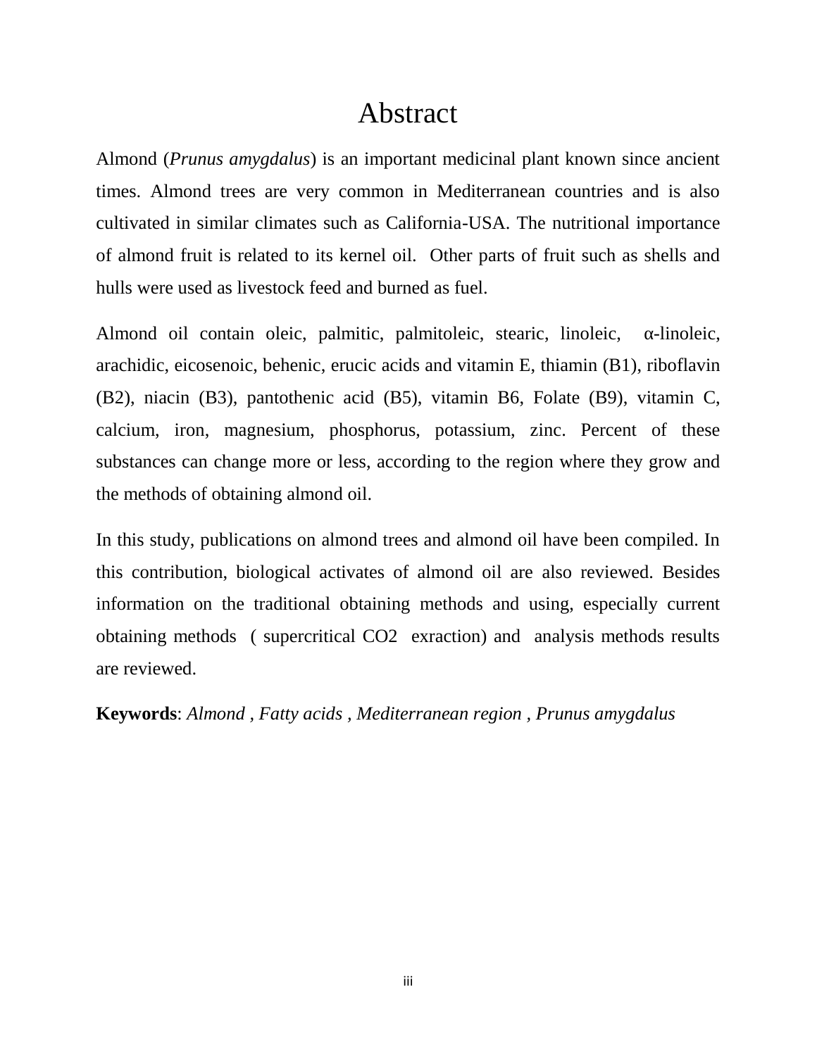# Abstract

Almond (*Prunus amygdalus*) is an important medicinal plant known since ancient times. Almond trees are very common in Mediterranean countries and is also cultivated in similar climates such as California-USA. The nutritional importance of almond fruit is related to its kernel oil. Other parts of fruit such as shells and hulls were used as livestock feed and burned as fuel.

Almond oil contain oleic, palmitic, palmitoleic, stearic, linoleic, α-linoleic, arachidic, eicosenoic, behenic, erucic acids and vitamin E, thiamin (B1), riboflavin (B2), niacin (B3), pantothenic acid (B5), vitamin B6, Folate (B9), vitamin C, calcium, iron, magnesium, phosphorus, potassium, zinc. Percent of these substances can change more or less, according to the region where they grow and the methods of obtaining almond oil.

In this study, publications on almond trees and almond oil have been compiled. In this contribution, biological activates of almond oil are also reviewed. Besides information on the traditional obtaining methods and using, especially current obtaining methods ( supercritical $CO_2$ exraction) and analysis methods results are reviewed.

**Keywords**: *Almond , Fatty acids , Mediterranean region , Prunus amygdalus*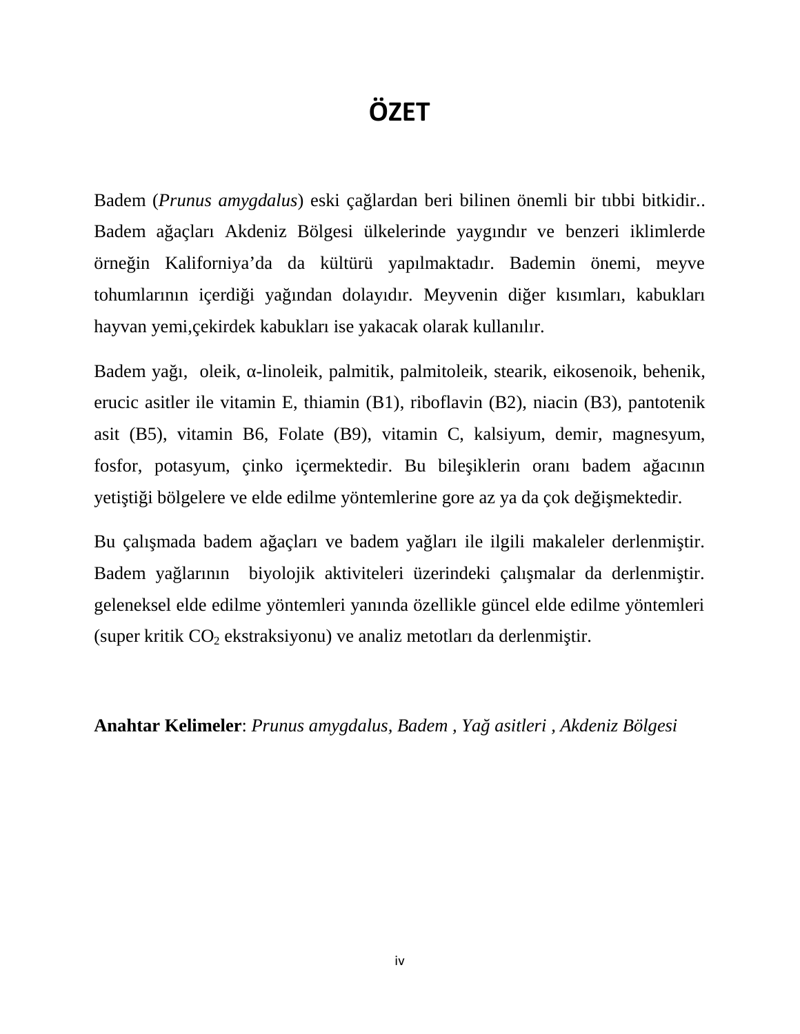# ÖZET

Badem (*Prunus amygdalus*) eski çağlardan beri bilinen önemli bir tıbbi bitkidir.. Badem ağaçları Akdeniz Bölgesi ülkelerinde yaygındır ve benzeri iklimlerde örneğin Kaliforniya'da da kültürü yapılmaktadır. Bademin önemi, meyve tohumlarının içerdiği yağından dolayıdır. Meyvenin diğer kısımları, kabukları hayvan yemi,çekirdek kabukları ise yakacak olarak kullanılır.

Badem yağı, oleik, α-linoleik, palmitik, palmitoleik, stearik, eikosenoik, behenik, erucic asitler ile vitamin E, thiamin (B1), riboflavin (B2), niacin (B3), pantotenik asit (B5), vitamin B6, Folate (B9), vitamin C, kalsiyum, demir, magnesyum, fosfor, potasyum, çinko içermektedir. Bu bileşiklerin oranı badem ağacının yetiştiği bölgelere ve elde edilme yöntemlerine gore az ya da çok değişmektedir.

Bu çalışmada badem ağaçları ve badem yağları ile ilgili makaleler derlenmiştir. Badem yağlarının biyolojik aktiviteleri üzerindeki çalışmalar da derlenmiştir. geleneksel elde edilme yöntemleri yanında özellikle güncel elde edilme yöntemleri (super kritik $CO_2$ ekstraksiyonu) ve analiz metotları da derlenmiştir.

**Anahtar Kelimeler**: *Prunus amygdalus, Badem , Yağ asitleri , Akdeniz Bölgesi*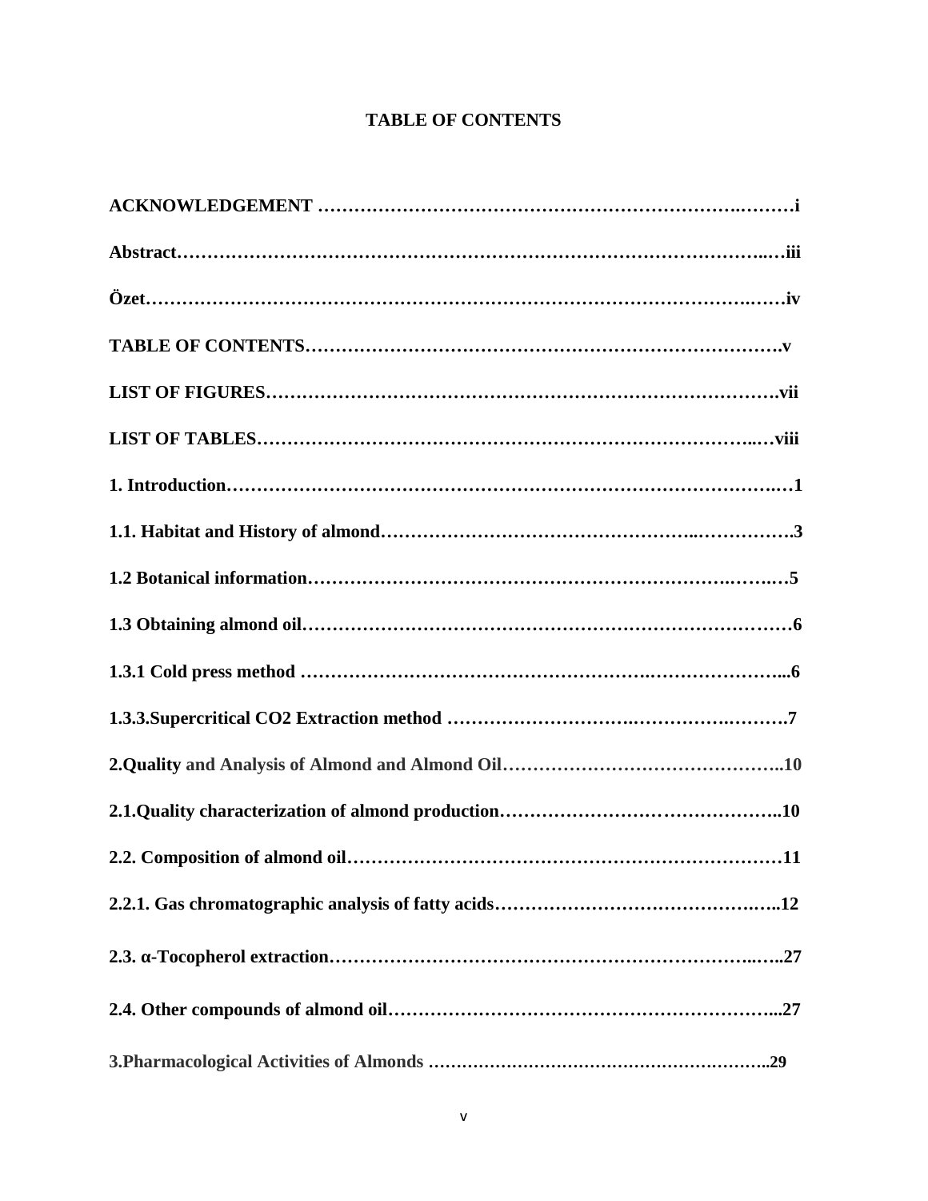**TABLE OF CONTENTS**

**ACKNOWLEDGEMENT ……………………………………………………………….………i**

**Abstract…………………………………………………………………………………..…iii**

**Özet…………………………………………………………………………………….……iv**

**TABLE OF CONTENTS…………………………………………………………………….v**

**LIST OF FIGURES…………………………………………………………………………vii**

**LIST OF TABLES…………………………………………………………………..…viii**

**1. Introduction…………………………………………………………………………….…1**

**1.1. Habitat and History of almond…………………………………………..…………….3**

**1.2 Botanical information……………………………………………………….…….…5**

**1.3 Obtaining almond oil……………………………………………………………………6**

**1.3.1 Cold press method ……………………………………………….…………………...6**

**1.3.3.Supercritical CO2 Extraction method ……………………….……………….……….7**

**2.Quality and Analysis of Almond and Almond Oil………………………………………..10**

**2.1.Quality characterization of almond production……………………………………..10**

**2.2. Composition of almond oil……………………………………………………………11**

**2.2.1. Gas chromatographic analysis of fatty acids………………………………….…..12**

**2.3. α-Tocopherol extraction…………………………………………………………..…..27**

**2.4. Other compounds of almond oil……………………………………………………...27**

**3.Pharmacological Activities of Almonds …………………………………….………..29**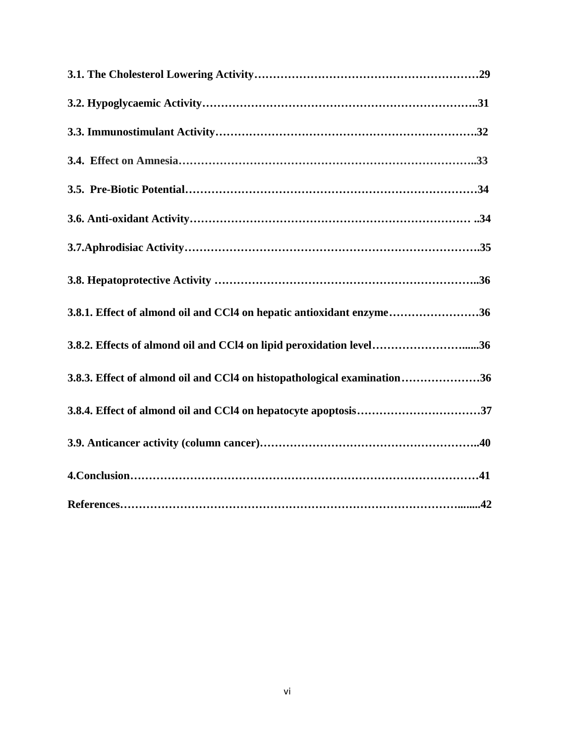**3.1. The Cholesterol Lowering Activity……………………………………………………29**

**3.2. Hypoglycaemic Activity……………………………………………………………..31**

**3.3. Immunostimulant Activity……………………………………………………………32**

**3.4. Effect on Amnesia………………………………………………………………..33**

**3.5. Pre-Biotic Potential…………………………………………………………………34**

**3.6. Anti-oxidant Activity………………………………………………………………… ..34**

**3.7.Aphrodisiac Activity………………………………………………………………….35**

**3.8. Hepatoprotective Activity …………………………………………………………..36**

**3.8.1. Effect of almond oil and CCl4 on hepatic antioxidant enzyme……………………36**

**3.8.2. Effects of almond oil and CCl4 on lipid peroxidation level……………………......36**

**3.8.3. Effect of almond oil and CCl4 on histopathological examination…………………36**

**3.8.4. Effect of almond oil and CCl4 on hepatocyte apoptosis……………………………37**

**3.9. Anticancer activity (column cancer)………………………………………………..40**

**4.Conclusion……………………………………………………………………………41**

**References……………………………………………………………………………........42**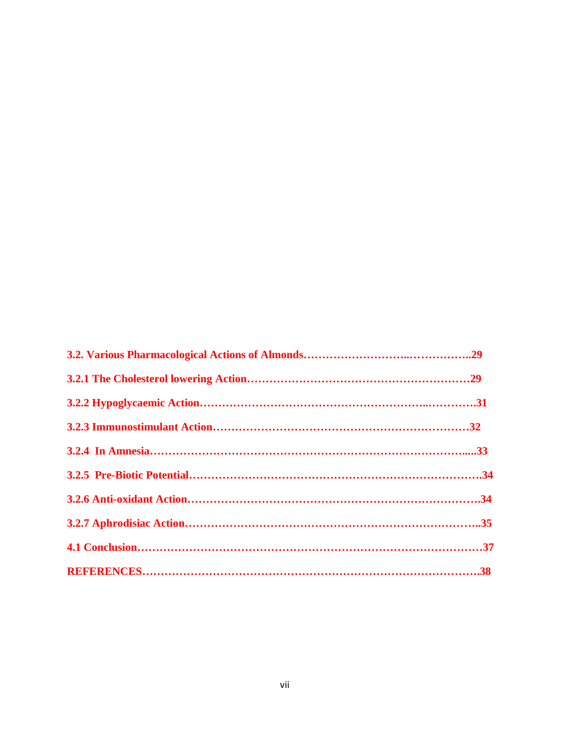**3.2. Various Pharmacological Actions of Almonds……………………..……………..29**

**3.2.1 The Cholesterol lowering Action……………………………………………………29**

**3.2.2 Hypoglycaemic Action………………………………………………..………….31**

**3.2.3 Immunostimulant Action…………………………………………………………32**

**3.2.4 In Amnesia……………………………………………………………………….....33**

**3.2.5 Pre-Biotic Potential…………………………………………………………………….34**

**3.2.6 Anti-oxidant Action………………………………………………………………….34**

**3.2.7 Aphrodisiac Action…………………………………………………………………..35**

**4.1 Conclusion……………………………………………………………………………37**

**REFERENCES………………………………………………………………………….38**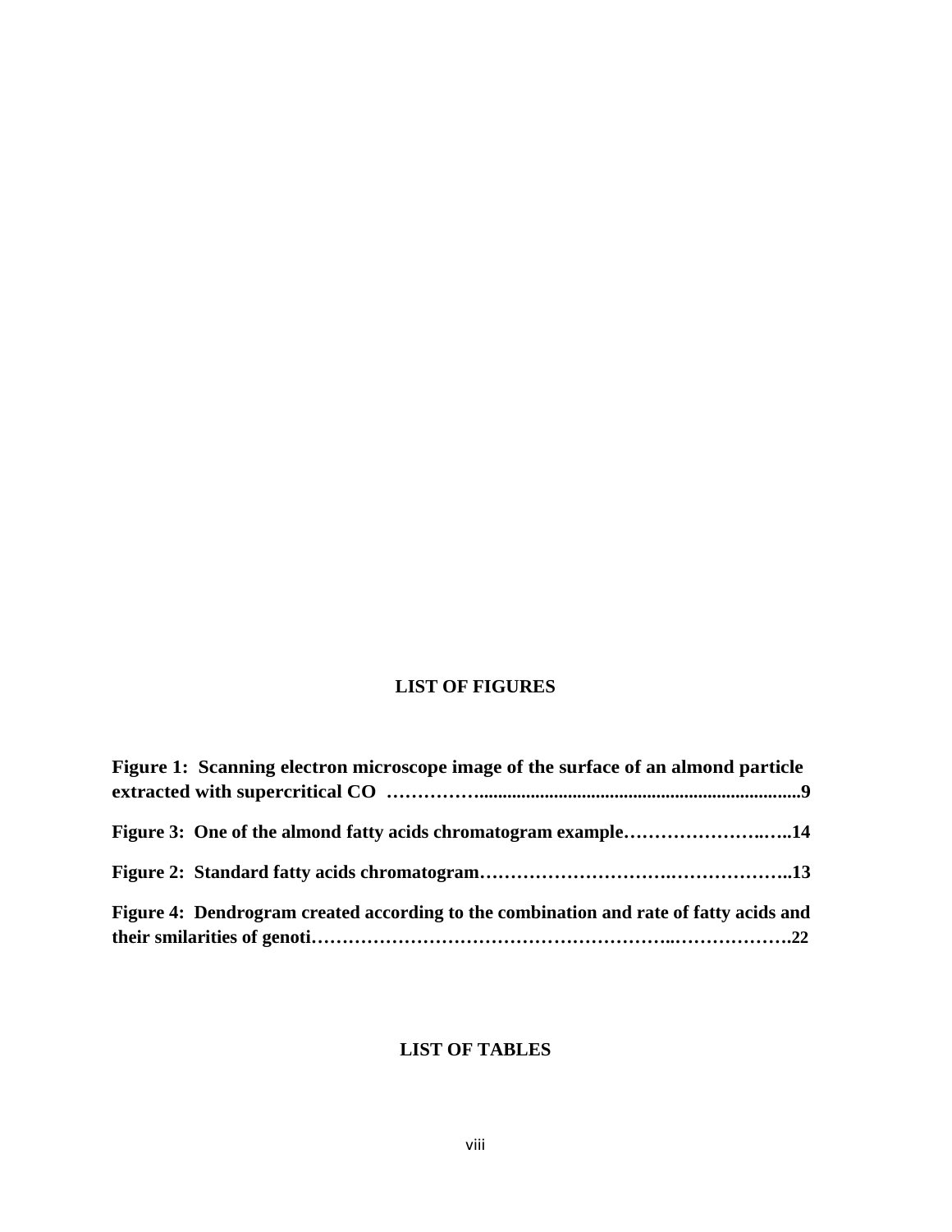## LIST OF FIGURES

**Figure 1: Scanning electron microscope image of the surface of an almond particle extracted with supercritical CO ……………...................................................................9**

**Figure 3: One of the almond fatty acids chromatogram example……………………..…..14**

**Figure 2: Standard fatty acids chromatogram……………………….………………..13**

**Figure 4: Dendrogram created according to the combination and rate of fatty acids and their smilarities of genoti………………………………………………..……………….22**

## LIST OF TABLES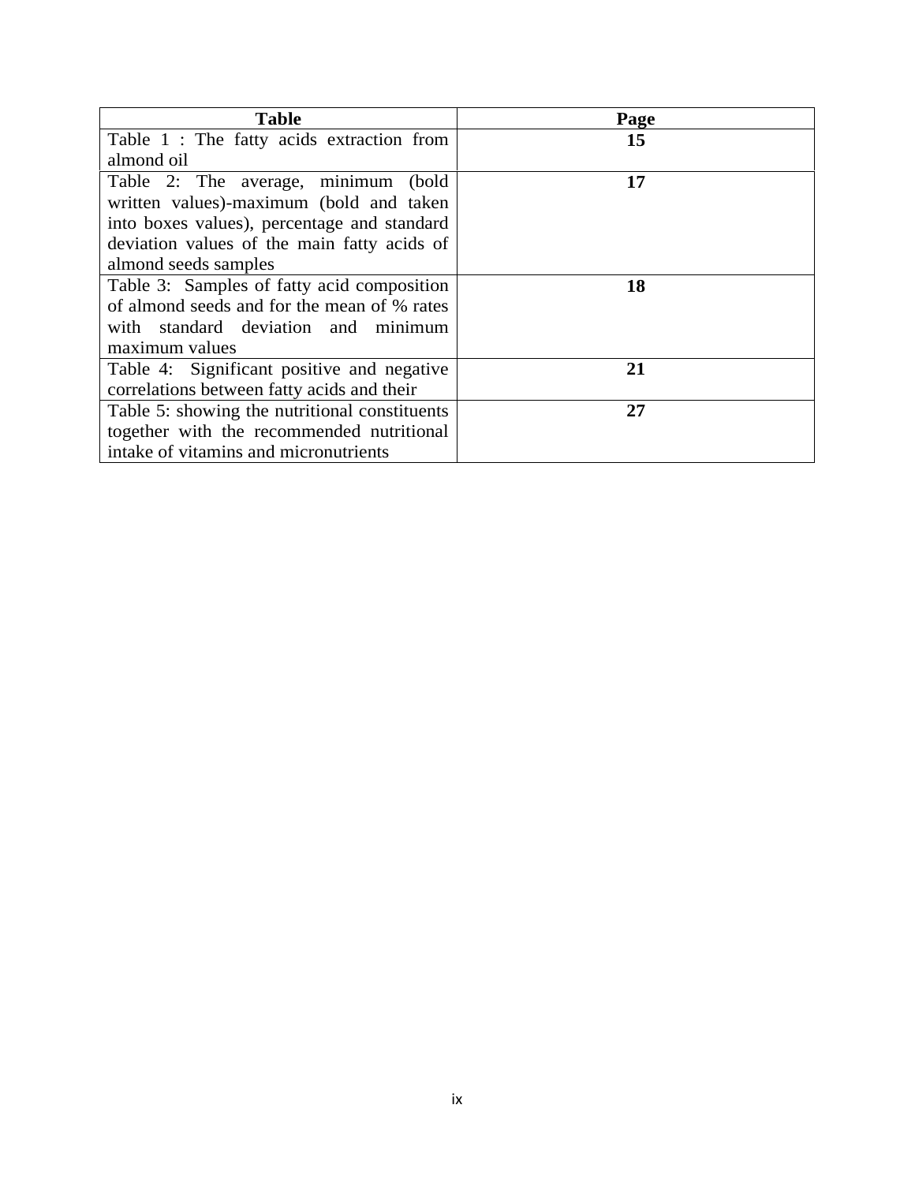| Table | Page |
|---|---|
| Table 1 : The fatty acids extraction from almond oil | **15** |
| Table 2: The average, minimum (bold written values)-maximum (bold and taken into boxes values), percentage and standard deviation values of the main fatty acids of almond seeds samples | **17** |
| Table 3: Samples of fatty acid composition of almond seeds and for the mean of % rates with standard deviation and minimum maximum values | **18** |
| Table 4: Significant positive and negative correlations between fatty acids and their | **21** |
| Table 5: showing the nutritional constituents together with the recommended nutritional intake of vitamins and micronutrients | **27** |